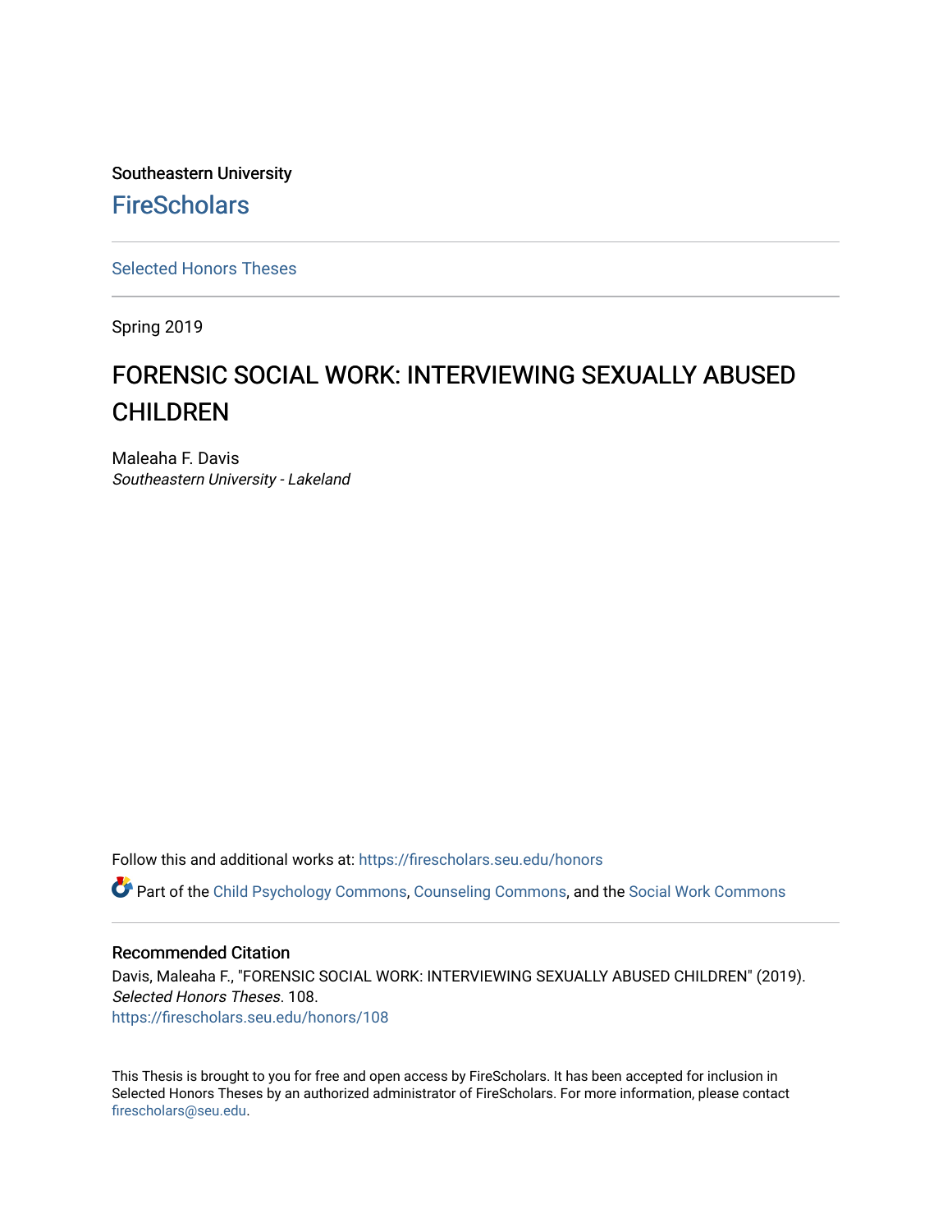Southeastern University

FireScholars

Selected Honors Theses

Spring 2019

# FORENSIC SOCIAL WORK: INTERVIEWING SEXUALLY ABUSED CHILDREN

Maleaha F. Davis
*Southeastern University - Lakeland*

Follow this and additional works at: https://firescholars.seu.edu/honors

Part of the Child Psychology Commons, Counseling Commons, and the Social Work Commons

## Recommended Citation

Davis, Maleaha F., "FORENSIC SOCIAL WORK: INTERVIEWING SEXUALLY ABUSED CHILDREN" (2019). *Selected Honors Theses*. 108.
https://firescholars.seu.edu/honors/108

This Thesis is brought to you for free and open access by FireScholars. It has been accepted for inclusion in Selected Honors Theses by an authorized administrator of FireScholars. For more information, please contact firescholars@seu.edu.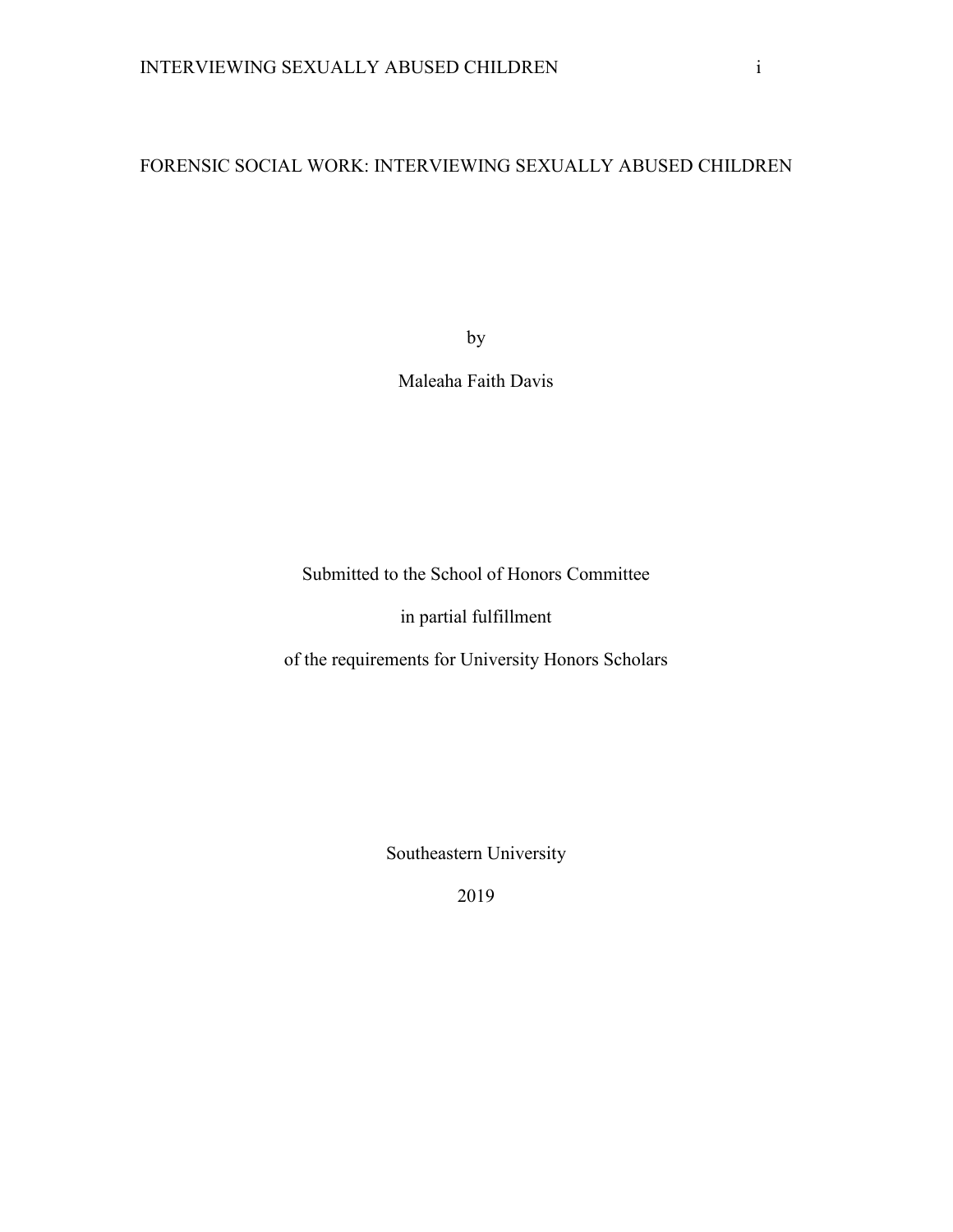# FORENSIC SOCIAL WORK: INTERVIEWING SEXUALLY ABUSED CHILDREN

by

Maleaha Faith Davis

Submitted to the School of Honors Committee

in partial fulfillment

of the requirements for University Honors Scholars

Southeastern University

2019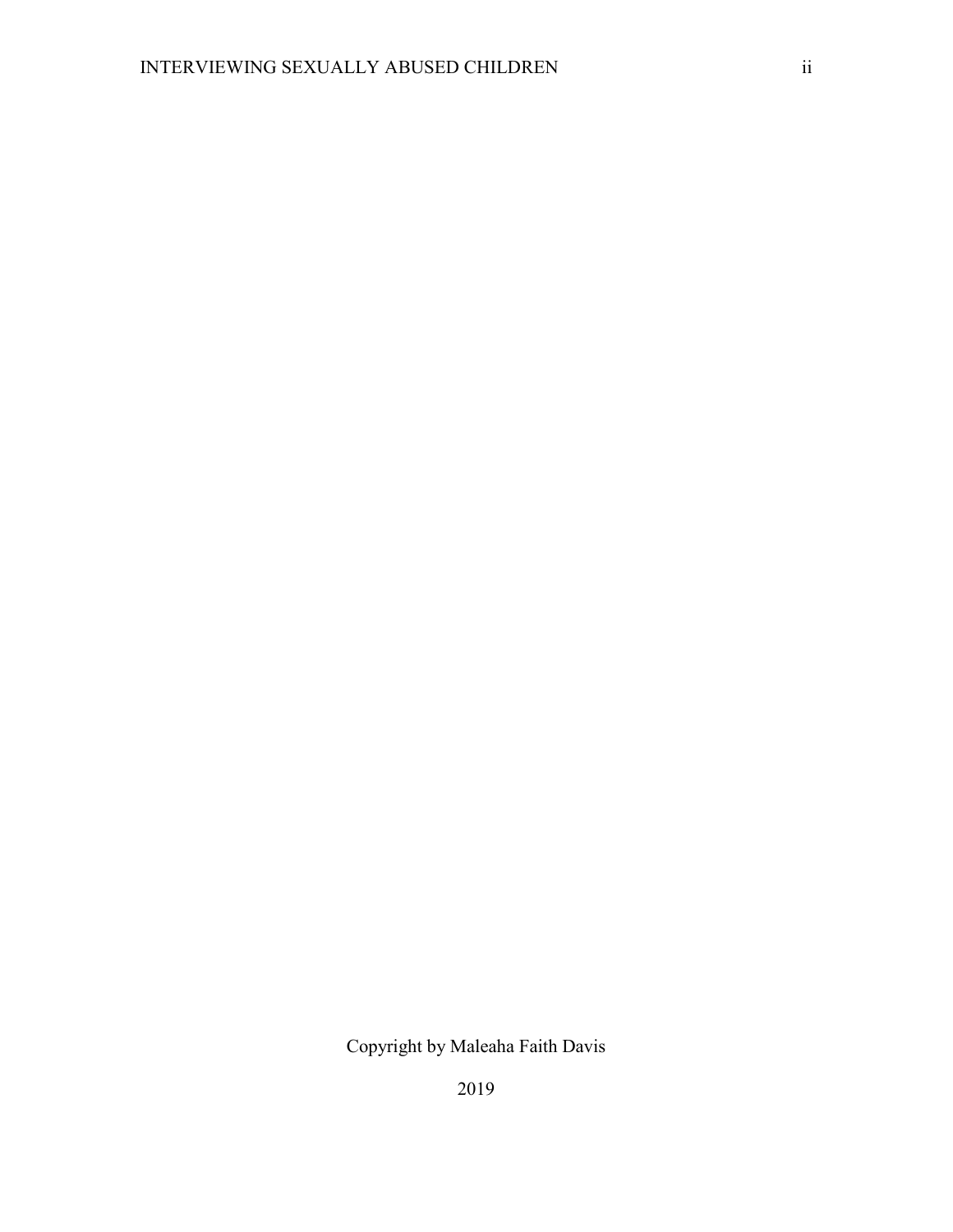Copyright by Maleaha Faith Davis

2019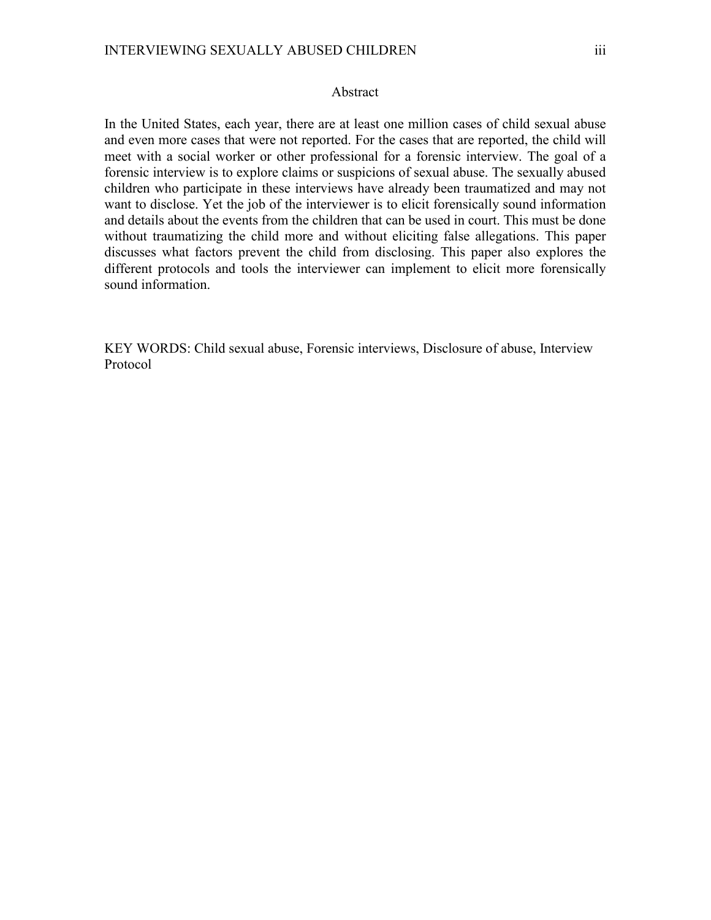## Abstract

In the United States, each year, there are at least one million cases of child sexual abuse and even more cases that were not reported. For the cases that are reported, the child will meet with a social worker or other professional for a forensic interview. The goal of a forensic interview is to explore claims or suspicions of sexual abuse. The sexually abused children who participate in these interviews have already been traumatized and may not want to disclose. Yet the job of the interviewer is to elicit forensically sound information and details about the events from the children that can be used in court. This must be done without traumatizing the child more and without eliciting false allegations. This paper discusses what factors prevent the child from disclosing. This paper also explores the different protocols and tools the interviewer can implement to elicit more forensically sound information.

KEY WORDS: Child sexual abuse, Forensic interviews, Disclosure of abuse, Interview Protocol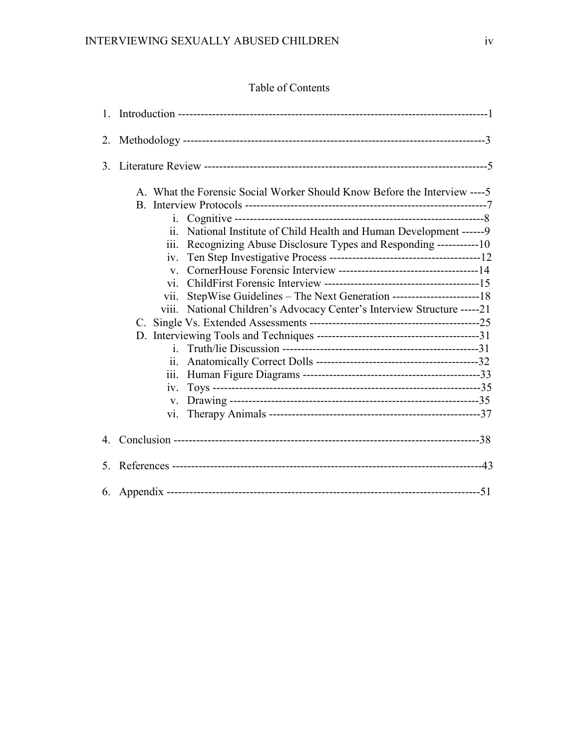## Table of Contents

1. Introduction -------------------------------------------------------------------------------1
2. Methodology ----------------------------------------------------------------------------3
3. Literature Review -------------------------------------------------------------------------5
   - A. What the Forensic Social Worker Should Know Before the Interview ----5
   - B. Interview Protocols -----------------------------------------------------------7
     - i. Cognitive --------------------------------------------------------------------8
     - ii. National Institute of Child Health and Human Development ------9
     - iii. Recognizing Abuse Disclosure Types and Responding -----------10
     - iv. Ten Step Investigative Process ----------------------------------------12
     - v. CornerHouse Forensic Interview -------------------------------------14
     - vi. ChildFirst Forensic Interview -----------------------------------------15
     - vii. StepWise Guidelines – The Next Generation -----------------------18
     - viii. National Children's Advocacy Center's Interview Structure -----21
   - C. Single Vs. Extended Assessments ---------------------------------------25
   - D. Interviewing Tools and Techniques --------------------------------------31
     - i. Truth/lie Discussion ---------------------------------------------------31
     - ii. Anatomically Correct Dolls -------------------------------------------32
     - iii. Human Figure Diagrams ----------------------------------------------33
     - iv. Toys ----------------------------------------------------------------------35
     - v. Drawing ------------------------------------------------------------------35
     - vi. Therapy Animals -------------------------------------------------------37
4. Conclusion -------------------------------------------------------------------------------38
5. References -------------------------------------------------------------------------------43
6. Appendix ---------------------------------------------------------------------------------51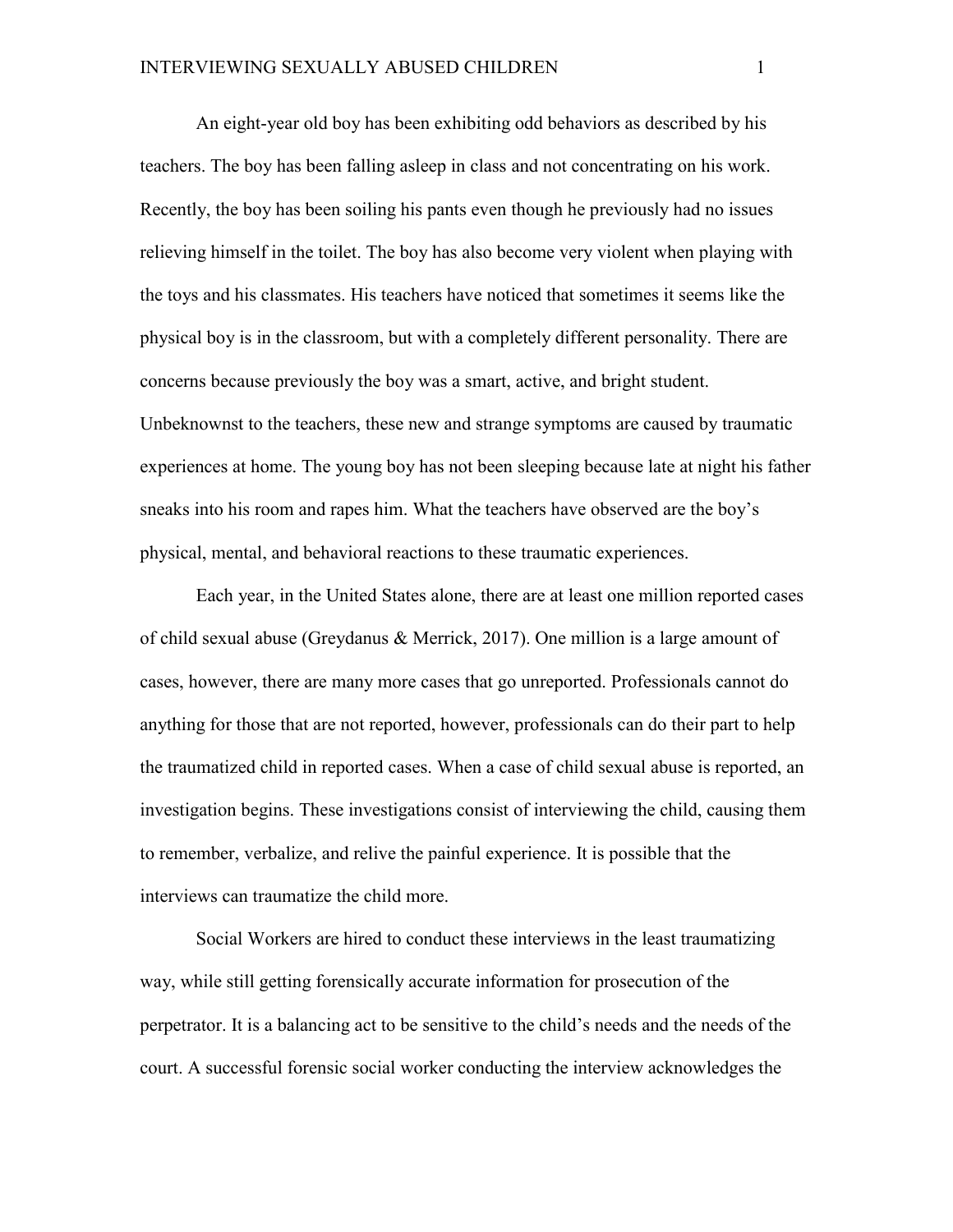An eight-year old boy has been exhibiting odd behaviors as described by his teachers. The boy has been falling asleep in class and not concentrating on his work. Recently, the boy has been soiling his pants even though he previously had no issues relieving himself in the toilet. The boy has also become very violent when playing with the toys and his classmates. His teachers have noticed that sometimes it seems like the physical boy is in the classroom, but with a completely different personality. There are concerns because previously the boy was a smart, active, and bright student. Unbeknownst to the teachers, these new and strange symptoms are caused by traumatic experiences at home. The young boy has not been sleeping because late at night his father sneaks into his room and rapes him. What the teachers have observed are the boy's physical, mental, and behavioral reactions to these traumatic experiences.

Each year, in the United States alone, there are at least one million reported cases of child sexual abuse (Greydanus & Merrick, 2017). One million is a large amount of cases, however, there are many more cases that go unreported. Professionals cannot do anything for those that are not reported, however, professionals can do their part to help the traumatized child in reported cases. When a case of child sexual abuse is reported, an investigation begins. These investigations consist of interviewing the child, causing them to remember, verbalize, and relive the painful experience. It is possible that the interviews can traumatize the child more.

Social Workers are hired to conduct these interviews in the least traumatizing way, while still getting forensically accurate information for prosecution of the perpetrator. It is a balancing act to be sensitive to the child's needs and the needs of the court. A successful forensic social worker conducting the interview acknowledges the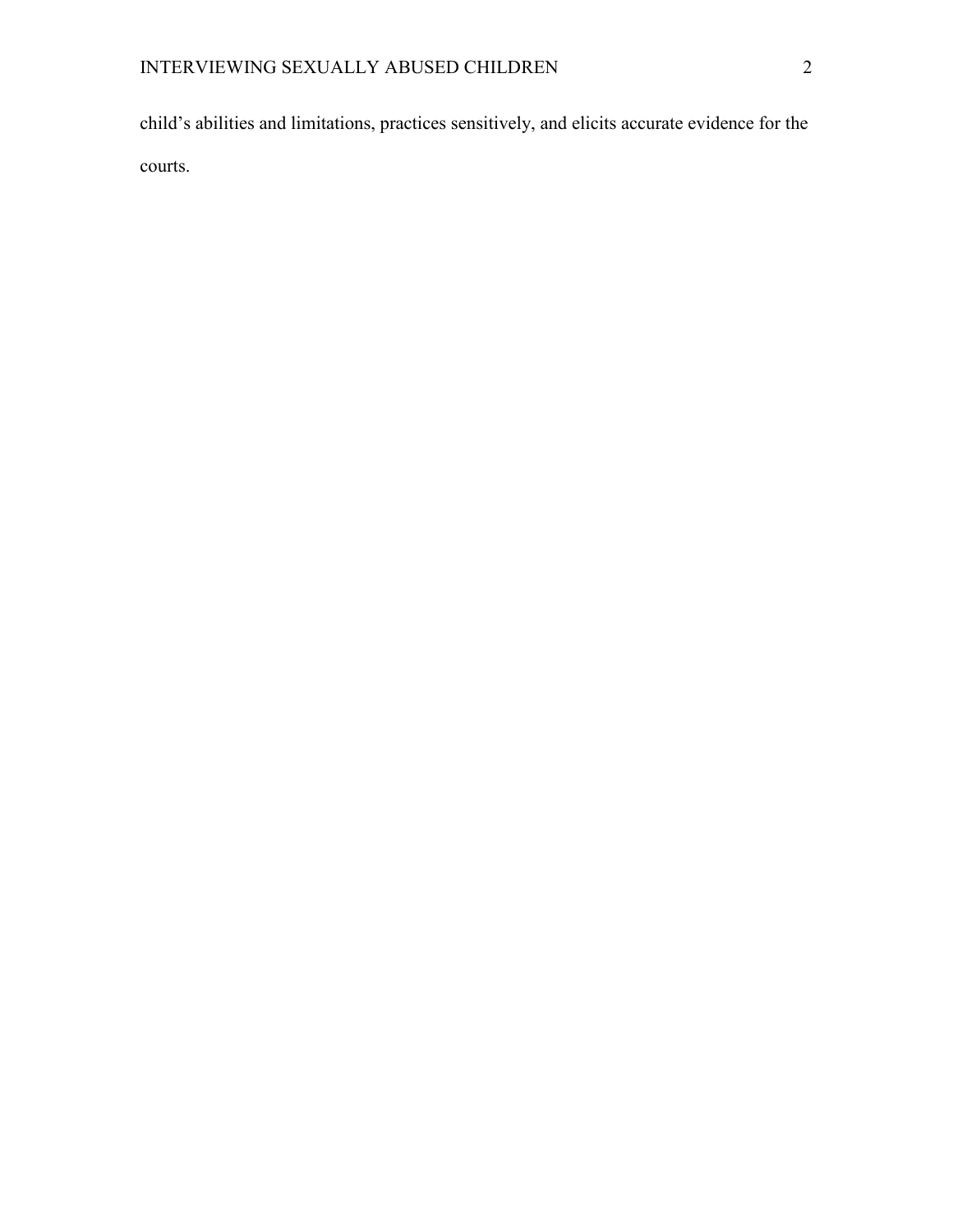child’s abilities and limitations, practices sensitively, and elicits accurate evidence for the courts.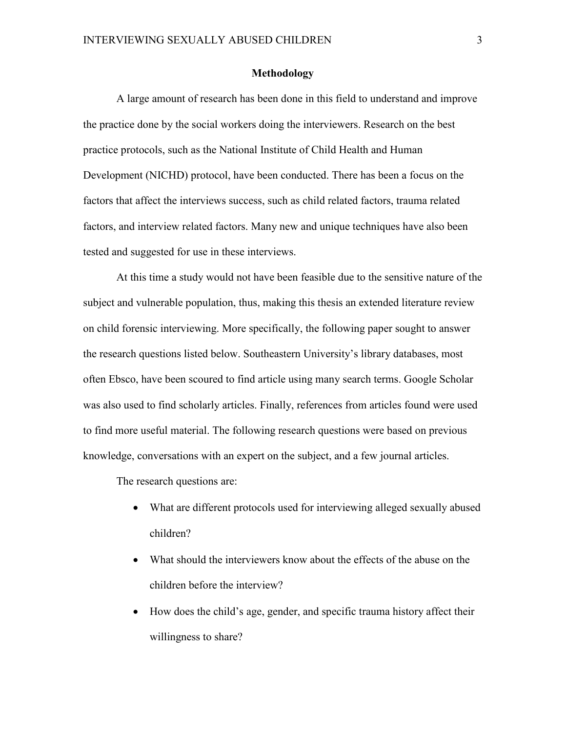## Methodology

A large amount of research has been done in this field to understand and improve the practice done by the social workers doing the interviewers. Research on the best practice protocols, such as the National Institute of Child Health and Human Development (NICHD) protocol, have been conducted. There has been a focus on the factors that affect the interviews success, such as child related factors, trauma related factors, and interview related factors. Many new and unique techniques have also been tested and suggested for use in these interviews.

At this time a study would not have been feasible due to the sensitive nature of the subject and vulnerable population, thus, making this thesis an extended literature review on child forensic interviewing. More specifically, the following paper sought to answer the research questions listed below. Southeastern University's library databases, most often Ebsco, have been scoured to find article using many search terms. Google Scholar was also used to find scholarly articles. Finally, references from articles found were used to find more useful material. The following research questions were based on previous knowledge, conversations with an expert on the subject, and a few journal articles.

The research questions are:

- What are different protocols used for interviewing alleged sexually abused children?
- What should the interviewers know about the effects of the abuse on the children before the interview?
- How does the child's age, gender, and specific trauma history affect their willingness to share?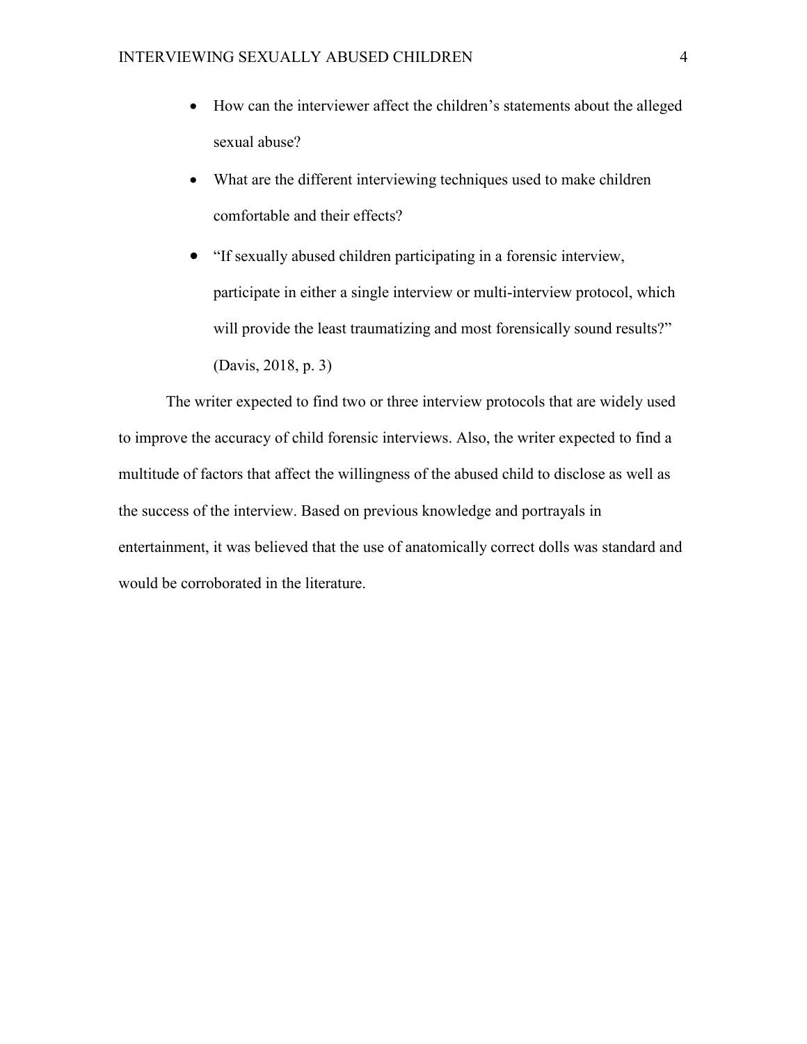- How can the interviewer affect the children's statements about the alleged sexual abuse?
- What are the different interviewing techniques used to make children comfortable and their effects?
- "If sexually abused children participating in a forensic interview, participate in either a single interview or multi-interview protocol, which will provide the least traumatizing and most forensically sound results?" (Davis, 2018, p. 3)

The writer expected to find two or three interview protocols that are widely used to improve the accuracy of child forensic interviews. Also, the writer expected to find a multitude of factors that affect the willingness of the abused child to disclose as well as the success of the interview. Based on previous knowledge and portrayals in entertainment, it was believed that the use of anatomically correct dolls was standard and would be corroborated in the literature.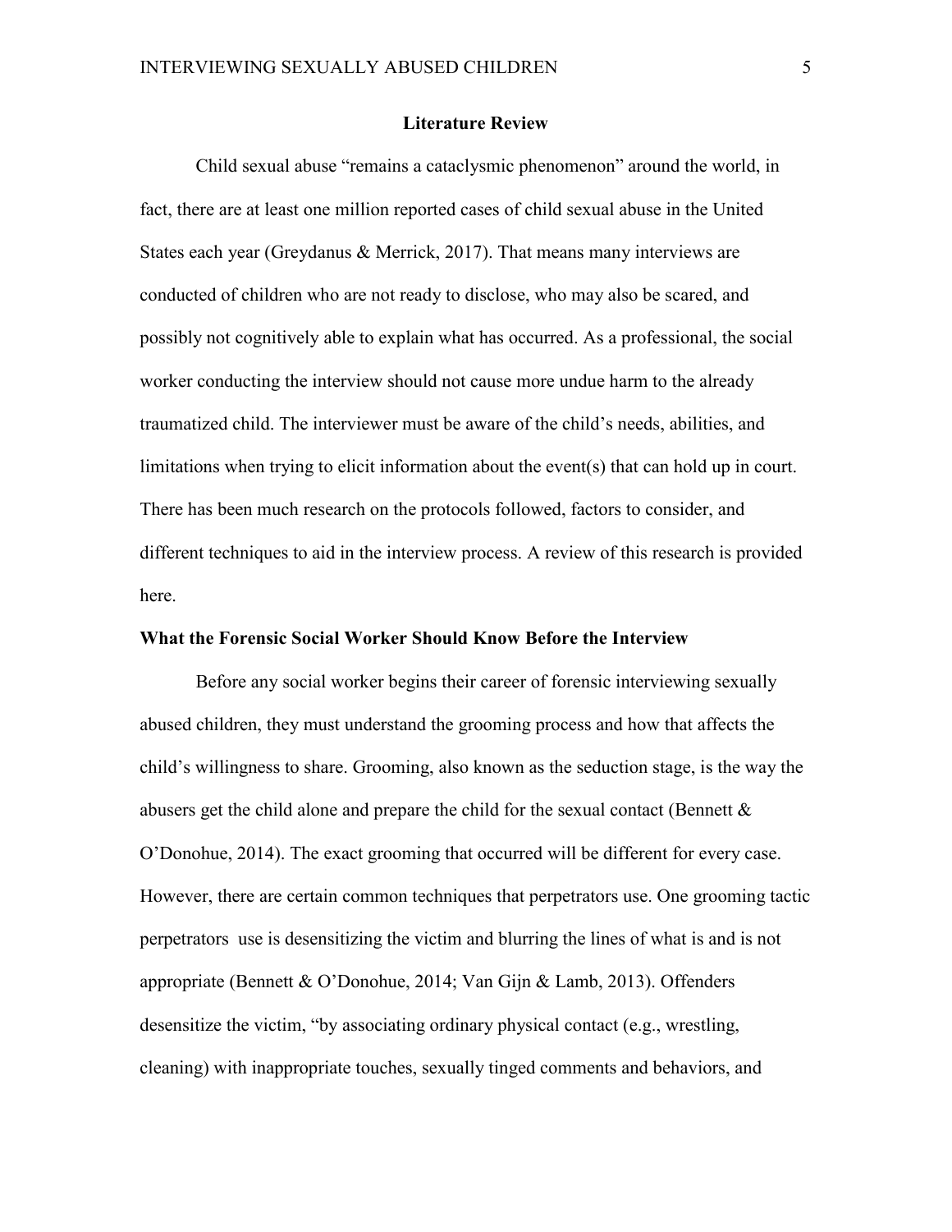## Literature Review

Child sexual abuse "remains a cataclysmic phenomenon" around the world, in fact, there are at least one million reported cases of child sexual abuse in the United States each year (Greydanus & Merrick, 2017). That means many interviews are conducted of children who are not ready to disclose, who may also be scared, and possibly not cognitively able to explain what has occurred. As a professional, the social worker conducting the interview should not cause more undue harm to the already traumatized child. The interviewer must be aware of the child's needs, abilities, and limitations when trying to elicit information about the event(s) that can hold up in court. There has been much research on the protocols followed, factors to consider, and different techniques to aid in the interview process. A review of this research is provided here.

### What the Forensic Social Worker Should Know Before the Interview

Before any social worker begins their career of forensic interviewing sexually abused children, they must understand the grooming process and how that affects the child's willingness to share. Grooming, also known as the seduction stage, is the way the abusers get the child alone and prepare the child for the sexual contact (Bennett & O'Donohue, 2014). The exact grooming that occurred will be different for every case. However, there are certain common techniques that perpetrators use. One grooming tactic perpetrators use is desensitizing the victim and blurring the lines of what is and is not appropriate (Bennett & O'Donohue, 2014; Van Gijn & Lamb, 2013). Offenders desensitize the victim, "by associating ordinary physical contact (e.g., wrestling, cleaning) with inappropriate touches, sexually tinged comments and behaviors, and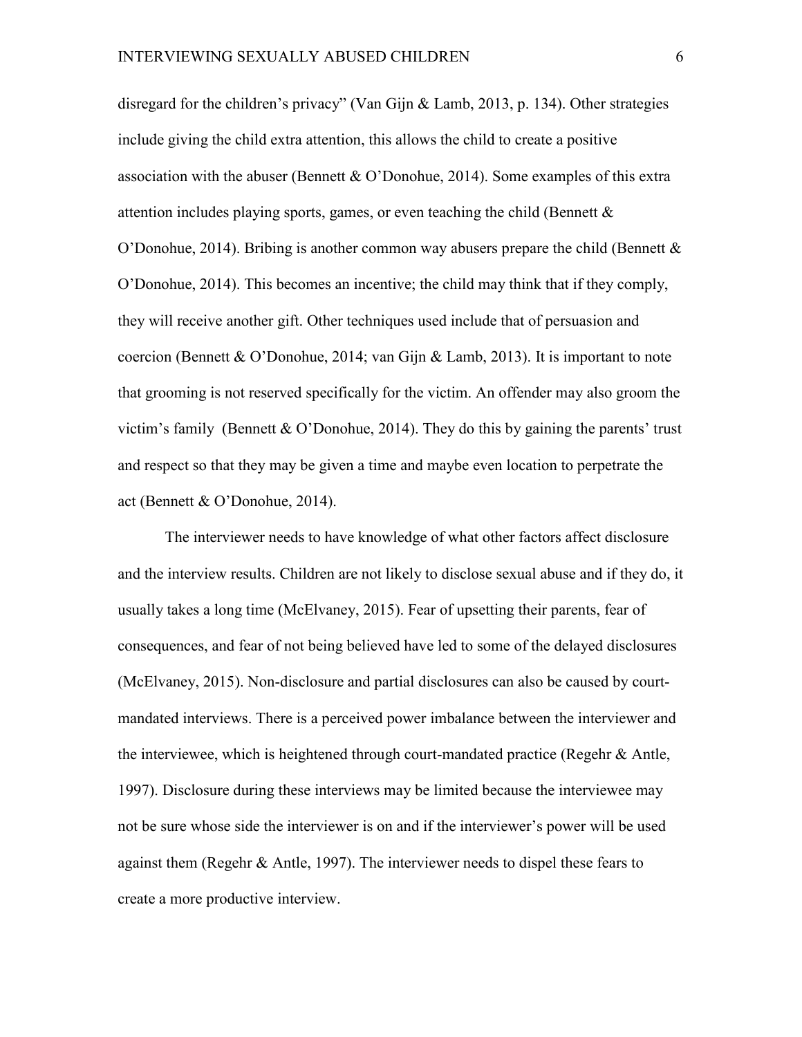disregard for the children's privacy" (Van Gijn & Lamb, 2013, p. 134). Other strategies include giving the child extra attention, this allows the child to create a positive association with the abuser (Bennett & O'Donohue, 2014). Some examples of this extra attention includes playing sports, games, or even teaching the child (Bennett & O'Donohue, 2014). Bribing is another common way abusers prepare the child (Bennett & O'Donohue, 2014). This becomes an incentive; the child may think that if they comply, they will receive another gift. Other techniques used include that of persuasion and coercion (Bennett & O'Donohue, 2014; van Gijn & Lamb, 2013). It is important to note that grooming is not reserved specifically for the victim. An offender may also groom the victim's family (Bennett & O'Donohue, 2014). They do this by gaining the parents' trust and respect so that they may be given a time and maybe even location to perpetrate the act (Bennett & O'Donohue, 2014).

The interviewer needs to have knowledge of what other factors affect disclosure and the interview results. Children are not likely to disclose sexual abuse and if they do, it usually takes a long time (McElvaney, 2015). Fear of upsetting their parents, fear of consequences, and fear of not being believed have led to some of the delayed disclosures (McElvaney, 2015). Non-disclosure and partial disclosures can also be caused by court-mandated interviews. There is a perceived power imbalance between the interviewer and the interviewee, which is heightened through court-mandated practice (Regehr & Antle, 1997). Disclosure during these interviews may be limited because the interviewee may not be sure whose side the interviewer is on and if the interviewer's power will be used against them (Regehr & Antle, 1997). The interviewer needs to dispel these fears to create a more productive interview.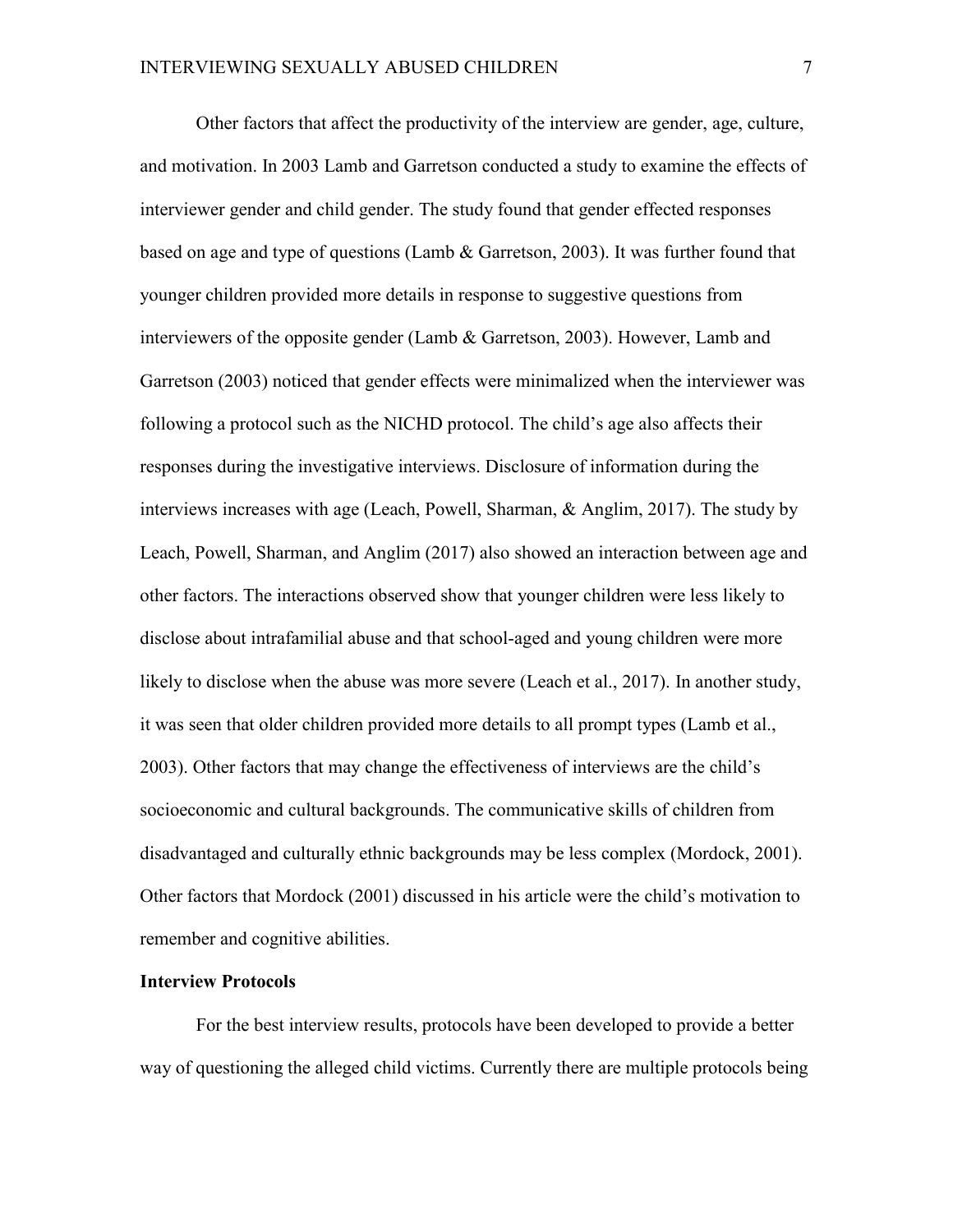Other factors that affect the productivity of the interview are gender, age, culture, and motivation. In 2003 Lamb and Garretson conducted a study to examine the effects of interviewer gender and child gender. The study found that gender effected responses based on age and type of questions (Lamb & Garretson, 2003). It was further found that younger children provided more details in response to suggestive questions from interviewers of the opposite gender (Lamb & Garretson, 2003). However, Lamb and Garretson (2003) noticed that gender effects were minimalized when the interviewer was following a protocol such as the NICHD protocol. The child's age also affects their responses during the investigative interviews. Disclosure of information during the interviews increases with age (Leach, Powell, Sharman, & Anglim, 2017). The study by Leach, Powell, Sharman, and Anglim (2017) also showed an interaction between age and other factors. The interactions observed show that younger children were less likely to disclose about intrafamilial abuse and that school-aged and young children were more likely to disclose when the abuse was more severe (Leach et al., 2017). In another study, it was seen that older children provided more details to all prompt types (Lamb et al., 2003). Other factors that may change the effectiveness of interviews are the child's socioeconomic and cultural backgrounds. The communicative skills of children from disadvantaged and culturally ethnic backgrounds may be less complex (Mordock, 2001). Other factors that Mordock (2001) discussed in his article were the child's motivation to remember and cognitive abilities.

**Interview Protocols**

For the best interview results, protocols have been developed to provide a better way of questioning the alleged child victims. Currently there are multiple protocols being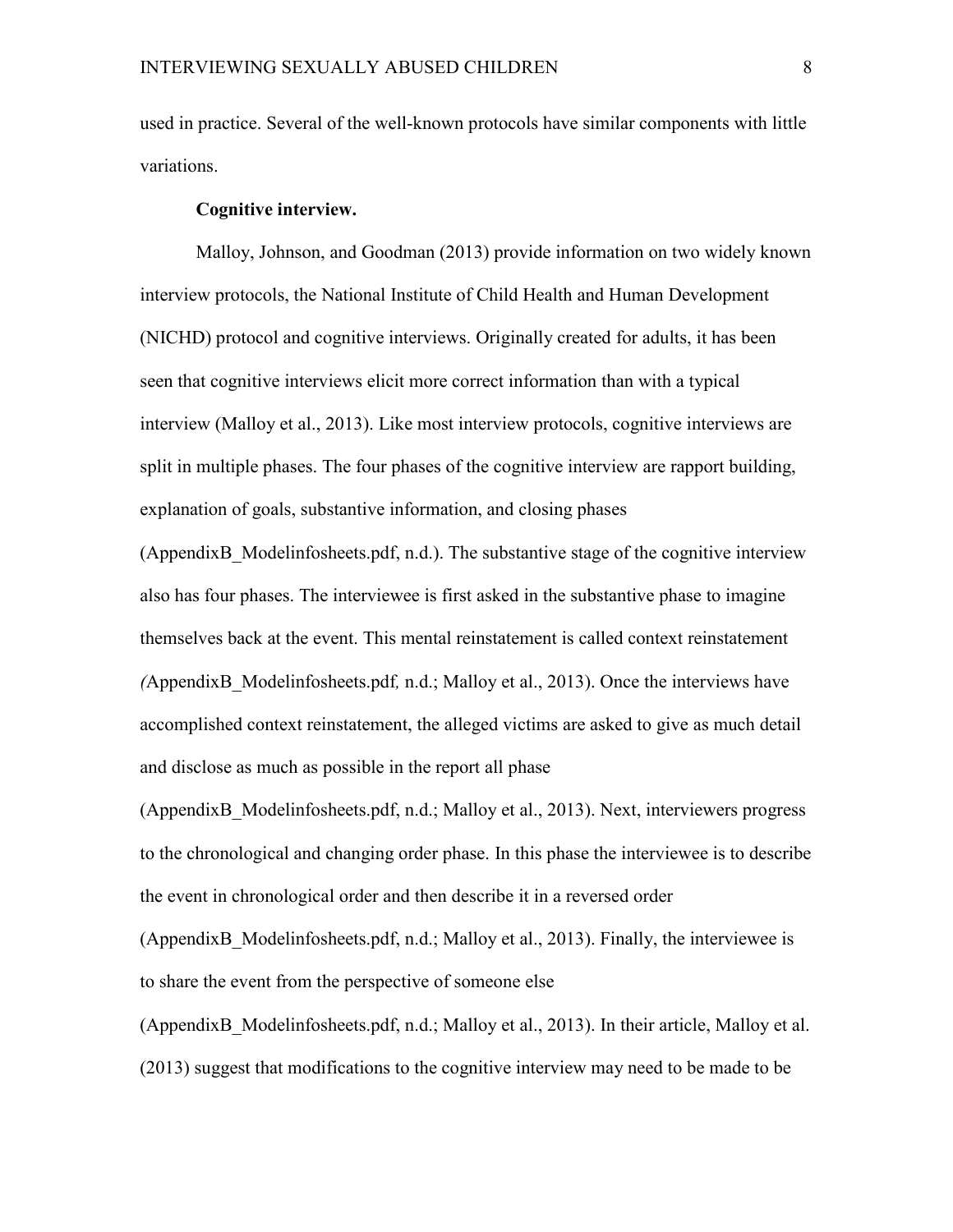used in practice. Several of the well-known protocols have similar components with little variations.

### Cognitive interview.

Malloy, Johnson, and Goodman (2013) provide information on two widely known interview protocols, the National Institute of Child Health and Human Development (NICHD) protocol and cognitive interviews. Originally created for adults, it has been seen that cognitive interviews elicit more correct information than with a typical interview (Malloy et al., 2013). Like most interview protocols, cognitive interviews are split in multiple phases. The four phases of the cognitive interview are rapport building, explanation of goals, substantive information, and closing phases (AppendixB_Modelinfosheets.pdf, n.d.). The substantive stage of the cognitive interview also has four phases. The interviewee is first asked in the substantive phase to imagine themselves back at the event. This mental reinstatement is called context reinstatement *(*AppendixB_Modelinfosheets.pdf*,* n.d.; Malloy et al., 2013). Once the interviews have accomplished context reinstatement, the alleged victims are asked to give as much detail and disclose as much as possible in the report all phase (AppendixB_Modelinfosheets.pdf, n.d.; Malloy et al., 2013). Next, interviewers progress to the chronological and changing order phase. In this phase the interviewee is to describe the event in chronological order and then describe it in a reversed order (AppendixB_Modelinfosheets.pdf, n.d.; Malloy et al., 2013). Finally, the interviewee is to share the event from the perspective of someone else (AppendixB_Modelinfosheets.pdf, n.d.; Malloy et al., 2013). In their article, Malloy et al. (2013) suggest that modifications to the cognitive interview may need to be made to be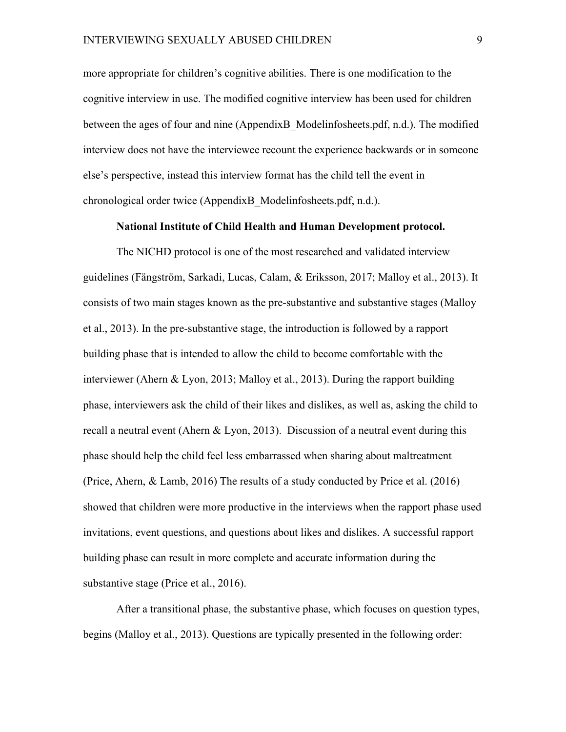more appropriate for children's cognitive abilities. There is one modification to the cognitive interview in use. The modified cognitive interview has been used for children between the ages of four and nine (AppendixB_Modelinfosheets.pdf, n.d.). The modified interview does not have the interviewee recount the experience backwards or in someone else's perspective, instead this interview format has the child tell the event in chronological order twice (AppendixB_Modelinfosheets.pdf, n.d.).

**National Institute of Child Health and Human Development protocol.**

The NICHD protocol is one of the most researched and validated interview guidelines (Fängström, Sarkadi, Lucas, Calam, & Eriksson, 2017; Malloy et al., 2013). It consists of two main stages known as the pre-substantive and substantive stages (Malloy et al., 2013). In the pre-substantive stage, the introduction is followed by a rapport building phase that is intended to allow the child to become comfortable with the interviewer (Ahern & Lyon, 2013; Malloy et al., 2013). During the rapport building phase, interviewers ask the child of their likes and dislikes, as well as, asking the child to recall a neutral event (Ahern & Lyon, 2013). Discussion of a neutral event during this phase should help the child feel less embarrassed when sharing about maltreatment (Price, Ahern, & Lamb, 2016) The results of a study conducted by Price et al. (2016) showed that children were more productive in the interviews when the rapport phase used invitations, event questions, and questions about likes and dislikes. A successful rapport building phase can result in more complete and accurate information during the substantive stage (Price et al., 2016).

After a transitional phase, the substantive phase, which focuses on question types, begins (Malloy et al., 2013). Questions are typically presented in the following order: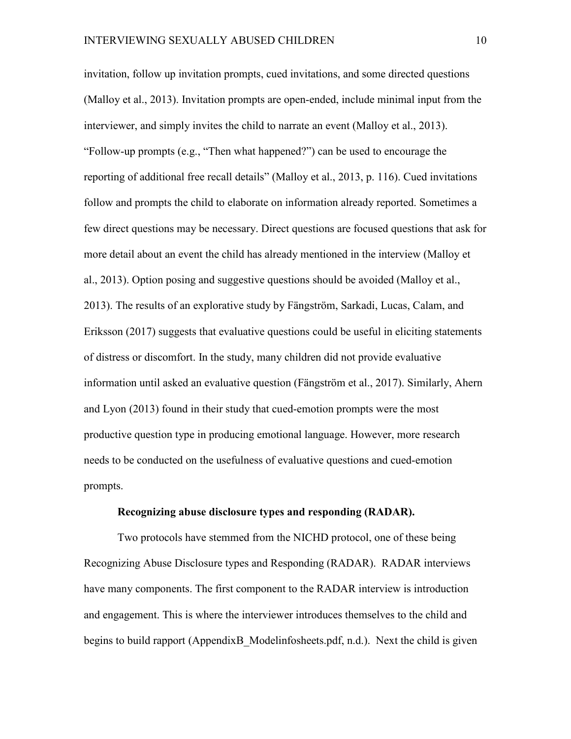invitation, follow up invitation prompts, cued invitations, and some directed questions (Malloy et al., 2013). Invitation prompts are open-ended, include minimal input from the interviewer, and simply invites the child to narrate an event (Malloy et al., 2013). "Follow-up prompts (e.g., "Then what happened?") can be used to encourage the reporting of additional free recall details" (Malloy et al., 2013, p. 116). Cued invitations follow and prompts the child to elaborate on information already reported. Sometimes a few direct questions may be necessary. Direct questions are focused questions that ask for more detail about an event the child has already mentioned in the interview (Malloy et al., 2013). Option posing and suggestive questions should be avoided (Malloy et al., 2013). The results of an explorative study by Fängström, Sarkadi, Lucas, Calam, and Eriksson (2017) suggests that evaluative questions could be useful in eliciting statements of distress or discomfort. In the study, many children did not provide evaluative information until asked an evaluative question (Fängström et al., 2017). Similarly, Ahern and Lyon (2013) found in their study that cued-emotion prompts were the most productive question type in producing emotional language. However, more research needs to be conducted on the usefulness of evaluative questions and cued-emotion prompts.

**Recognizing abuse disclosure types and responding (RADAR).**

Two protocols have stemmed from the NICHD protocol, one of these being Recognizing Abuse Disclosure types and Responding (RADAR). RADAR interviews have many components. The first component to the RADAR interview is introduction and engagement. This is where the interviewer introduces themselves to the child and begins to build rapport (AppendixB_Modelinfosheets.pdf, n.d.). Next the child is given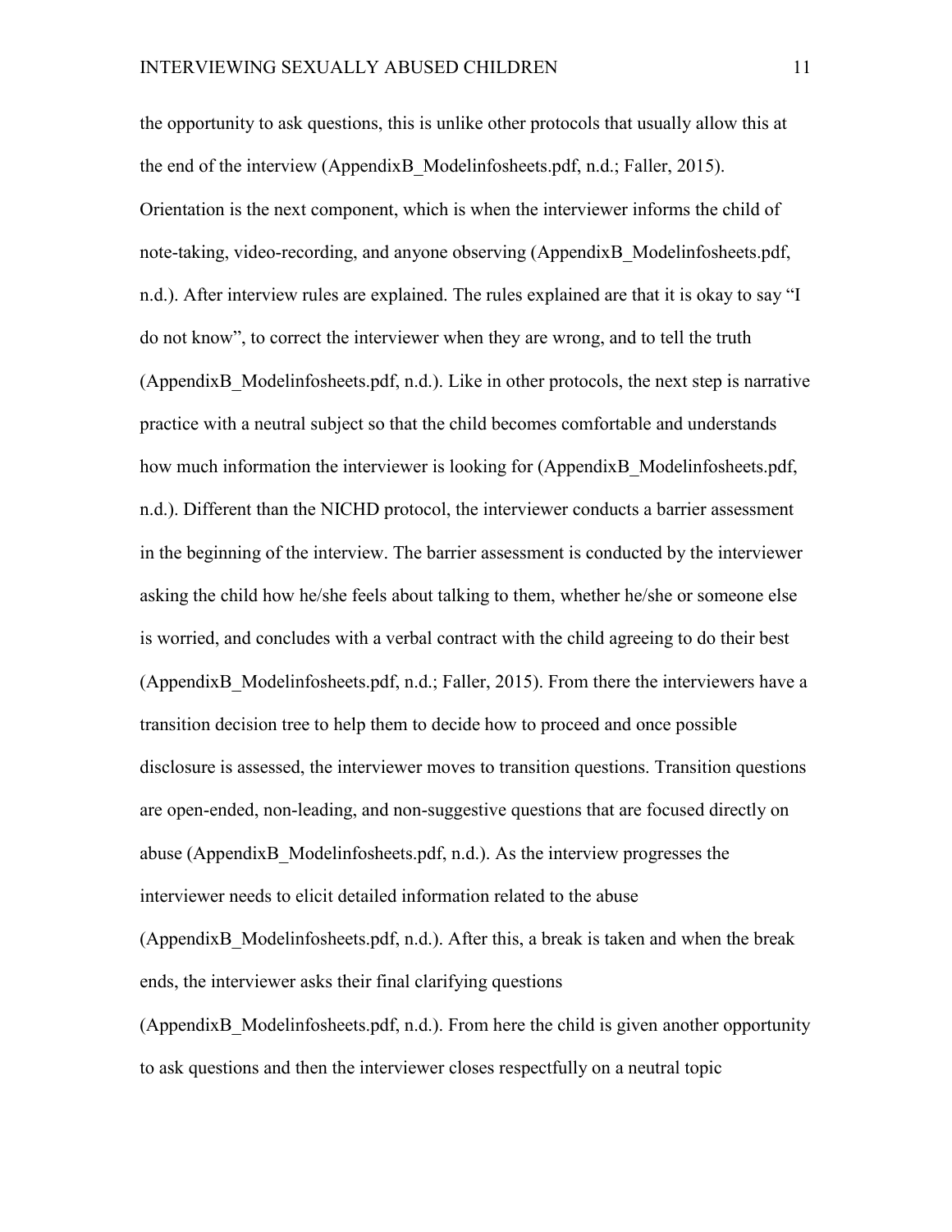the opportunity to ask questions, this is unlike other protocols that usually allow this at the end of the interview (AppendixB_Modelinfosheets.pdf, n.d.; Faller, 2015). Orientation is the next component, which is when the interviewer informs the child of note-taking, video-recording, and anyone observing (AppendixB_Modelinfosheets.pdf, n.d.). After interview rules are explained. The rules explained are that it is okay to say "I do not know", to correct the interviewer when they are wrong, and to tell the truth (AppendixB_Modelinfosheets.pdf, n.d.). Like in other protocols, the next step is narrative practice with a neutral subject so that the child becomes comfortable and understands how much information the interviewer is looking for (AppendixB_Modelinfosheets.pdf, n.d.). Different than the NICHD protocol, the interviewer conducts a barrier assessment in the beginning of the interview. The barrier assessment is conducted by the interviewer asking the child how he/she feels about talking to them, whether he/she or someone else is worried, and concludes with a verbal contract with the child agreeing to do their best (AppendixB_Modelinfosheets.pdf, n.d.; Faller, 2015). From there the interviewers have a transition decision tree to help them to decide how to proceed and once possible disclosure is assessed, the interviewer moves to transition questions. Transition questions are open-ended, non-leading, and non-suggestive questions that are focused directly on abuse (AppendixB_Modelinfosheets.pdf, n.d.). As the interview progresses the interviewer needs to elicit detailed information related to the abuse (AppendixB_Modelinfosheets.pdf, n.d.). After this, a break is taken and when the break ends, the interviewer asks their final clarifying questions (AppendixB_Modelinfosheets.pdf, n.d.). From here the child is given another opportunity to ask questions and then the interviewer closes respectfully on a neutral topic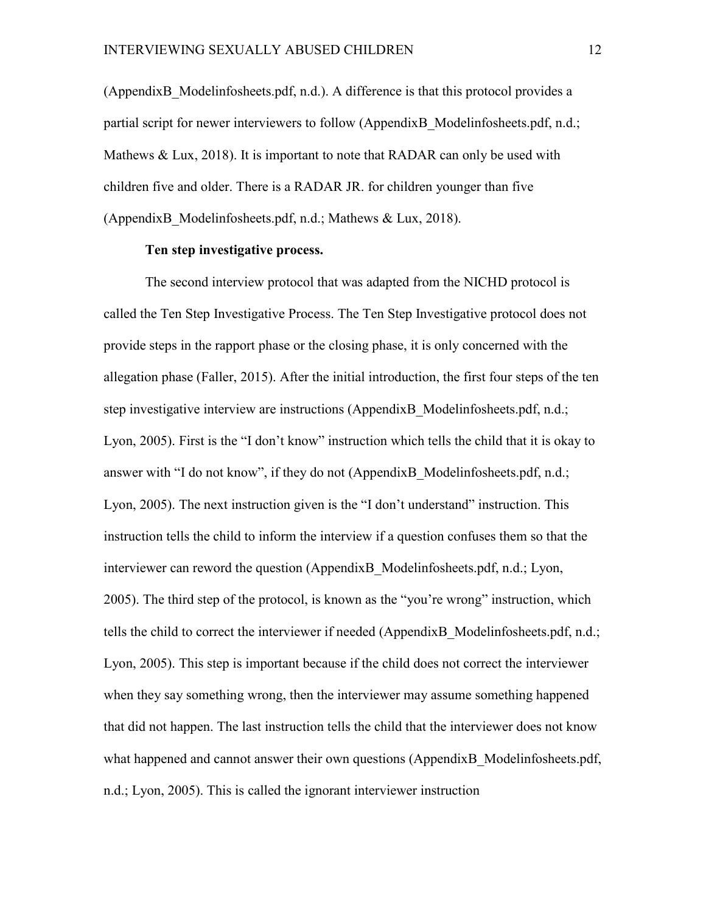(AppendixB_Modelinfosheets.pdf, n.d.). A difference is that this protocol provides a partial script for newer interviewers to follow (AppendixB_Modelinfosheets.pdf, n.d.; Mathews & Lux, 2018). It is important to note that RADAR can only be used with children five and older. There is a RADAR JR. for children younger than five (AppendixB_Modelinfosheets.pdf, n.d.; Mathews & Lux, 2018).

**Ten step investigative process.**

The second interview protocol that was adapted from the NICHD protocol is called the Ten Step Investigative Process. The Ten Step Investigative protocol does not provide steps in the rapport phase or the closing phase, it is only concerned with the allegation phase (Faller, 2015). After the initial introduction, the first four steps of the ten step investigative interview are instructions (AppendixB_Modelinfosheets.pdf, n.d.; Lyon, 2005). First is the "I don't know" instruction which tells the child that it is okay to answer with "I do not know", if they do not (AppendixB_Modelinfosheets.pdf, n.d.; Lyon, 2005). The next instruction given is the "I don't understand" instruction. This instruction tells the child to inform the interview if a question confuses them so that the interviewer can reword the question (AppendixB_Modelinfosheets.pdf, n.d.; Lyon, 2005). The third step of the protocol, is known as the "you're wrong" instruction, which tells the child to correct the interviewer if needed (AppendixB_Modelinfosheets.pdf, n.d.; Lyon, 2005). This step is important because if the child does not correct the interviewer when they say something wrong, then the interviewer may assume something happened that did not happen. The last instruction tells the child that the interviewer does not know what happened and cannot answer their own questions (AppendixB_Modelinfosheets.pdf, n.d.; Lyon, 2005). This is called the ignorant interviewer instruction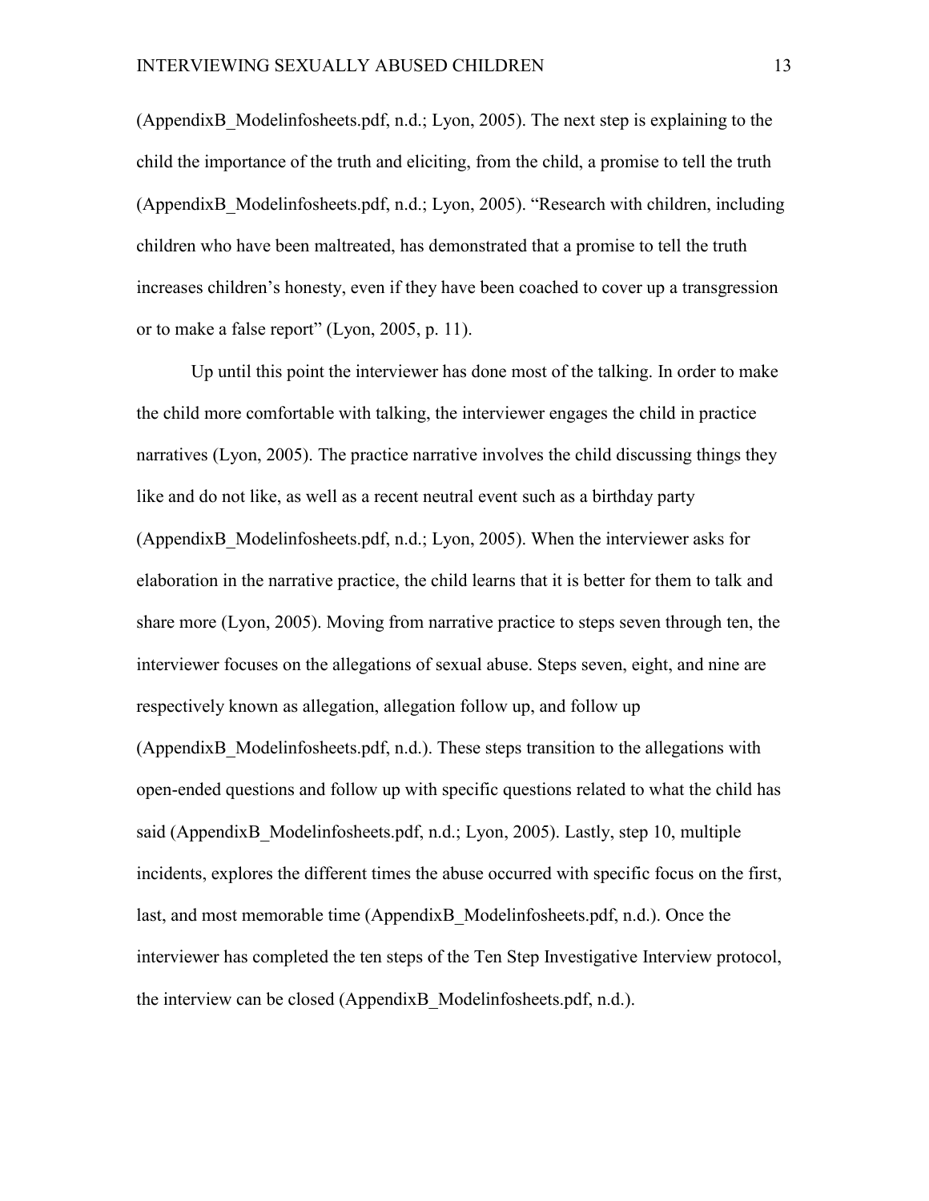(AppendixB_Modelinfosheets.pdf, n.d.; Lyon, 2005). The next step is explaining to the child the importance of the truth and eliciting, from the child, a promise to tell the truth (AppendixB_Modelinfosheets.pdf, n.d.; Lyon, 2005). "Research with children, including children who have been maltreated, has demonstrated that a promise to tell the truth increases children's honesty, even if they have been coached to cover up a transgression or to make a false report" (Lyon, 2005, p. 11).

Up until this point the interviewer has done most of the talking. In order to make the child more comfortable with talking, the interviewer engages the child in practice narratives (Lyon, 2005). The practice narrative involves the child discussing things they like and do not like, as well as a recent neutral event such as a birthday party (AppendixB_Modelinfosheets.pdf, n.d.; Lyon, 2005). When the interviewer asks for elaboration in the narrative practice, the child learns that it is better for them to talk and share more (Lyon, 2005). Moving from narrative practice to steps seven through ten, the interviewer focuses on the allegations of sexual abuse. Steps seven, eight, and nine are respectively known as allegation, allegation follow up, and follow up (AppendixB_Modelinfosheets.pdf, n.d.). These steps transition to the allegations with open-ended questions and follow up with specific questions related to what the child has said (AppendixB_Modelinfosheets.pdf, n.d.; Lyon, 2005). Lastly, step 10, multiple incidents, explores the different times the abuse occurred with specific focus on the first, last, and most memorable time (AppendixB_Modelinfosheets.pdf, n.d.). Once the interviewer has completed the ten steps of the Ten Step Investigative Interview protocol, the interview can be closed (AppendixB_Modelinfosheets.pdf, n.d.).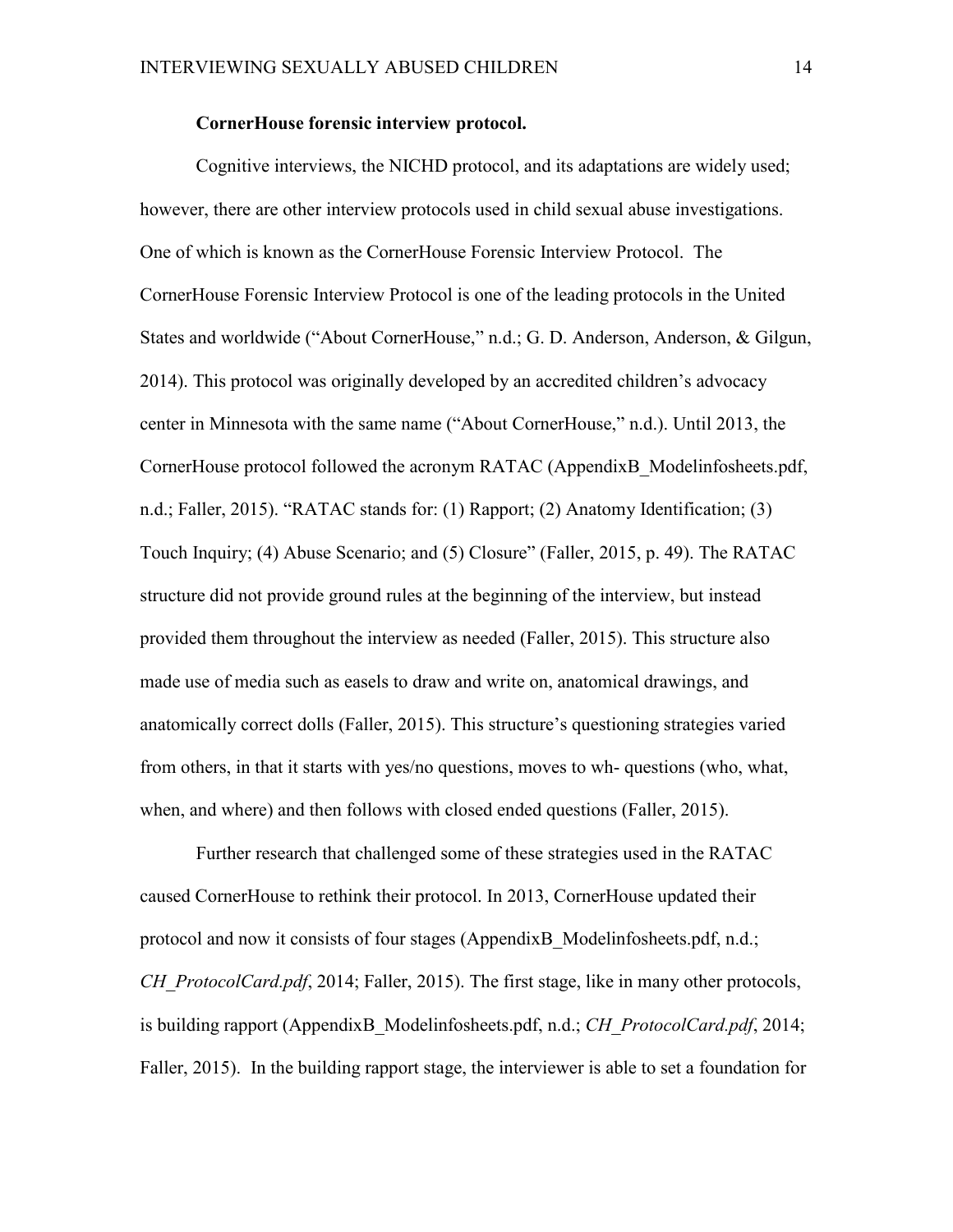**CornerHouse forensic interview protocol.**

Cognitive interviews, the NICHD protocol, and its adaptations are widely used; however, there are other interview protocols used in child sexual abuse investigations. One of which is known as the CornerHouse Forensic Interview Protocol. The CornerHouse Forensic Interview Protocol is one of the leading protocols in the United States and worldwide ("About CornerHouse," n.d.; G. D. Anderson, Anderson, & Gilgun, 2014). This protocol was originally developed by an accredited children's advocacy center in Minnesota with the same name ("About CornerHouse," n.d.). Until 2013, the CornerHouse protocol followed the acronym RATAC (AppendixB_Modelinfosheets.pdf, n.d.; Faller, 2015). "RATAC stands for: (1) Rapport; (2) Anatomy Identification; (3) Touch Inquiry; (4) Abuse Scenario; and (5) Closure" (Faller, 2015, p. 49). The RATAC structure did not provide ground rules at the beginning of the interview, but instead provided them throughout the interview as needed (Faller, 2015). This structure also made use of media such as easels to draw and write on, anatomical drawings, and anatomically correct dolls (Faller, 2015). This structure's questioning strategies varied from others, in that it starts with yes/no questions, moves to wh- questions (who, what, when, and where) and then follows with closed ended questions (Faller, 2015).

Further research that challenged some of these strategies used in the RATAC caused CornerHouse to rethink their protocol. In 2013, CornerHouse updated their protocol and now it consists of four stages (AppendixB_Modelinfosheets.pdf, n.d.; *CH_ProtocolCard.pdf*, 2014; Faller, 2015). The first stage, like in many other protocols, is building rapport (AppendixB_Modelinfosheets.pdf, n.d.; *CH_ProtocolCard.pdf*, 2014; Faller, 2015). In the building rapport stage, the interviewer is able to set a foundation for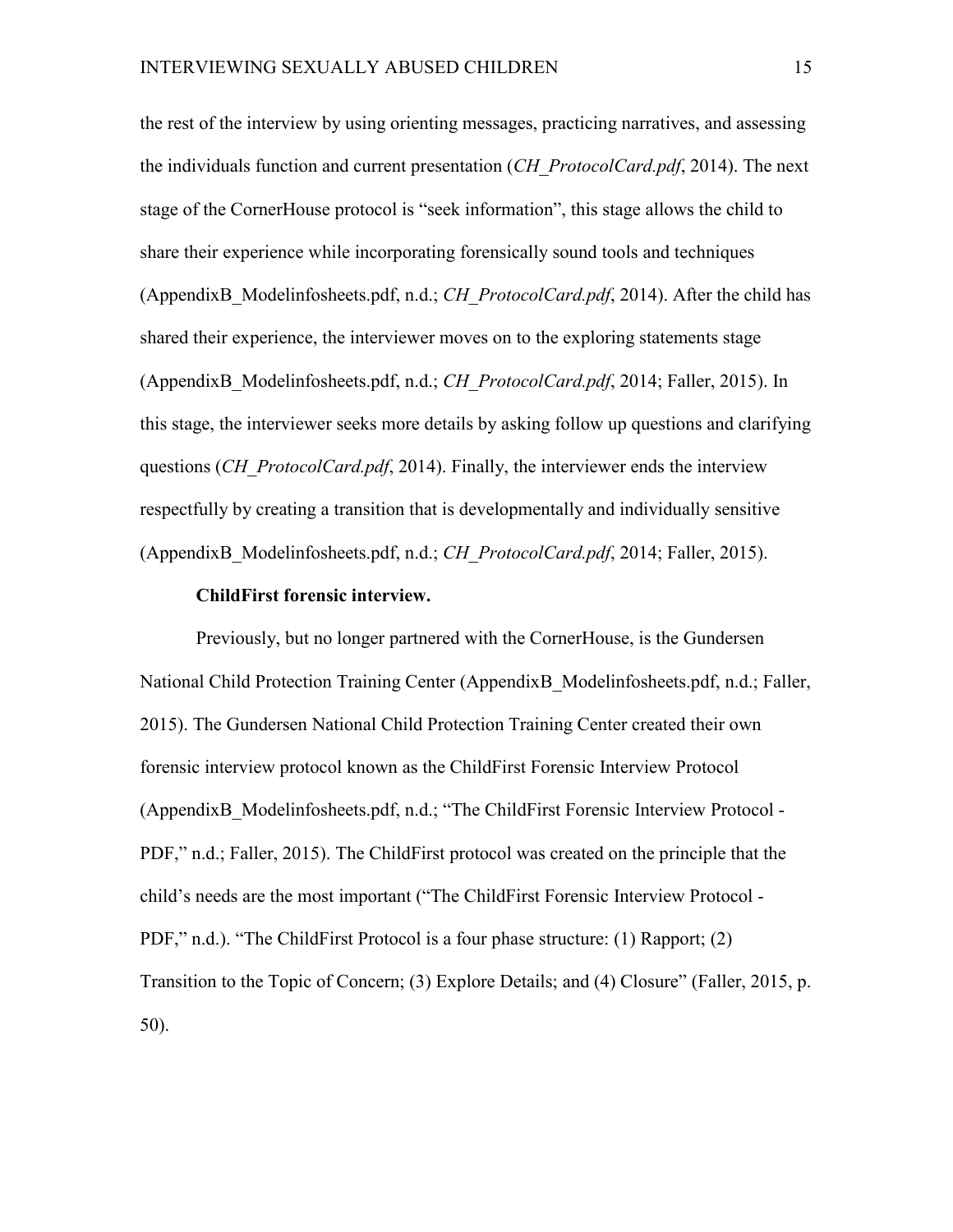the rest of the interview by using orienting messages, practicing narratives, and assessing the individuals function and current presentation (*CH_ProtocolCard.pdf*, 2014). The next stage of the CornerHouse protocol is “seek information”, this stage allows the child to share their experience while incorporating forensically sound tools and techniques (AppendixB_Modelinfosheets.pdf, n.d.; *CH_ProtocolCard.pdf*, 2014). After the child has shared their experience, the interviewer moves on to the exploring statements stage (AppendixB_Modelinfosheets.pdf, n.d.; *CH_ProtocolCard.pdf*, 2014; Faller, 2015). In this stage, the interviewer seeks more details by asking follow up questions and clarifying questions (*CH_ProtocolCard.pdf*, 2014). Finally, the interviewer ends the interview respectfully by creating a transition that is developmentally and individually sensitive (AppendixB_Modelinfosheets.pdf, n.d.; *CH_ProtocolCard.pdf*, 2014; Faller, 2015).

**ChildFirst forensic interview.**

Previously, but no longer partnered with the CornerHouse, is the Gundersen National Child Protection Training Center (AppendixB_Modelinfosheets.pdf, n.d.; Faller, 2015). The Gundersen National Child Protection Training Center created their own forensic interview protocol known as the ChildFirst Forensic Interview Protocol (AppendixB_Modelinfosheets.pdf, n.d.; “The ChildFirst Forensic Interview Protocol - PDF,” n.d.; Faller, 2015). The ChildFirst protocol was created on the principle that the child’s needs are the most important (“The ChildFirst Forensic Interview Protocol - PDF,” n.d.). “The ChildFirst Protocol is a four phase structure: (1) Rapport; (2) Transition to the Topic of Concern; (3) Explore Details; and (4) Closure” (Faller, 2015, p. 50).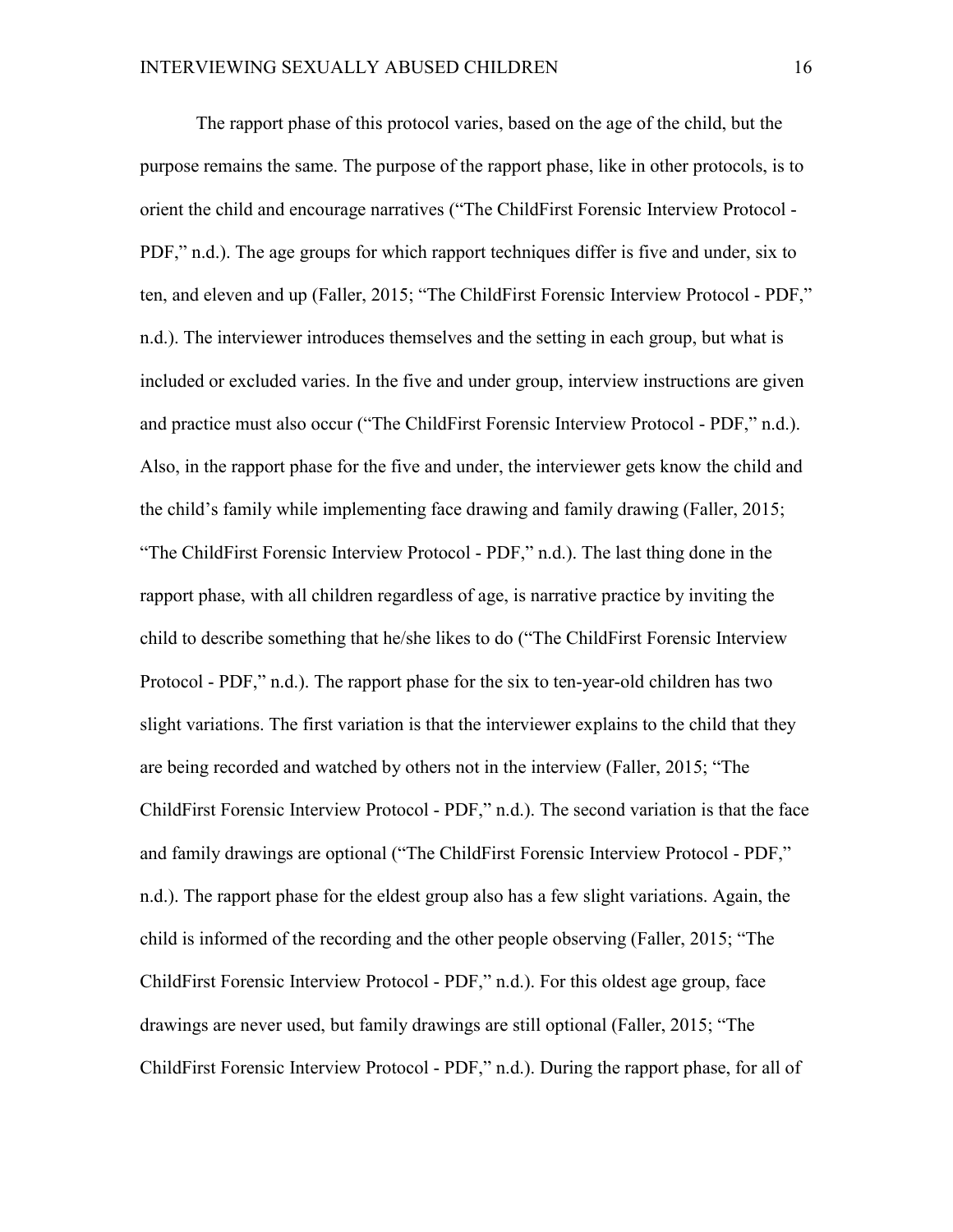The rapport phase of this protocol varies, based on the age of the child, but the purpose remains the same. The purpose of the rapport phase, like in other protocols, is to orient the child and encourage narratives ("The ChildFirst Forensic Interview Protocol - PDF," n.d.). The age groups for which rapport techniques differ is five and under, six to ten, and eleven and up (Faller, 2015; "The ChildFirst Forensic Interview Protocol - PDF," n.d.). The interviewer introduces themselves and the setting in each group, but what is included or excluded varies. In the five and under group, interview instructions are given and practice must also occur ("The ChildFirst Forensic Interview Protocol - PDF," n.d.). Also, in the rapport phase for the five and under, the interviewer gets know the child and the child's family while implementing face drawing and family drawing (Faller, 2015; "The ChildFirst Forensic Interview Protocol - PDF," n.d.). The last thing done in the rapport phase, with all children regardless of age, is narrative practice by inviting the child to describe something that he/she likes to do ("The ChildFirst Forensic Interview Protocol - PDF," n.d.). The rapport phase for the six to ten-year-old children has two slight variations. The first variation is that the interviewer explains to the child that they are being recorded and watched by others not in the interview (Faller, 2015; "The ChildFirst Forensic Interview Protocol - PDF," n.d.). The second variation is that the face and family drawings are optional ("The ChildFirst Forensic Interview Protocol - PDF," n.d.). The rapport phase for the eldest group also has a few slight variations. Again, the child is informed of the recording and the other people observing (Faller, 2015; "The ChildFirst Forensic Interview Protocol - PDF," n.d.). For this oldest age group, face drawings are never used, but family drawings are still optional (Faller, 2015; "The ChildFirst Forensic Interview Protocol - PDF," n.d.). During the rapport phase, for all of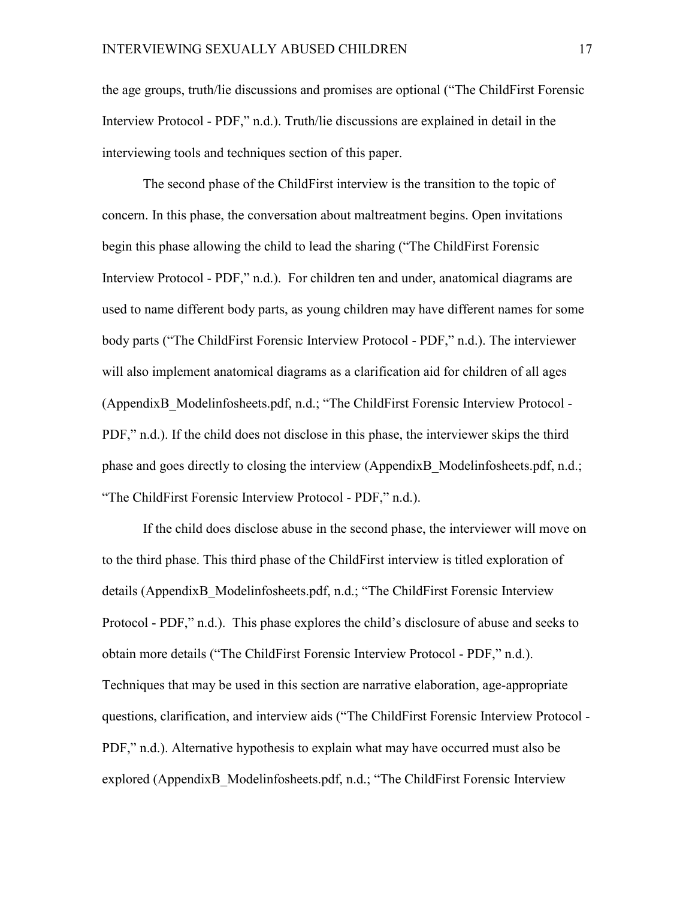the age groups, truth/lie discussions and promises are optional ("The ChildFirst Forensic Interview Protocol - PDF," n.d.). Truth/lie discussions are explained in detail in the interviewing tools and techniques section of this paper.

The second phase of the ChildFirst interview is the transition to the topic of concern. In this phase, the conversation about maltreatment begins. Open invitations begin this phase allowing the child to lead the sharing ("The ChildFirst Forensic Interview Protocol - PDF," n.d.). For children ten and under, anatomical diagrams are used to name different body parts, as young children may have different names for some body parts ("The ChildFirst Forensic Interview Protocol - PDF," n.d.). The interviewer will also implement anatomical diagrams as a clarification aid for children of all ages (AppendixB_Modelinfosheets.pdf, n.d.; "The ChildFirst Forensic Interview Protocol - PDF," n.d.). If the child does not disclose in this phase, the interviewer skips the third phase and goes directly to closing the interview (AppendixB_Modelinfosheets.pdf, n.d.; "The ChildFirst Forensic Interview Protocol - PDF," n.d.).

If the child does disclose abuse in the second phase, the interviewer will move on to the third phase. This third phase of the ChildFirst interview is titled exploration of details (AppendixB_Modelinfosheets.pdf, n.d.; "The ChildFirst Forensic Interview Protocol - PDF," n.d.). This phase explores the child's disclosure of abuse and seeks to obtain more details ("The ChildFirst Forensic Interview Protocol - PDF," n.d.). Techniques that may be used in this section are narrative elaboration, age-appropriate questions, clarification, and interview aids ("The ChildFirst Forensic Interview Protocol - PDF," n.d.). Alternative hypothesis to explain what may have occurred must also be explored (AppendixB_Modelinfosheets.pdf, n.d.; "The ChildFirst Forensic Interview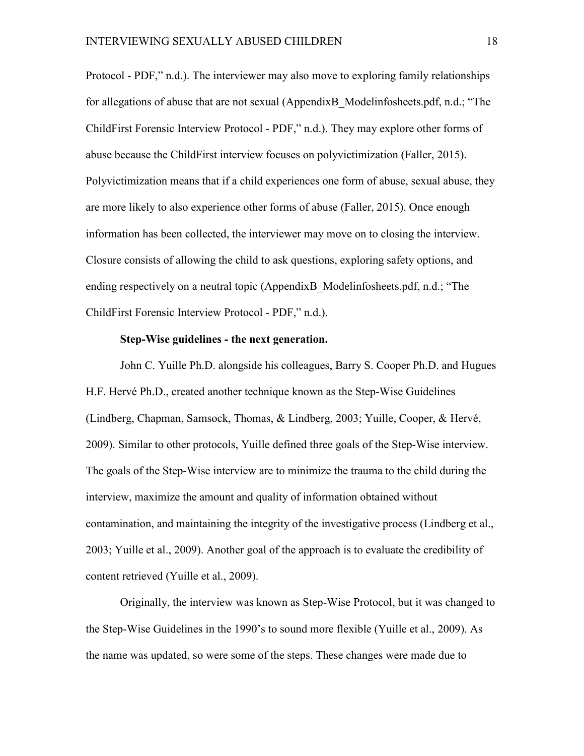Protocol - PDF," n.d.). The interviewer may also move to exploring family relationships for allegations of abuse that are not sexual (AppendixB_Modelinfosheets.pdf, n.d.; "The ChildFirst Forensic Interview Protocol - PDF," n.d.). They may explore other forms of abuse because the ChildFirst interview focuses on polyvictimization (Faller, 2015). Polyvictimization means that if a child experiences one form of abuse, sexual abuse, they are more likely to also experience other forms of abuse (Faller, 2015). Once enough information has been collected, the interviewer may move on to closing the interview. Closure consists of allowing the child to ask questions, exploring safety options, and ending respectively on a neutral topic (AppendixB_Modelinfosheets.pdf, n.d.; "The ChildFirst Forensic Interview Protocol - PDF," n.d.).

**Step-Wise guidelines - the next generation.**

John C. Yuille Ph.D. alongside his colleagues, Barry S. Cooper Ph.D. and Hugues H.F. Hervé Ph.D., created another technique known as the Step-Wise Guidelines (Lindberg, Chapman, Samsock, Thomas, & Lindberg, 2003; Yuille, Cooper, & Hervé, 2009). Similar to other protocols, Yuille defined three goals of the Step-Wise interview. The goals of the Step-Wise interview are to minimize the trauma to the child during the interview, maximize the amount and quality of information obtained without contamination, and maintaining the integrity of the investigative process (Lindberg et al., 2003; Yuille et al., 2009). Another goal of the approach is to evaluate the credibility of content retrieved (Yuille et al., 2009).

Originally, the interview was known as Step-Wise Protocol, but it was changed to the Step-Wise Guidelines in the 1990's to sound more flexible (Yuille et al., 2009). As the name was updated, so were some of the steps. These changes were made due to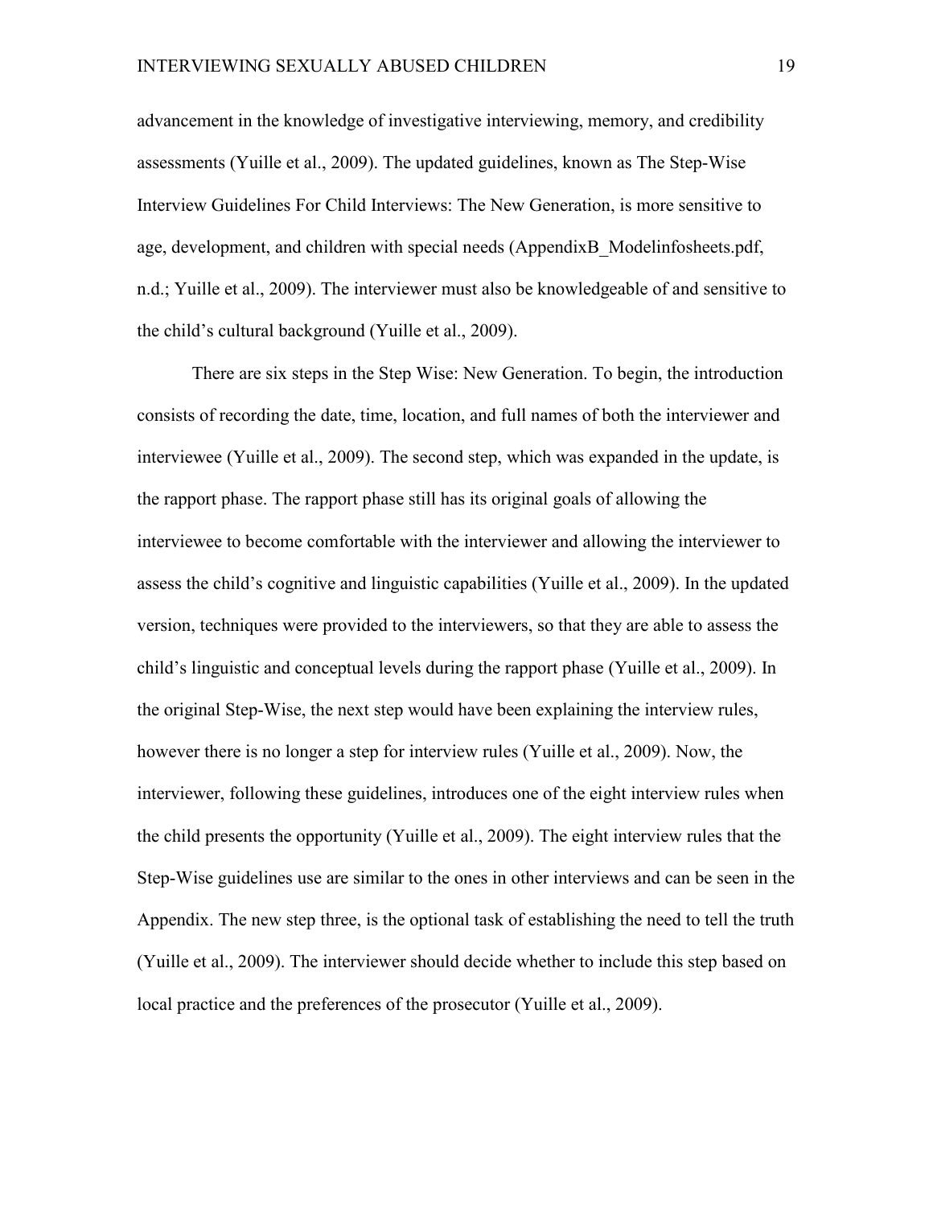advancement in the knowledge of investigative interviewing, memory, and credibility assessments (Yuille et al., 2009). The updated guidelines, known as The Step-Wise Interview Guidelines For Child Interviews: The New Generation, is more sensitive to age, development, and children with special needs (AppendixB_Modelinfosheets.pdf, n.d.; Yuille et al., 2009). The interviewer must also be knowledgeable of and sensitive to the child's cultural background (Yuille et al., 2009).

There are six steps in the Step Wise: New Generation. To begin, the introduction consists of recording the date, time, location, and full names of both the interviewer and interviewee (Yuille et al., 2009). The second step, which was expanded in the update, is the rapport phase. The rapport phase still has its original goals of allowing the interviewee to become comfortable with the interviewer and allowing the interviewer to assess the child's cognitive and linguistic capabilities (Yuille et al., 2009). In the updated version, techniques were provided to the interviewers, so that they are able to assess the child's linguistic and conceptual levels during the rapport phase (Yuille et al., 2009). In the original Step-Wise, the next step would have been explaining the interview rules, however there is no longer a step for interview rules (Yuille et al., 2009). Now, the interviewer, following these guidelines, introduces one of the eight interview rules when the child presents the opportunity (Yuille et al., 2009). The eight interview rules that the Step-Wise guidelines use are similar to the ones in other interviews and can be seen in the Appendix. The new step three, is the optional task of establishing the need to tell the truth (Yuille et al., 2009). The interviewer should decide whether to include this step based on local practice and the preferences of the prosecutor (Yuille et al., 2009).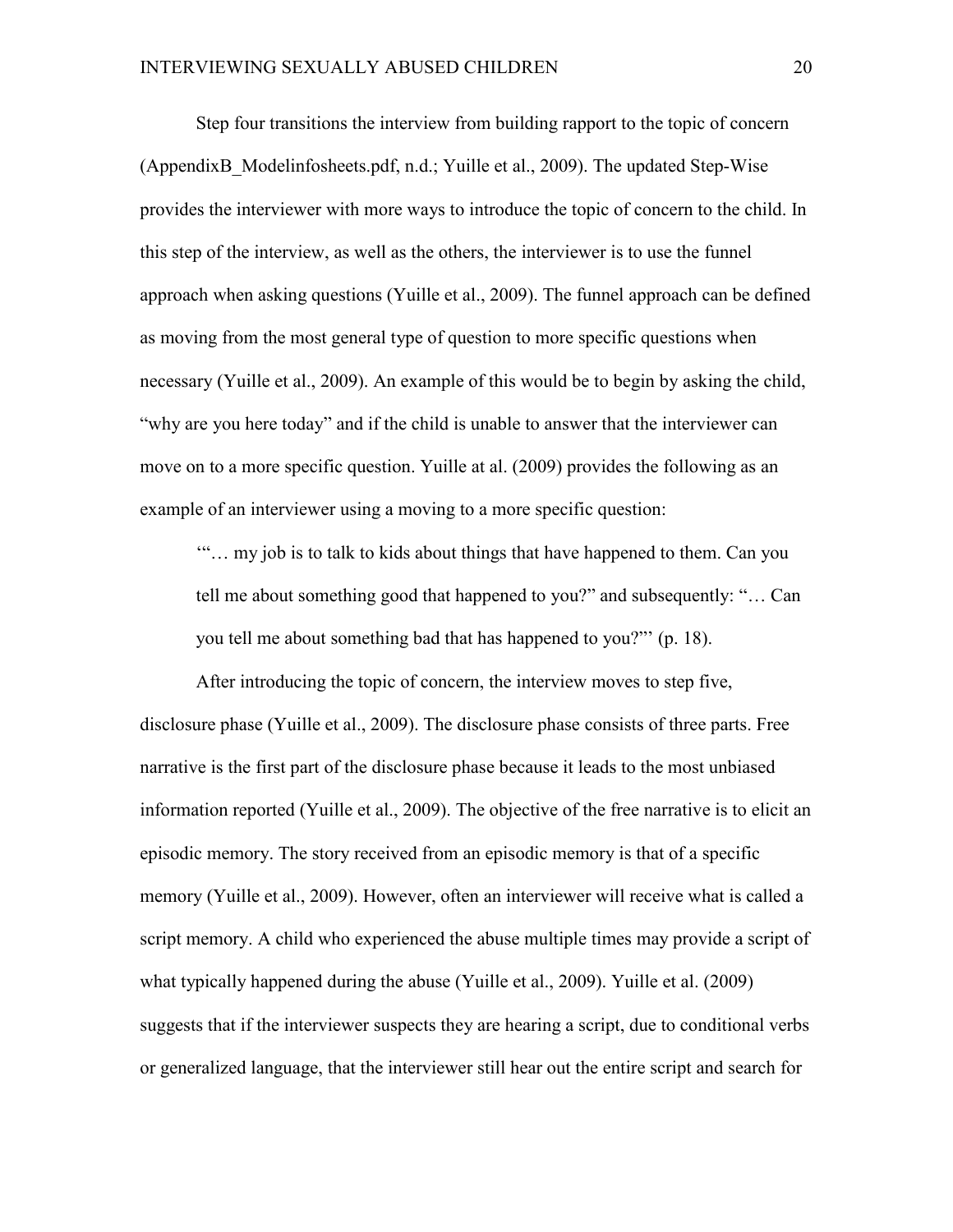Step four transitions the interview from building rapport to the topic of concern (AppendixB_Modelinfosheets.pdf, n.d.; Yuille et al., 2009). The updated Step-Wise provides the interviewer with more ways to introduce the topic of concern to the child. In this step of the interview, as well as the others, the interviewer is to use the funnel approach when asking questions (Yuille et al., 2009). The funnel approach can be defined as moving from the most general type of question to more specific questions when necessary (Yuille et al., 2009). An example of this would be to begin by asking the child, "why are you here today" and if the child is unable to answer that the interviewer can move on to a more specific question. Yuille at al. (2009) provides the following as an example of an interviewer using a moving to a more specific question:

> '"… my job is to talk to kids about things that have happened to them. Can you tell me about something good that happened to you?" and subsequently: "… Can you tell me about something bad that has happened to you?"' (p. 18).

After introducing the topic of concern, the interview moves to step five, disclosure phase (Yuille et al., 2009). The disclosure phase consists of three parts. Free narrative is the first part of the disclosure phase because it leads to the most unbiased information reported (Yuille et al., 2009). The objective of the free narrative is to elicit an episodic memory. The story received from an episodic memory is that of a specific memory (Yuille et al., 2009). However, often an interviewer will receive what is called a script memory. A child who experienced the abuse multiple times may provide a script of what typically happened during the abuse (Yuille et al., 2009). Yuille et al. (2009) suggests that if the interviewer suspects they are hearing a script, due to conditional verbs or generalized language, that the interviewer still hear out the entire script and search for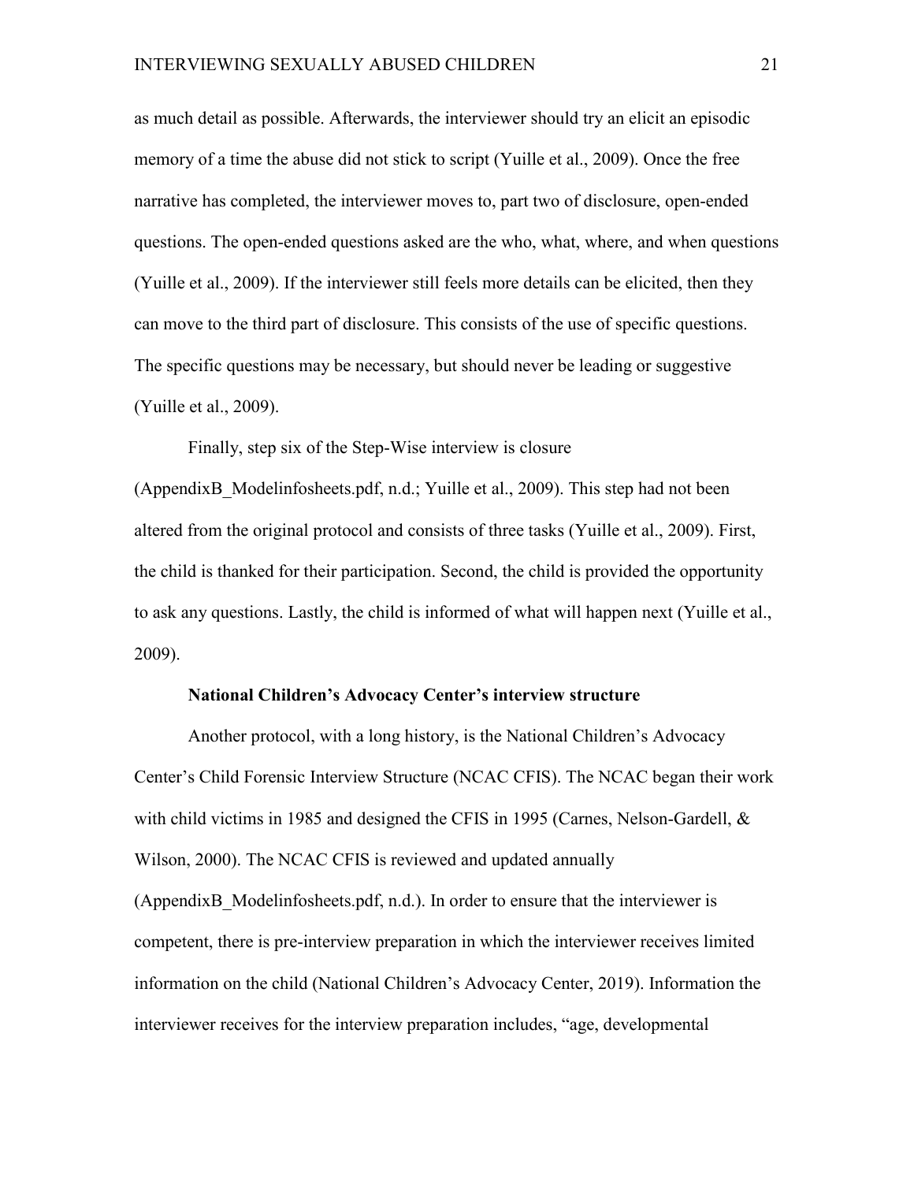as much detail as possible. Afterwards, the interviewer should try an elicit an episodic memory of a time the abuse did not stick to script (Yuille et al., 2009). Once the free narrative has completed, the interviewer moves to, part two of disclosure, open-ended questions. The open-ended questions asked are the who, what, where, and when questions (Yuille et al., 2009). If the interviewer still feels more details can be elicited, then they can move to the third part of disclosure. This consists of the use of specific questions. The specific questions may be necessary, but should never be leading or suggestive (Yuille et al., 2009).

Finally, step six of the Step-Wise interview is closure (AppendixB_Modelinfosheets.pdf, n.d.; Yuille et al., 2009). This step had not been altered from the original protocol and consists of three tasks (Yuille et al., 2009). First, the child is thanked for their participation. Second, the child is provided the opportunity to ask any questions. Lastly, the child is informed of what will happen next (Yuille et al., 2009).

### National Children's Advocacy Center's interview structure

Another protocol, with a long history, is the National Children's Advocacy Center's Child Forensic Interview Structure (NCAC CFIS). The NCAC began their work with child victims in 1985 and designed the CFIS in 1995 (Carnes, Nelson-Gardell, & Wilson, 2000). The NCAC CFIS is reviewed and updated annually (AppendixB_Modelinfosheets.pdf, n.d.). In order to ensure that the interviewer is competent, there is pre-interview preparation in which the interviewer receives limited information on the child (National Children's Advocacy Center, 2019). Information the interviewer receives for the interview preparation includes, "age, developmental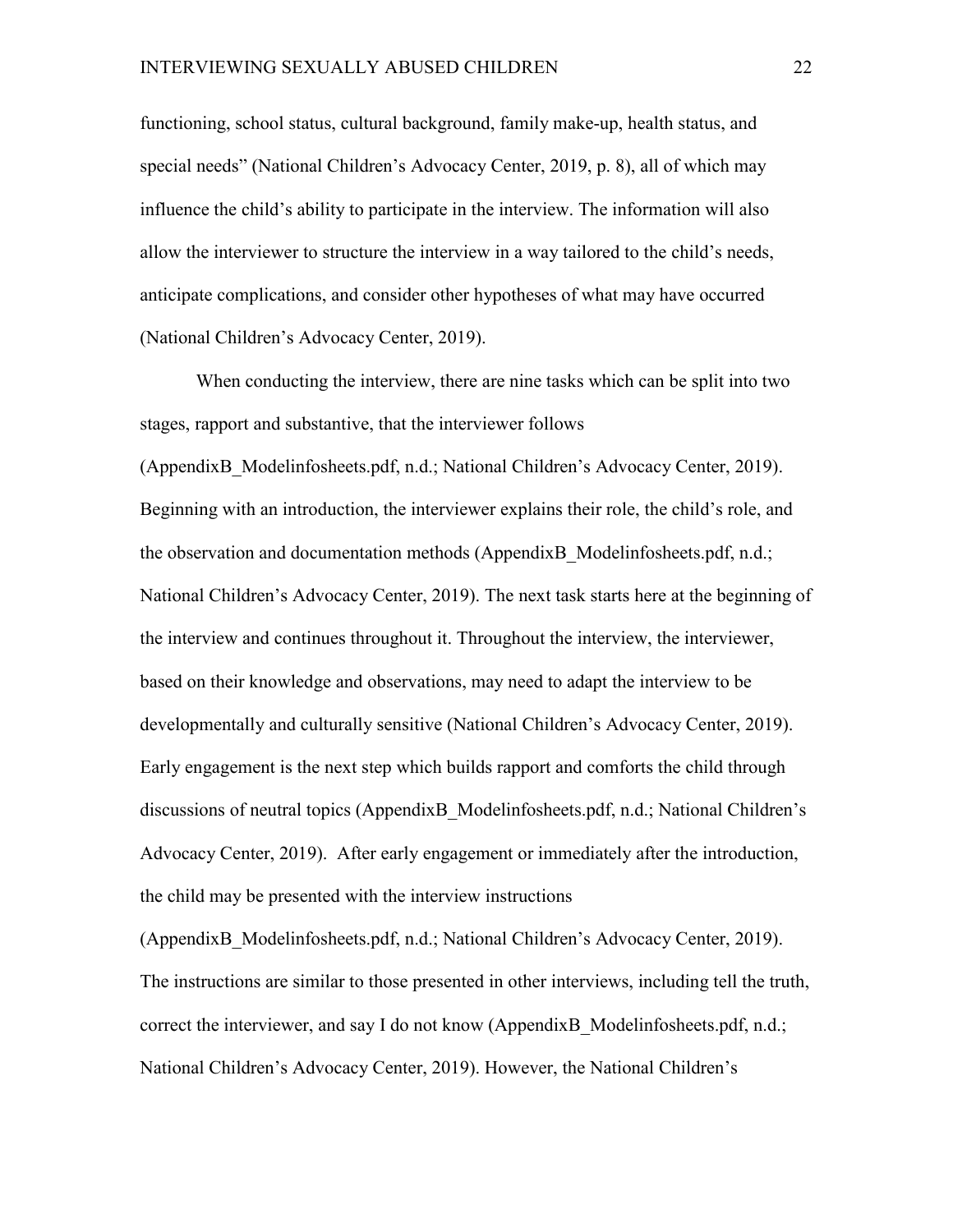functioning, school status, cultural background, family make-up, health status, and special needs" (National Children's Advocacy Center, 2019, p. 8), all of which may influence the child's ability to participate in the interview. The information will also allow the interviewer to structure the interview in a way tailored to the child's needs, anticipate complications, and consider other hypotheses of what may have occurred (National Children's Advocacy Center, 2019).

When conducting the interview, there are nine tasks which can be split into two stages, rapport and substantive, that the interviewer follows (AppendixB_Modelinfosheets.pdf, n.d.; National Children's Advocacy Center, 2019). Beginning with an introduction, the interviewer explains their role, the child's role, and the observation and documentation methods (AppendixB_Modelinfosheets.pdf, n.d.; National Children's Advocacy Center, 2019). The next task starts here at the beginning of the interview and continues throughout it. Throughout the interview, the interviewer, based on their knowledge and observations, may need to adapt the interview to be developmentally and culturally sensitive (National Children's Advocacy Center, 2019). Early engagement is the next step which builds rapport and comforts the child through discussions of neutral topics (AppendixB_Modelinfosheets.pdf, n.d.; National Children's Advocacy Center, 2019). After early engagement or immediately after the introduction, the child may be presented with the interview instructions (AppendixB_Modelinfosheets.pdf, n.d.; National Children's Advocacy Center, 2019). The instructions are similar to those presented in other interviews, including tell the truth, correct the interviewer, and say I do not know (AppendixB_Modelinfosheets.pdf, n.d.; National Children's Advocacy Center, 2019). However, the National Children's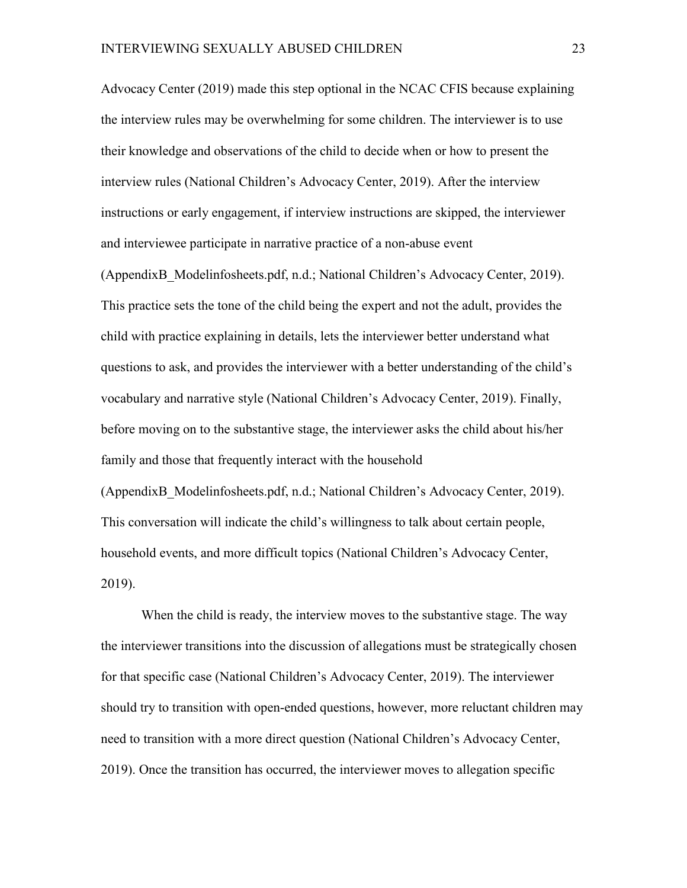Advocacy Center (2019) made this step optional in the NCAC CFIS because explaining the interview rules may be overwhelming for some children. The interviewer is to use their knowledge and observations of the child to decide when or how to present the interview rules (National Children's Advocacy Center, 2019). After the interview instructions or early engagement, if interview instructions are skipped, the interviewer and interviewee participate in narrative practice of a non-abuse event (AppendixB_Modelinfosheets.pdf, n.d.; National Children's Advocacy Center, 2019). This practice sets the tone of the child being the expert and not the adult, provides the child with practice explaining in details, lets the interviewer better understand what questions to ask, and provides the interviewer with a better understanding of the child's vocabulary and narrative style (National Children's Advocacy Center, 2019). Finally, before moving on to the substantive stage, the interviewer asks the child about his/her family and those that frequently interact with the household (AppendixB_Modelinfosheets.pdf, n.d.; National Children's Advocacy Center, 2019). This conversation will indicate the child's willingness to talk about certain people, household events, and more difficult topics (National Children's Advocacy Center, 2019).

When the child is ready, the interview moves to the substantive stage. The way the interviewer transitions into the discussion of allegations must be strategically chosen for that specific case (National Children's Advocacy Center, 2019). The interviewer should try to transition with open-ended questions, however, more reluctant children may need to transition with a more direct question (National Children's Advocacy Center, 2019). Once the transition has occurred, the interviewer moves to allegation specific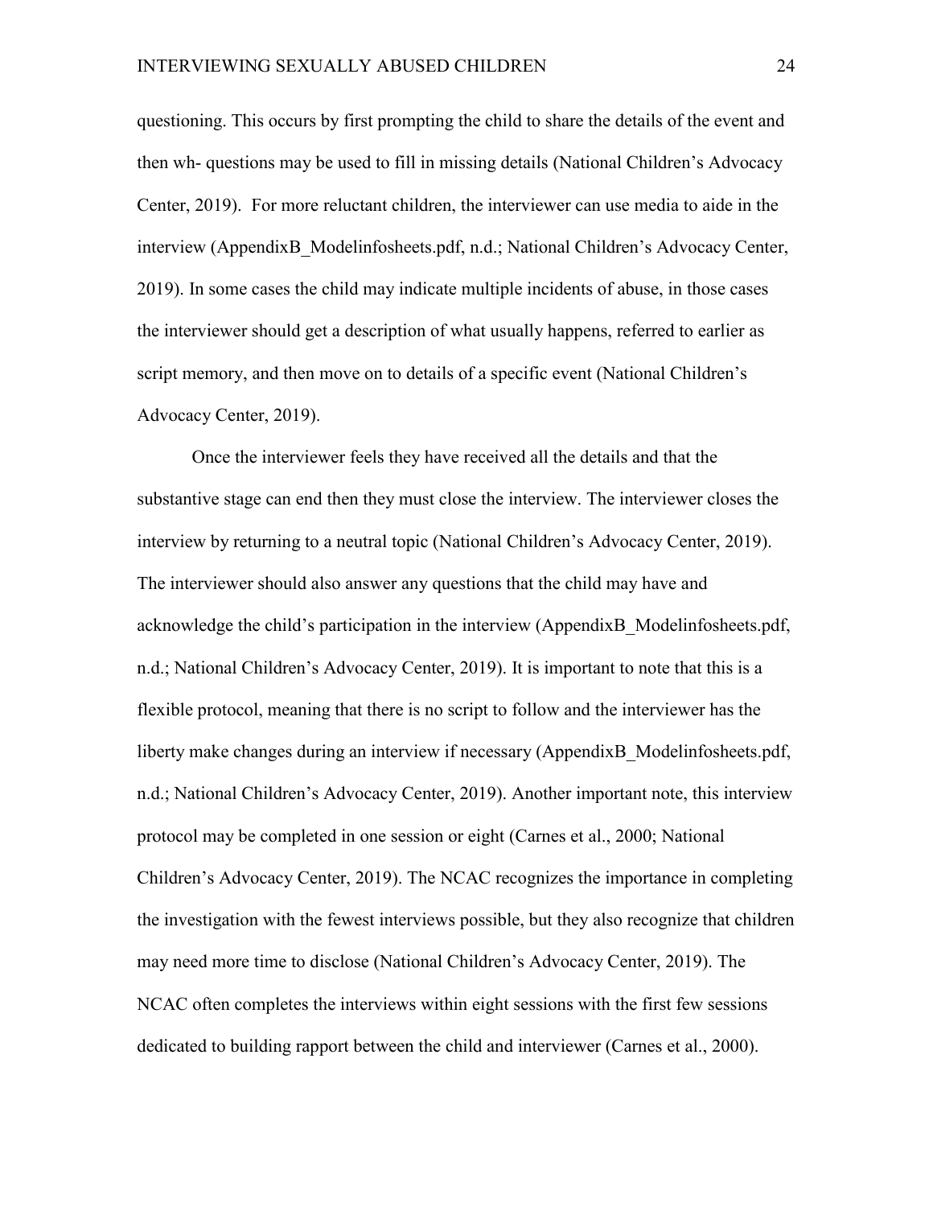questioning. This occurs by first prompting the child to share the details of the event and then wh- questions may be used to fill in missing details (National Children's Advocacy Center, 2019). For more reluctant children, the interviewer can use media to aide in the interview (AppendixB_Modelinfosheets.pdf, n.d.; National Children's Advocacy Center, 2019). In some cases the child may indicate multiple incidents of abuse, in those cases the interviewer should get a description of what usually happens, referred to earlier as script memory, and then move on to details of a specific event (National Children's Advocacy Center, 2019).

Once the interviewer feels they have received all the details and that the substantive stage can end then they must close the interview. The interviewer closes the interview by returning to a neutral topic (National Children's Advocacy Center, 2019). The interviewer should also answer any questions that the child may have and acknowledge the child's participation in the interview (AppendixB_Modelinfosheets.pdf, n.d.; National Children's Advocacy Center, 2019). It is important to note that this is a flexible protocol, meaning that there is no script to follow and the interviewer has the liberty make changes during an interview if necessary (AppendixB_Modelinfosheets.pdf, n.d.; National Children's Advocacy Center, 2019). Another important note, this interview protocol may be completed in one session or eight (Carnes et al., 2000; National Children's Advocacy Center, 2019). The NCAC recognizes the importance in completing the investigation with the fewest interviews possible, but they also recognize that children may need more time to disclose (National Children's Advocacy Center, 2019). The NCAC often completes the interviews within eight sessions with the first few sessions dedicated to building rapport between the child and interviewer (Carnes et al., 2000).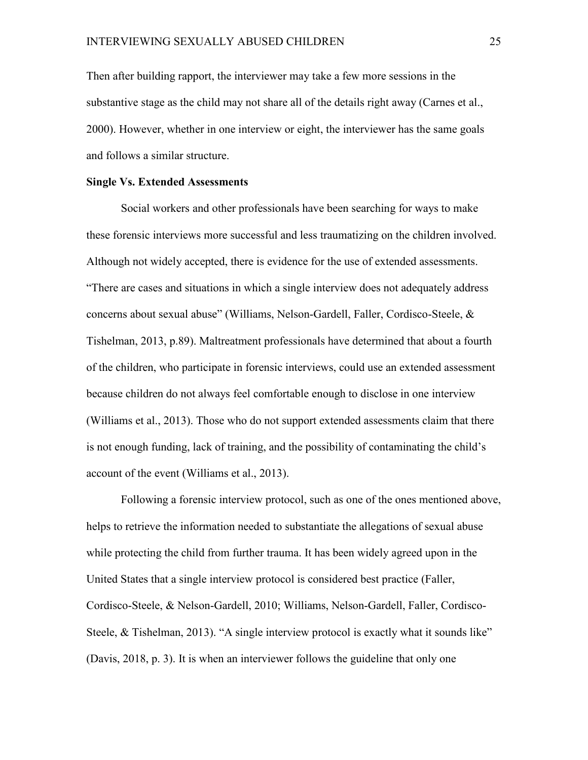Then after building rapport, the interviewer may take a few more sessions in the substantive stage as the child may not share all of the details right away (Carnes et al., 2000). However, whether in one interview or eight, the interviewer has the same goals and follows a similar structure.

**Single Vs. Extended Assessments**

Social workers and other professionals have been searching for ways to make these forensic interviews more successful and less traumatizing on the children involved. Although not widely accepted, there is evidence for the use of extended assessments. "There are cases and situations in which a single interview does not adequately address concerns about sexual abuse" (Williams, Nelson-Gardell, Faller, Cordisco-Steele, & Tishelman, 2013, p.89). Maltreatment professionals have determined that about a fourth of the children, who participate in forensic interviews, could use an extended assessment because children do not always feel comfortable enough to disclose in one interview (Williams et al., 2013). Those who do not support extended assessments claim that there is not enough funding, lack of training, and the possibility of contaminating the child's account of the event (Williams et al., 2013).

Following a forensic interview protocol, such as one of the ones mentioned above, helps to retrieve the information needed to substantiate the allegations of sexual abuse while protecting the child from further trauma. It has been widely agreed upon in the United States that a single interview protocol is considered best practice (Faller, Cordisco-Steele, & Nelson-Gardell, 2010; Williams, Nelson-Gardell, Faller, Cordisco-Steele, & Tishelman, 2013). "A single interview protocol is exactly what it sounds like" (Davis, 2018, p. 3). It is when an interviewer follows the guideline that only one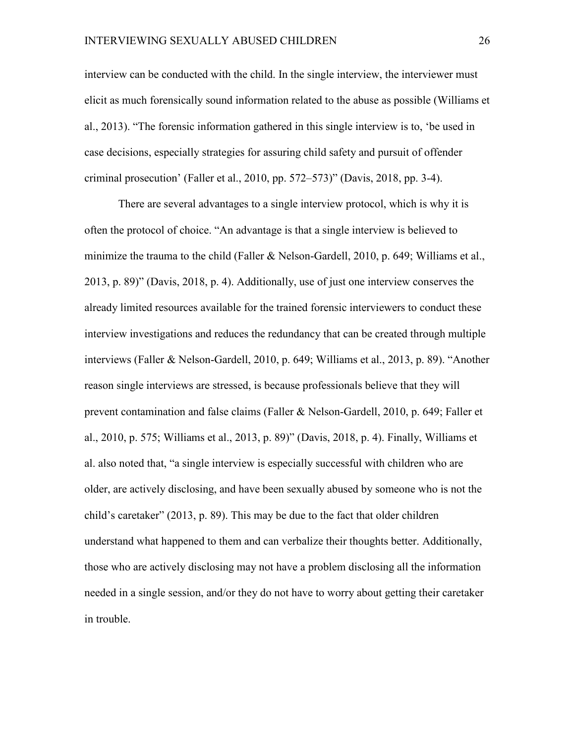interview can be conducted with the child. In the single interview, the interviewer must elicit as much forensically sound information related to the abuse as possible (Williams et al., 2013). "The forensic information gathered in this single interview is to, 'be used in case decisions, especially strategies for assuring child safety and pursuit of offender criminal prosecution' (Faller et al., 2010, pp. 572–573)" (Davis, 2018, pp. 3-4).

There are several advantages to a single interview protocol, which is why it is often the protocol of choice. "An advantage is that a single interview is believed to minimize the trauma to the child (Faller & Nelson-Gardell, 2010, p. 649; Williams et al., 2013, p. 89)" (Davis, 2018, p. 4). Additionally, use of just one interview conserves the already limited resources available for the trained forensic interviewers to conduct these interview investigations and reduces the redundancy that can be created through multiple interviews (Faller & Nelson-Gardell, 2010, p. 649; Williams et al., 2013, p. 89). "Another reason single interviews are stressed, is because professionals believe that they will prevent contamination and false claims (Faller & Nelson-Gardell, 2010, p. 649; Faller et al., 2010, p. 575; Williams et al., 2013, p. 89)" (Davis, 2018, p. 4). Finally, Williams et al. also noted that, "a single interview is especially successful with children who are older, are actively disclosing, and have been sexually abused by someone who is not the child's caretaker" (2013, p. 89). This may be due to the fact that older children understand what happened to them and can verbalize their thoughts better. Additionally, those who are actively disclosing may not have a problem disclosing all the information needed in a single session, and/or they do not have to worry about getting their caretaker in trouble.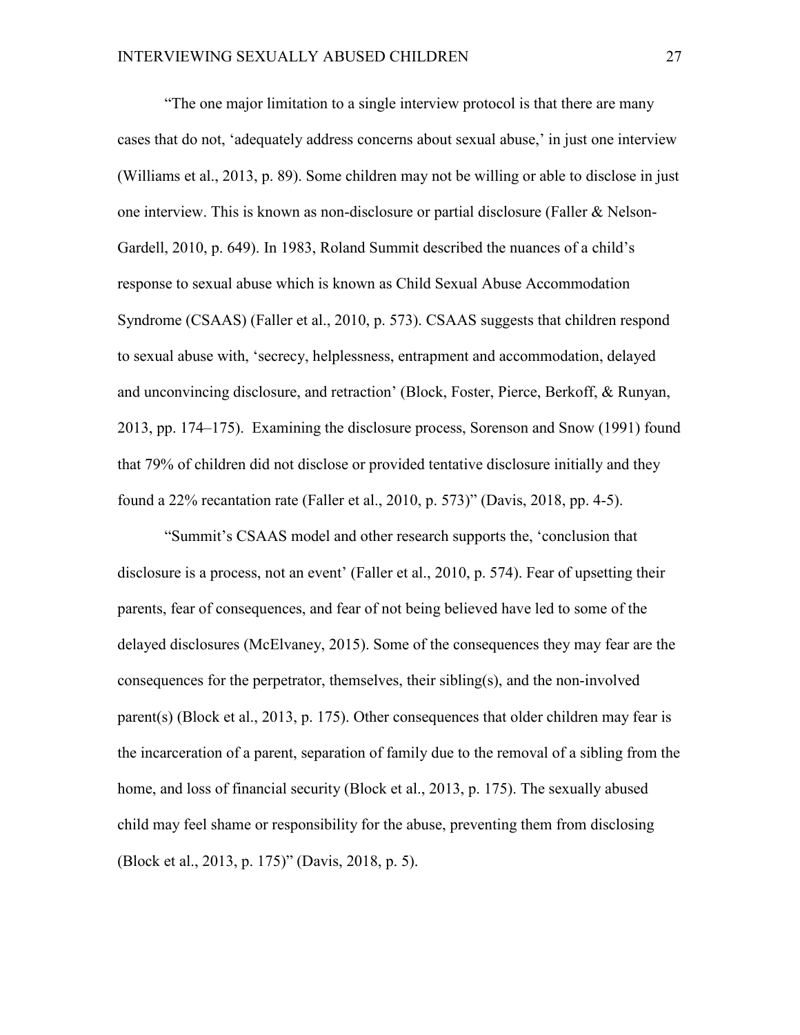"The one major limitation to a single interview protocol is that there are many cases that do not, 'adequately address concerns about sexual abuse,' in just one interview (Williams et al., 2013, p. 89). Some children may not be willing or able to disclose in just one interview. This is known as non-disclosure or partial disclosure (Faller & Nelson-Gardell, 2010, p. 649). In 1983, Roland Summit described the nuances of a child's response to sexual abuse which is known as Child Sexual Abuse Accommodation Syndrome (CSAAS) (Faller et al., 2010, p. 573). CSAAS suggests that children respond to sexual abuse with, 'secrecy, helplessness, entrapment and accommodation, delayed and unconvincing disclosure, and retraction' (Block, Foster, Pierce, Berkoff, & Runyan, 2013, pp. 174–175). Examining the disclosure process, Sorenson and Snow (1991) found that 79% of children did not disclose or provided tentative disclosure initially and they found a 22% recantation rate (Faller et al., 2010, p. 573)" (Davis, 2018, pp. 4-5).

"Summit's CSAAS model and other research supports the, 'conclusion that disclosure is a process, not an event' (Faller et al., 2010, p. 574). Fear of upsetting their parents, fear of consequences, and fear of not being believed have led to some of the delayed disclosures (McElvaney, 2015). Some of the consequences they may fear are the consequences for the perpetrator, themselves, their sibling(s), and the non-involved parent(s) (Block et al., 2013, p. 175). Other consequences that older children may fear is the incarceration of a parent, separation of family due to the removal of a sibling from the home, and loss of financial security (Block et al., 2013, p. 175). The sexually abused child may feel shame or responsibility for the abuse, preventing them from disclosing (Block et al., 2013, p. 175)" (Davis, 2018, p. 5).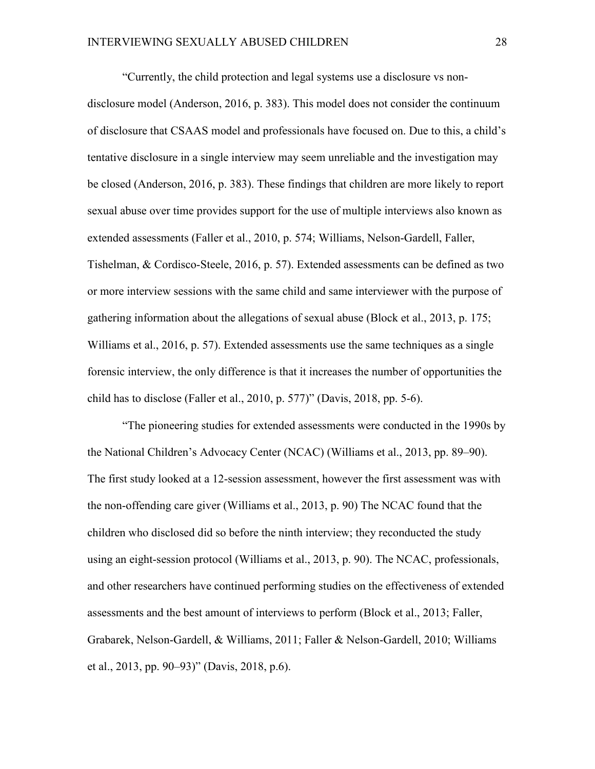"Currently, the child protection and legal systems use a disclosure vs non-disclosure model (Anderson, 2016, p. 383). This model does not consider the continuum of disclosure that CSAAS model and professionals have focused on. Due to this, a child's tentative disclosure in a single interview may seem unreliable and the investigation may be closed (Anderson, 2016, p. 383). These findings that children are more likely to report sexual abuse over time provides support for the use of multiple interviews also known as extended assessments (Faller et al., 2010, p. 574; Williams, Nelson-Gardell, Faller, Tishelman, & Cordisco-Steele, 2016, p. 57). Extended assessments can be defined as two or more interview sessions with the same child and same interviewer with the purpose of gathering information about the allegations of sexual abuse (Block et al., 2013, p. 175; Williams et al., 2016, p. 57). Extended assessments use the same techniques as a single forensic interview, the only difference is that it increases the number of opportunities the child has to disclose (Faller et al., 2010, p. 577)" (Davis, 2018, pp. 5-6).

"The pioneering studies for extended assessments were conducted in the 1990s by the National Children's Advocacy Center (NCAC) (Williams et al., 2013, pp. 89–90). The first study looked at a 12-session assessment, however the first assessment was with the non-offending care giver (Williams et al., 2013, p. 90) The NCAC found that the children who disclosed did so before the ninth interview; they reconducted the study using an eight-session protocol (Williams et al., 2013, p. 90). The NCAC, professionals, and other researchers have continued performing studies on the effectiveness of extended assessments and the best amount of interviews to perform (Block et al., 2013; Faller, Grabarek, Nelson-Gardell, & Williams, 2011; Faller & Nelson-Gardell, 2010; Williams et al., 2013, pp. 90–93)" (Davis, 2018, p.6).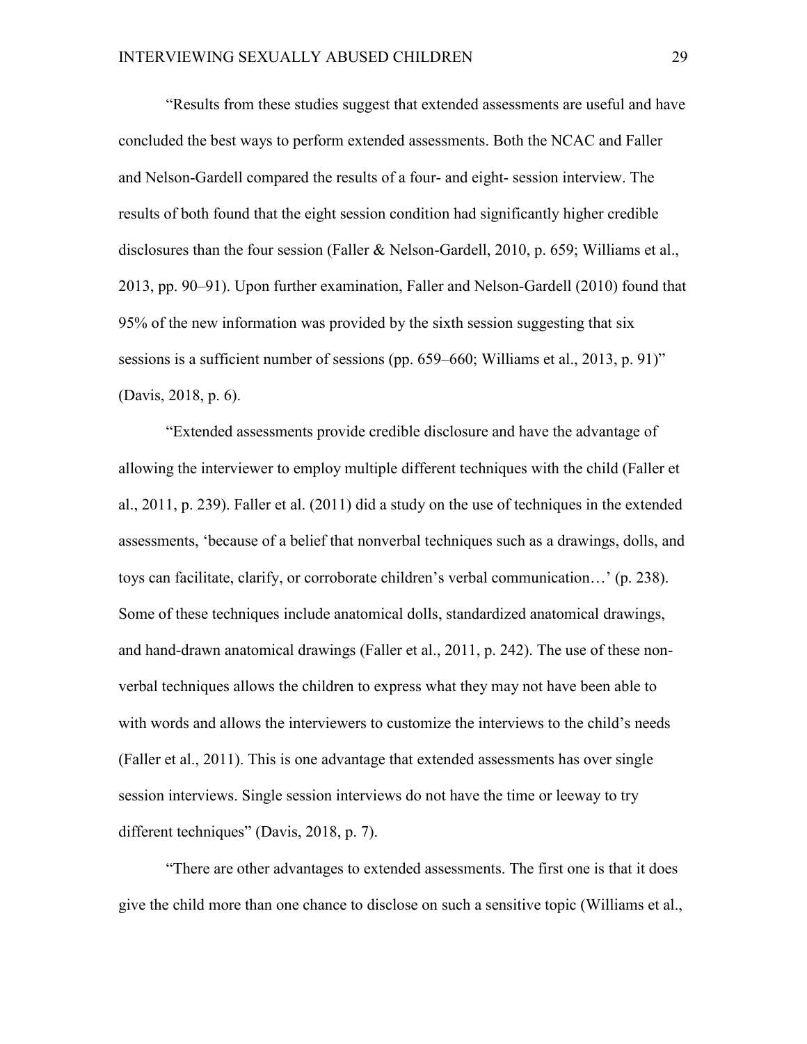"Results from these studies suggest that extended assessments are useful and have concluded the best ways to perform extended assessments. Both the NCAC and Faller and Nelson-Gardell compared the results of a four- and eight- session interview. The results of both found that the eight session condition had significantly higher credible disclosures than the four session (Faller & Nelson-Gardell, 2010, p. 659; Williams et al., 2013, pp. 90–91). Upon further examination, Faller and Nelson-Gardell (2010) found that 95% of the new information was provided by the sixth session suggesting that six sessions is a sufficient number of sessions (pp. 659–660; Williams et al., 2013, p. 91)" (Davis, 2018, p. 6).

"Extended assessments provide credible disclosure and have the advantage of allowing the interviewer to employ multiple different techniques with the child (Faller et al., 2011, p. 239). Faller et al. (2011) did a study on the use of techniques in the extended assessments, 'because of a belief that nonverbal techniques such as a drawings, dolls, and toys can facilitate, clarify, or corroborate children's verbal communication…' (p. 238). Some of these techniques include anatomical dolls, standardized anatomical drawings, and hand-drawn anatomical drawings (Faller et al., 2011, p. 242). The use of these non-verbal techniques allows the children to express what they may not have been able to with words and allows the interviewers to customize the interviews to the child's needs (Faller et al., 2011). This is one advantage that extended assessments has over single session interviews. Single session interviews do not have the time or leeway to try different techniques" (Davis, 2018, p. 7).

"There are other advantages to extended assessments. The first one is that it does give the child more than one chance to disclose on such a sensitive topic (Williams et al.,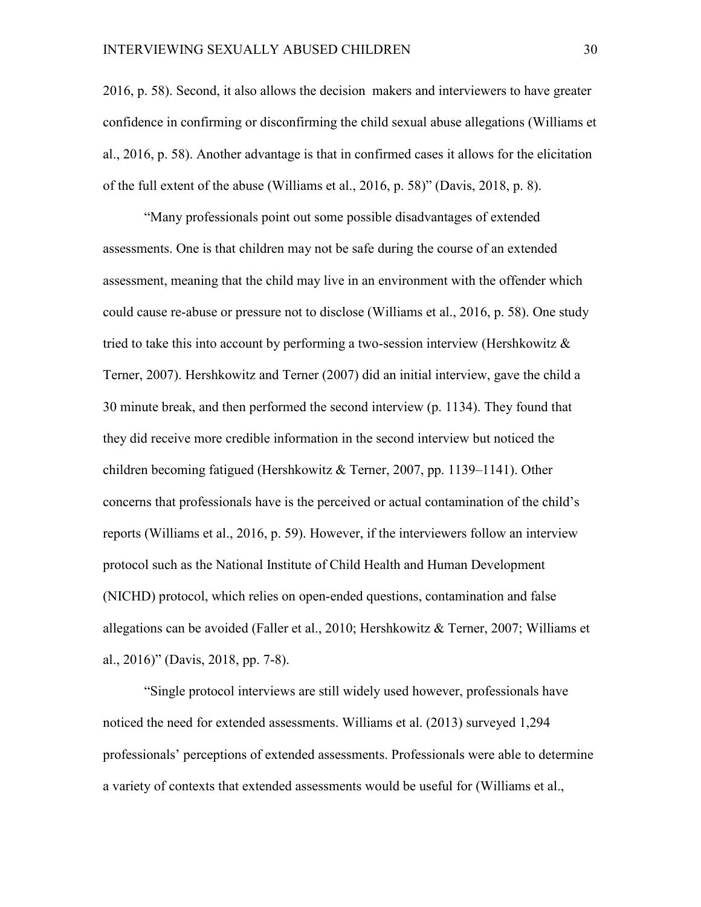2016, p. 58). Second, it also allows the decision makers and interviewers to have greater confidence in confirming or disconfirming the child sexual abuse allegations (Williams et al., 2016, p. 58). Another advantage is that in confirmed cases it allows for the elicitation of the full extent of the abuse (Williams et al., 2016, p. 58)" (Davis, 2018, p. 8).

"Many professionals point out some possible disadvantages of extended assessments. One is that children may not be safe during the course of an extended assessment, meaning that the child may live in an environment with the offender which could cause re-abuse or pressure not to disclose (Williams et al., 2016, p. 58). One study tried to take this into account by performing a two-session interview (Hershkowitz & Terner, 2007). Hershkowitz and Terner (2007) did an initial interview, gave the child a 30 minute break, and then performed the second interview (p. 1134). They found that they did receive more credible information in the second interview but noticed the children becoming fatigued (Hershkowitz & Terner, 2007, pp. 1139–1141). Other concerns that professionals have is the perceived or actual contamination of the child's reports (Williams et al., 2016, p. 59). However, if the interviewers follow an interview protocol such as the National Institute of Child Health and Human Development (NICHD) protocol, which relies on open-ended questions, contamination and false allegations can be avoided (Faller et al., 2010; Hershkowitz & Terner, 2007; Williams et al., 2016)" (Davis, 2018, pp. 7-8).

"Single protocol interviews are still widely used however, professionals have noticed the need for extended assessments. Williams et al. (2013) surveyed 1,294 professionals' perceptions of extended assessments. Professionals were able to determine a variety of contexts that extended assessments would be useful for (Williams et al.,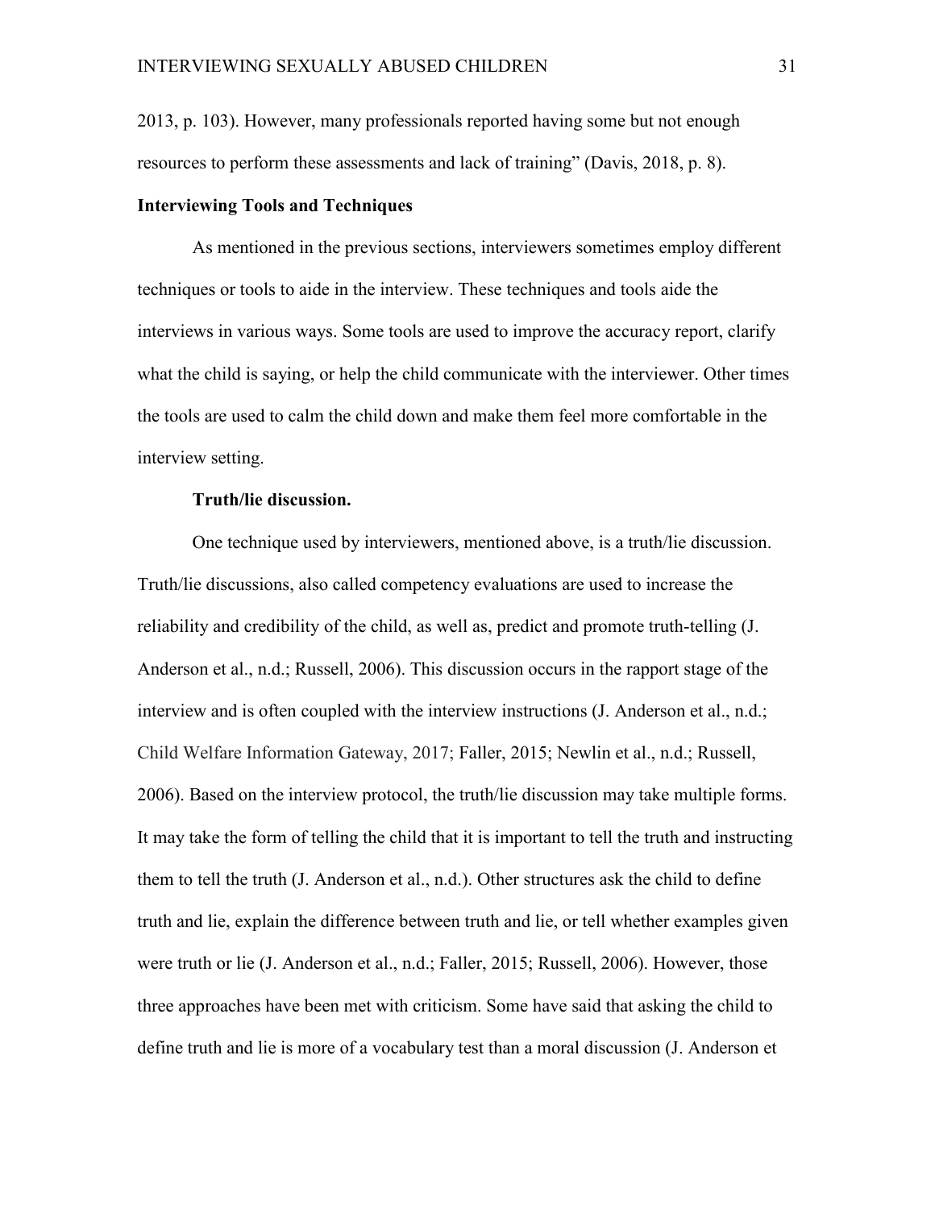2013, p. 103). However, many professionals reported having some but not enough resources to perform these assessments and lack of training" (Davis, 2018, p. 8).

## Interviewing Tools and Techniques

As mentioned in the previous sections, interviewers sometimes employ different techniques or tools to aide in the interview. These techniques and tools aide the interviews in various ways. Some tools are used to improve the accuracy report, clarify what the child is saying, or help the child communicate with the interviewer. Other times the tools are used to calm the child down and make them feel more comfortable in the interview setting.

### Truth/lie discussion.

One technique used by interviewers, mentioned above, is a truth/lie discussion. Truth/lie discussions, also called competency evaluations are used to increase the reliability and credibility of the child, as well as, predict and promote truth-telling (J. Anderson et al., n.d.; Russell, 2006). This discussion occurs in the rapport stage of the interview and is often coupled with the interview instructions (J. Anderson et al., n.d.; Child Welfare Information Gateway, 2017; Faller, 2015; Newlin et al., n.d.; Russell, 2006). Based on the interview protocol, the truth/lie discussion may take multiple forms. It may take the form of telling the child that it is important to tell the truth and instructing them to tell the truth (J. Anderson et al., n.d.). Other structures ask the child to define truth and lie, explain the difference between truth and lie, or tell whether examples given were truth or lie (J. Anderson et al., n.d.; Faller, 2015; Russell, 2006). However, those three approaches have been met with criticism. Some have said that asking the child to define truth and lie is more of a vocabulary test than a moral discussion (J. Anderson et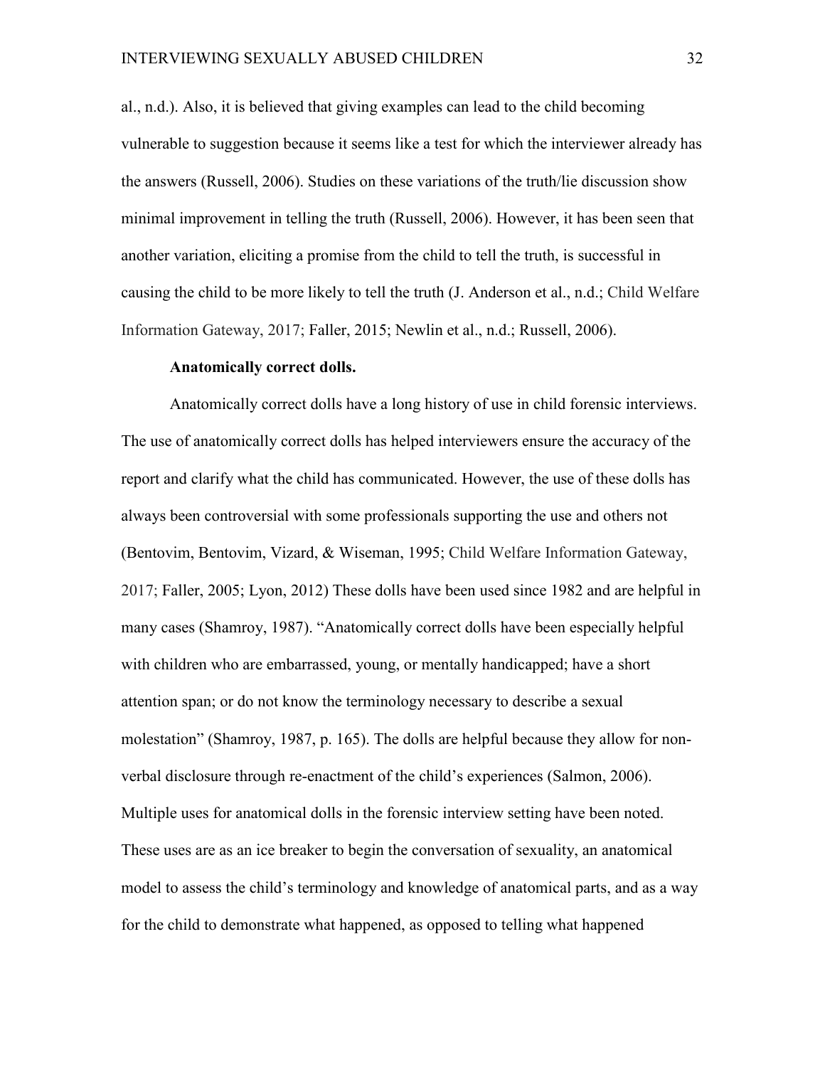al., n.d.). Also, it is believed that giving examples can lead to the child becoming vulnerable to suggestion because it seems like a test for which the interviewer already has the answers (Russell, 2006). Studies on these variations of the truth/lie discussion show minimal improvement in telling the truth (Russell, 2006). However, it has been seen that another variation, eliciting a promise from the child to tell the truth, is successful in causing the child to be more likely to tell the truth (J. Anderson et al., n.d.; Child Welfare Information Gateway, 2017; Faller, 2015; Newlin et al., n.d.; Russell, 2006).

**Anatomically correct dolls.**

Anatomically correct dolls have a long history of use in child forensic interviews. The use of anatomically correct dolls has helped interviewers ensure the accuracy of the report and clarify what the child has communicated. However, the use of these dolls has always been controversial with some professionals supporting the use and others not (Bentovim, Bentovim, Vizard, & Wiseman, 1995; Child Welfare Information Gateway, 2017; Faller, 2005; Lyon, 2012) These dolls have been used since 1982 and are helpful in many cases (Shamroy, 1987). "Anatomically correct dolls have been especially helpful with children who are embarrassed, young, or mentally handicapped; have a short attention span; or do not know the terminology necessary to describe a sexual molestation" (Shamroy, 1987, p. 165). The dolls are helpful because they allow for non-verbal disclosure through re-enactment of the child's experiences (Salmon, 2006). Multiple uses for anatomical dolls in the forensic interview setting have been noted. These uses are as an ice breaker to begin the conversation of sexuality, an anatomical model to assess the child's terminology and knowledge of anatomical parts, and as a way for the child to demonstrate what happened, as opposed to telling what happened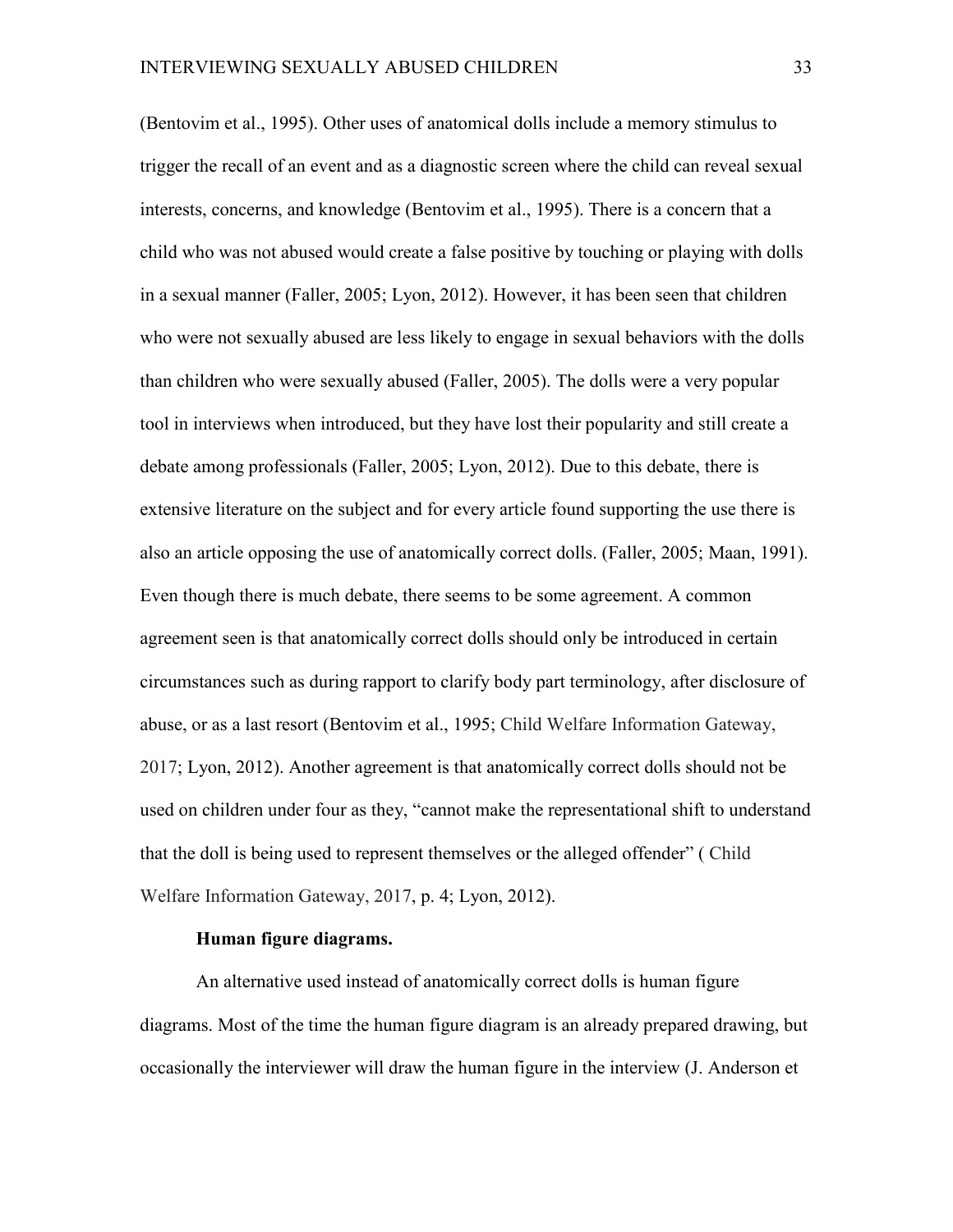(Bentovim et al., 1995). Other uses of anatomical dolls include a memory stimulus to trigger the recall of an event and as a diagnostic screen where the child can reveal sexual interests, concerns, and knowledge (Bentovim et al., 1995). There is a concern that a child who was not abused would create a false positive by touching or playing with dolls in a sexual manner (Faller, 2005; Lyon, 2012). However, it has been seen that children who were not sexually abused are less likely to engage in sexual behaviors with the dolls than children who were sexually abused (Faller, 2005). The dolls were a very popular tool in interviews when introduced, but they have lost their popularity and still create a debate among professionals (Faller, 2005; Lyon, 2012). Due to this debate, there is extensive literature on the subject and for every article found supporting the use there is also an article opposing the use of anatomically correct dolls. (Faller, 2005; Maan, 1991). Even though there is much debate, there seems to be some agreement. A common agreement seen is that anatomically correct dolls should only be introduced in certain circumstances such as during rapport to clarify body part terminology, after disclosure of abuse, or as a last resort (Bentovim et al., 1995; Child Welfare Information Gateway, 2017; Lyon, 2012). Another agreement is that anatomically correct dolls should not be used on children under four as they, "cannot make the representational shift to understand that the doll is being used to represent themselves or the alleged offender" ( Child Welfare Information Gateway, 2017, p. 4; Lyon, 2012).

**Human figure diagrams.**

An alternative used instead of anatomically correct dolls is human figure diagrams. Most of the time the human figure diagram is an already prepared drawing, but occasionally the interviewer will draw the human figure in the interview (J. Anderson et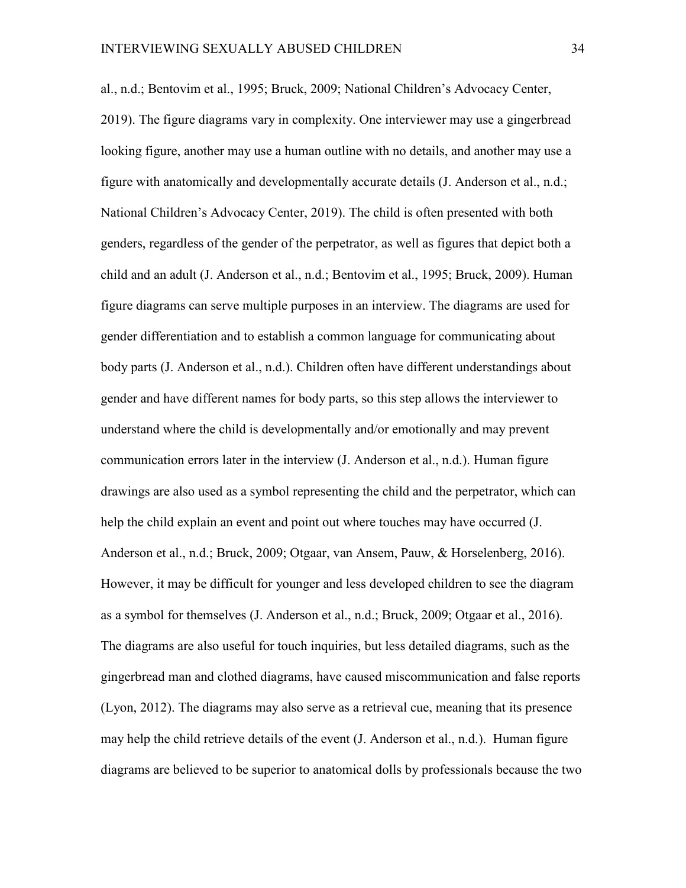al., n.d.; Bentovim et al., 1995; Bruck, 2009; National Children's Advocacy Center, 2019). The figure diagrams vary in complexity. One interviewer may use a gingerbread looking figure, another may use a human outline with no details, and another may use a figure with anatomically and developmentally accurate details (J. Anderson et al., n.d.; National Children's Advocacy Center, 2019). The child is often presented with both genders, regardless of the gender of the perpetrator, as well as figures that depict both a child and an adult (J. Anderson et al., n.d.; Bentovim et al., 1995; Bruck, 2009). Human figure diagrams can serve multiple purposes in an interview. The diagrams are used for gender differentiation and to establish a common language for communicating about body parts (J. Anderson et al., n.d.). Children often have different understandings about gender and have different names for body parts, so this step allows the interviewer to understand where the child is developmentally and/or emotionally and may prevent communication errors later in the interview (J. Anderson et al., n.d.). Human figure drawings are also used as a symbol representing the child and the perpetrator, which can help the child explain an event and point out where touches may have occurred (J. Anderson et al., n.d.; Bruck, 2009; Otgaar, van Ansem, Pauw, & Horselenberg, 2016). However, it may be difficult for younger and less developed children to see the diagram as a symbol for themselves (J. Anderson et al., n.d.; Bruck, 2009; Otgaar et al., 2016). The diagrams are also useful for touch inquiries, but less detailed diagrams, such as the gingerbread man and clothed diagrams, have caused miscommunication and false reports (Lyon, 2012). The diagrams may also serve as a retrieval cue, meaning that its presence may help the child retrieve details of the event (J. Anderson et al., n.d.). Human figure diagrams are believed to be superior to anatomical dolls by professionals because the two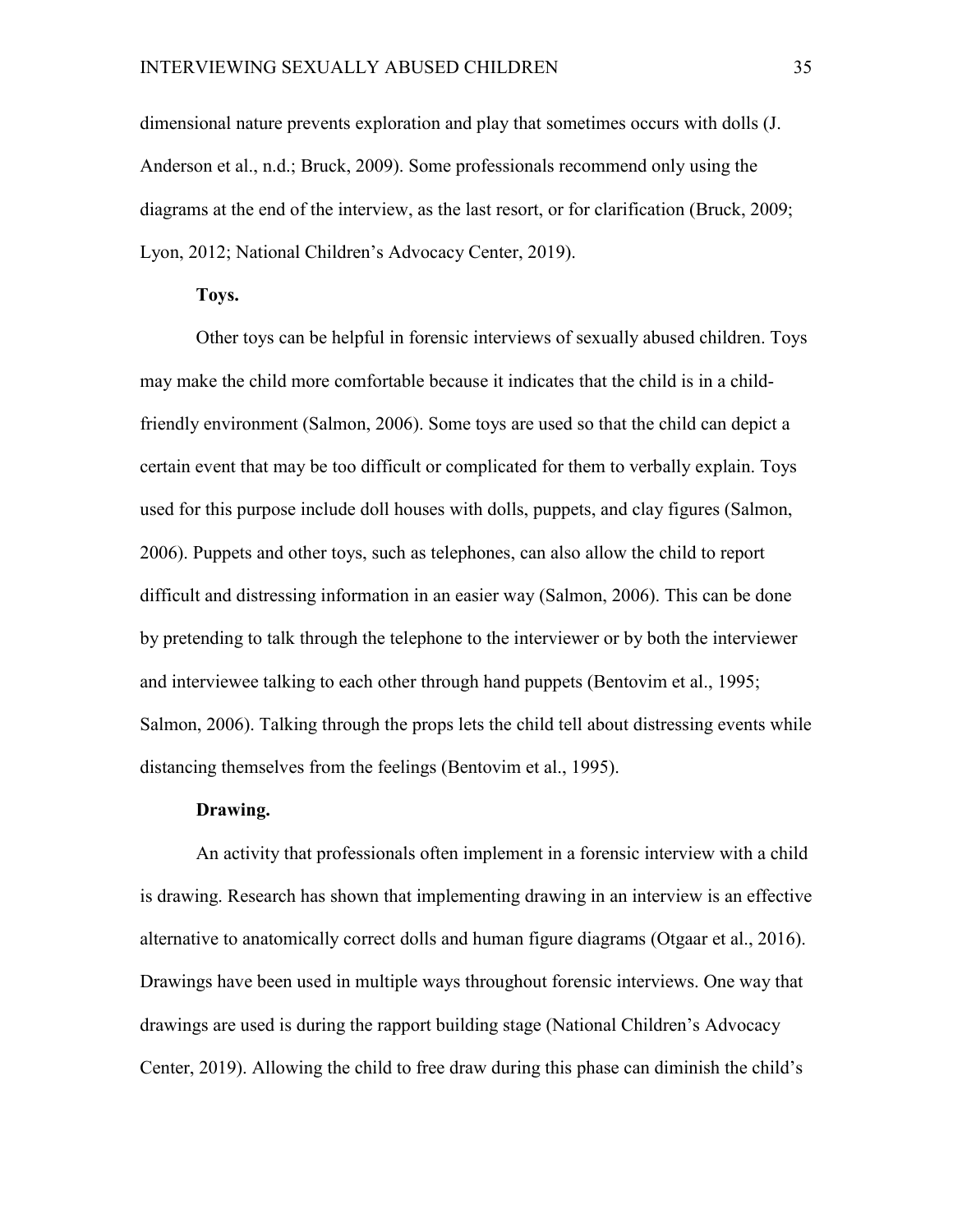dimensional nature prevents exploration and play that sometimes occurs with dolls (J. Anderson et al., n.d.; Bruck, 2009). Some professionals recommend only using the diagrams at the end of the interview, as the last resort, or for clarification (Bruck, 2009; Lyon, 2012; National Children's Advocacy Center, 2019).

#### Toys.

Other toys can be helpful in forensic interviews of sexually abused children. Toys may make the child more comfortable because it indicates that the child is in a child-friendly environment (Salmon, 2006). Some toys are used so that the child can depict a certain event that may be too difficult or complicated for them to verbally explain. Toys used for this purpose include doll houses with dolls, puppets, and clay figures (Salmon, 2006). Puppets and other toys, such as telephones, can also allow the child to report difficult and distressing information in an easier way (Salmon, 2006). This can be done by pretending to talk through the telephone to the interviewer or by both the interviewer and interviewee talking to each other through hand puppets (Bentovim et al., 1995; Salmon, 2006). Talking through the props lets the child tell about distressing events while distancing themselves from the feelings (Bentovim et al., 1995).

#### Drawing.

An activity that professionals often implement in a forensic interview with a child is drawing. Research has shown that implementing drawing in an interview is an effective alternative to anatomically correct dolls and human figure diagrams (Otgaar et al., 2016). Drawings have been used in multiple ways throughout forensic interviews. One way that drawings are used is during the rapport building stage (National Children's Advocacy Center, 2019). Allowing the child to free draw during this phase can diminish the child's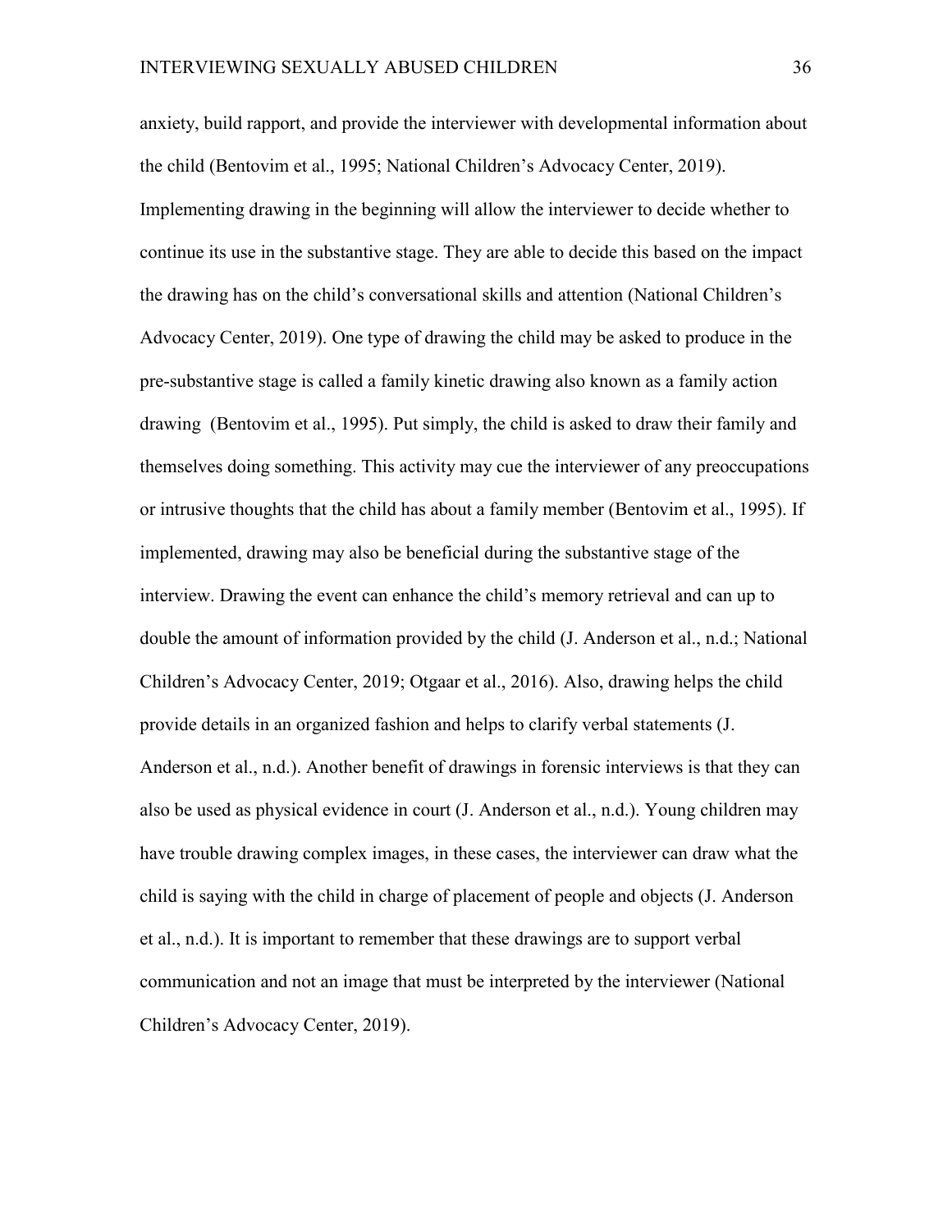anxiety, build rapport, and provide the interviewer with developmental information about the child (Bentovim et al., 1995; National Children's Advocacy Center, 2019). Implementing drawing in the beginning will allow the interviewer to decide whether to continue its use in the substantive stage. They are able to decide this based on the impact the drawing has on the child's conversational skills and attention (National Children's Advocacy Center, 2019). One type of drawing the child may be asked to produce in the pre-substantive stage is called a family kinetic drawing also known as a family action drawing (Bentovim et al., 1995). Put simply, the child is asked to draw their family and themselves doing something. This activity may cue the interviewer of any preoccupations or intrusive thoughts that the child has about a family member (Bentovim et al., 1995). If implemented, drawing may also be beneficial during the substantive stage of the interview. Drawing the event can enhance the child's memory retrieval and can up to double the amount of information provided by the child (J. Anderson et al., n.d.; National Children's Advocacy Center, 2019; Otgaar et al., 2016). Also, drawing helps the child provide details in an organized fashion and helps to clarify verbal statements (J. Anderson et al., n.d.). Another benefit of drawings in forensic interviews is that they can also be used as physical evidence in court (J. Anderson et al., n.d.). Young children may have trouble drawing complex images, in these cases, the interviewer can draw what the child is saying with the child in charge of placement of people and objects (J. Anderson et al., n.d.). It is important to remember that these drawings are to support verbal communication and not an image that must be interpreted by the interviewer (National Children's Advocacy Center, 2019).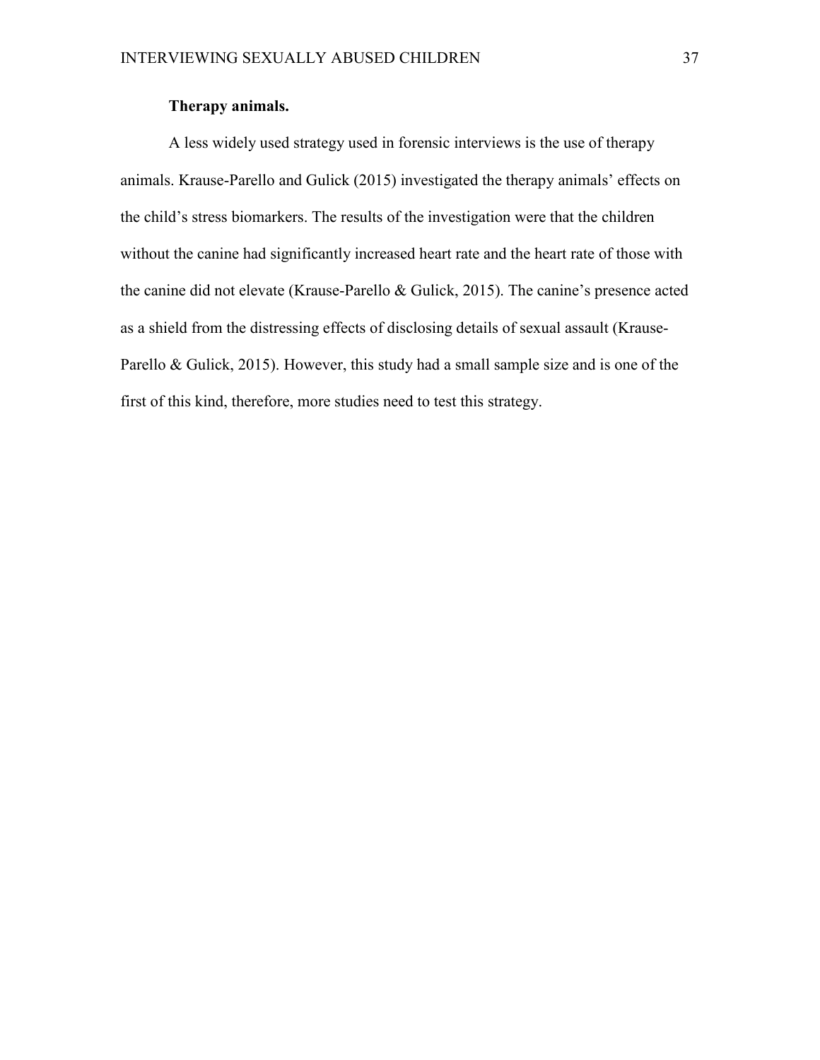**Therapy animals.**

A less widely used strategy used in forensic interviews is the use of therapy animals. Krause-Parello and Gulick (2015) investigated the therapy animals' effects on the child's stress biomarkers. The results of the investigation were that the children without the canine had significantly increased heart rate and the heart rate of those with the canine did not elevate (Krause-Parello & Gulick, 2015). The canine's presence acted as a shield from the distressing effects of disclosing details of sexual assault (Krause-Parello & Gulick, 2015). However, this study had a small sample size and is one of the first of this kind, therefore, more studies need to test this strategy.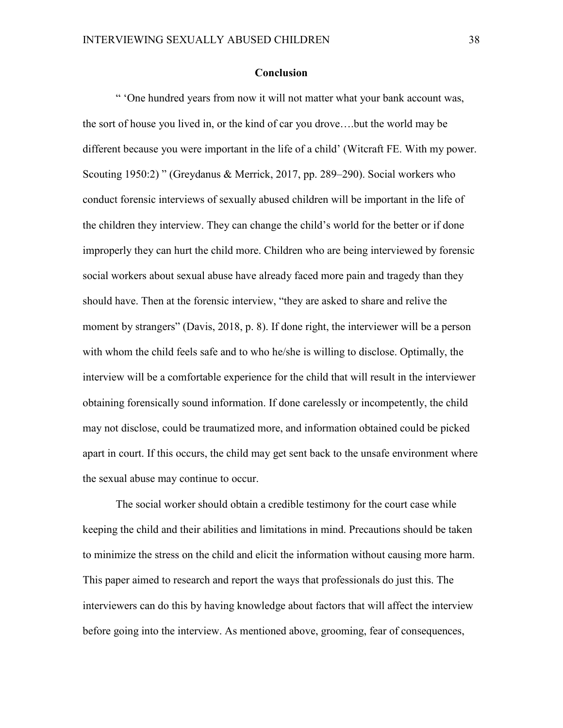## Conclusion

" 'One hundred years from now it will not matter what your bank account was, the sort of house you lived in, or the kind of car you drove….but the world may be different because you were important in the life of a child' (Witcraft FE. With my power. Scouting 1950:2) " (Greydanus & Merrick, 2017, pp. 289–290). Social workers who conduct forensic interviews of sexually abused children will be important in the life of the children they interview. They can change the child's world for the better or if done improperly they can hurt the child more. Children who are being interviewed by forensic social workers about sexual abuse have already faced more pain and tragedy than they should have. Then at the forensic interview, "they are asked to share and relive the moment by strangers" (Davis, 2018, p. 8). If done right, the interviewer will be a person with whom the child feels safe and to who he/she is willing to disclose. Optimally, the interview will be a comfortable experience for the child that will result in the interviewer obtaining forensically sound information. If done carelessly or incompetently, the child may not disclose, could be traumatized more, and information obtained could be picked apart in court. If this occurs, the child may get sent back to the unsafe environment where the sexual abuse may continue to occur.

The social worker should obtain a credible testimony for the court case while keeping the child and their abilities and limitations in mind. Precautions should be taken to minimize the stress on the child and elicit the information without causing more harm. This paper aimed to research and report the ways that professionals do just this. The interviewers can do this by having knowledge about factors that will affect the interview before going into the interview. As mentioned above, grooming, fear of consequences,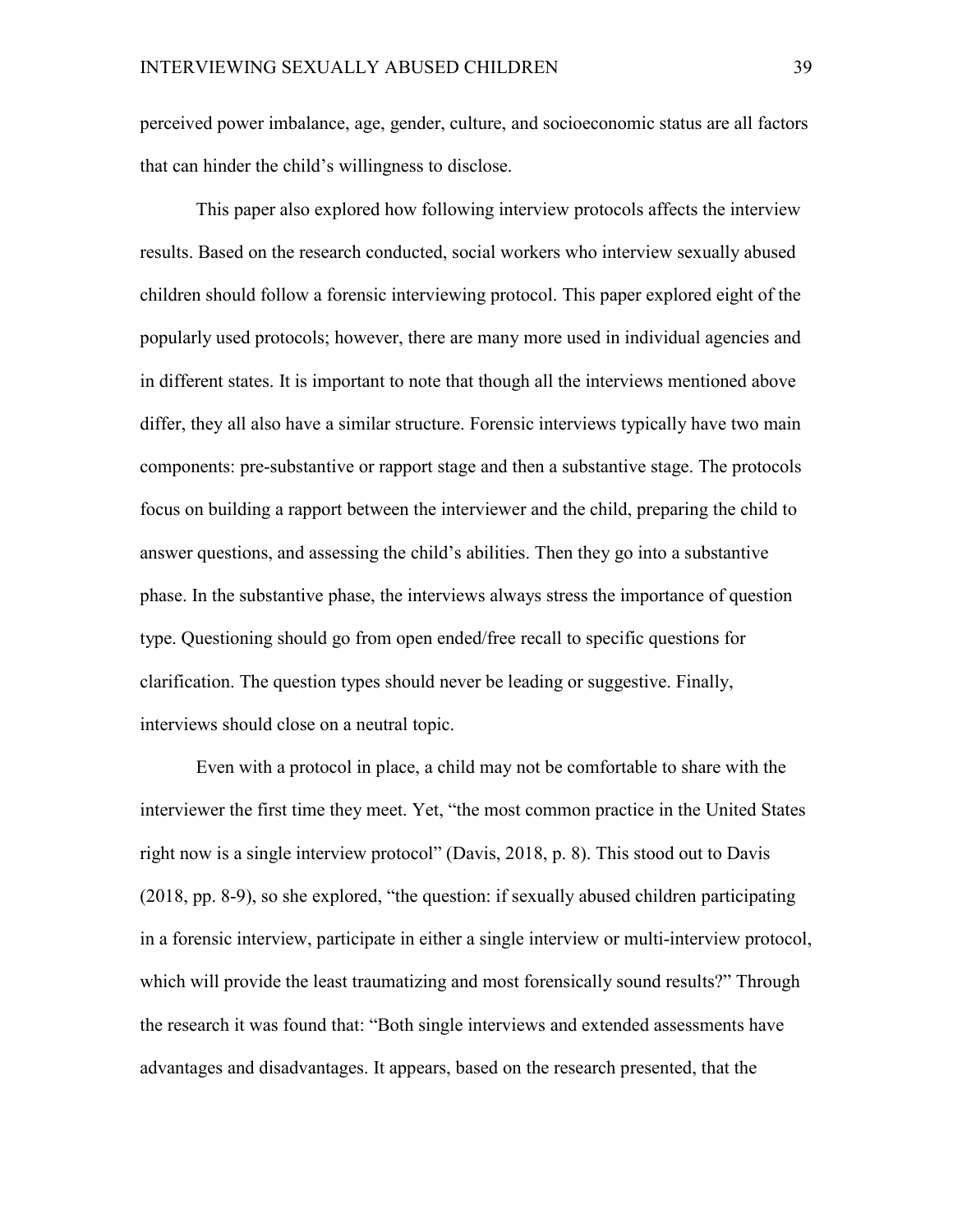perceived power imbalance, age, gender, culture, and socioeconomic status are all factors that can hinder the child's willingness to disclose.

This paper also explored how following interview protocols affects the interview results. Based on the research conducted, social workers who interview sexually abused children should follow a forensic interviewing protocol. This paper explored eight of the popularly used protocols; however, there are many more used in individual agencies and in different states. It is important to note that though all the interviews mentioned above differ, they all also have a similar structure. Forensic interviews typically have two main components: pre-substantive or rapport stage and then a substantive stage. The protocols focus on building a rapport between the interviewer and the child, preparing the child to answer questions, and assessing the child's abilities. Then they go into a substantive phase. In the substantive phase, the interviews always stress the importance of question type. Questioning should go from open ended/free recall to specific questions for clarification. The question types should never be leading or suggestive. Finally, interviews should close on a neutral topic.

Even with a protocol in place, a child may not be comfortable to share with the interviewer the first time they meet. Yet, "the most common practice in the United States right now is a single interview protocol" (Davis, 2018, p. 8). This stood out to Davis (2018, pp. 8-9), so she explored, "the question: if sexually abused children participating in a forensic interview, participate in either a single interview or multi-interview protocol, which will provide the least traumatizing and most forensically sound results?" Through the research it was found that: "Both single interviews and extended assessments have advantages and disadvantages. It appears, based on the research presented, that the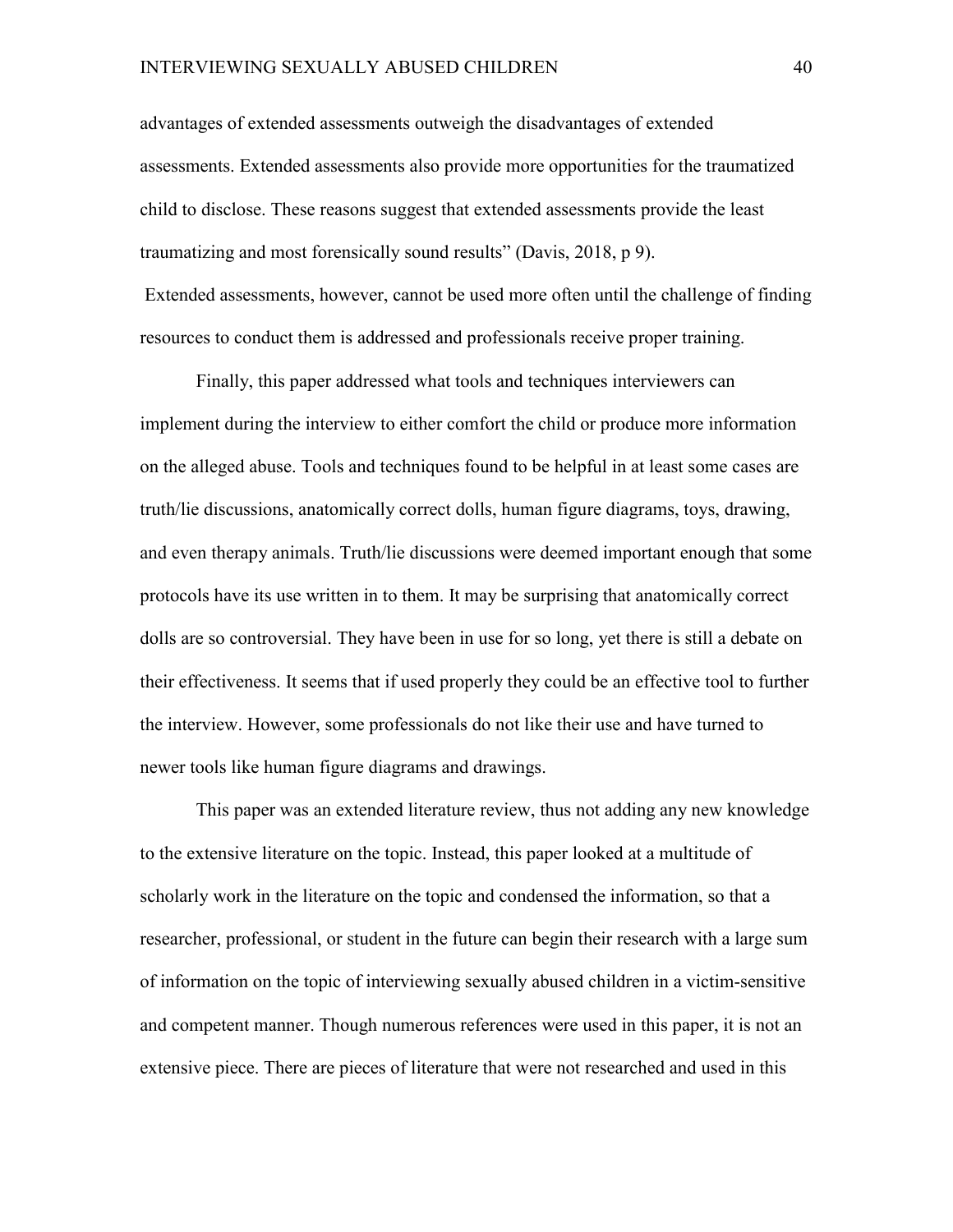advantages of extended assessments outweigh the disadvantages of extended assessments. Extended assessments also provide more opportunities for the traumatized child to disclose. These reasons suggest that extended assessments provide the least traumatizing and most forensically sound results" (Davis, 2018, p 9).

Extended assessments, however, cannot be used more often until the challenge of finding resources to conduct them is addressed and professionals receive proper training.

Finally, this paper addressed what tools and techniques interviewers can implement during the interview to either comfort the child or produce more information on the alleged abuse. Tools and techniques found to be helpful in at least some cases are truth/lie discussions, anatomically correct dolls, human figure diagrams, toys, drawing, and even therapy animals. Truth/lie discussions were deemed important enough that some protocols have its use written in to them. It may be surprising that anatomically correct dolls are so controversial. They have been in use for so long, yet there is still a debate on their effectiveness. It seems that if used properly they could be an effective tool to further the interview. However, some professionals do not like their use and have turned to newer tools like human figure diagrams and drawings.

This paper was an extended literature review, thus not adding any new knowledge to the extensive literature on the topic. Instead, this paper looked at a multitude of scholarly work in the literature on the topic and condensed the information, so that a researcher, professional, or student in the future can begin their research with a large sum of information on the topic of interviewing sexually abused children in a victim-sensitive and competent manner. Though numerous references were used in this paper, it is not an extensive piece. There are pieces of literature that were not researched and used in this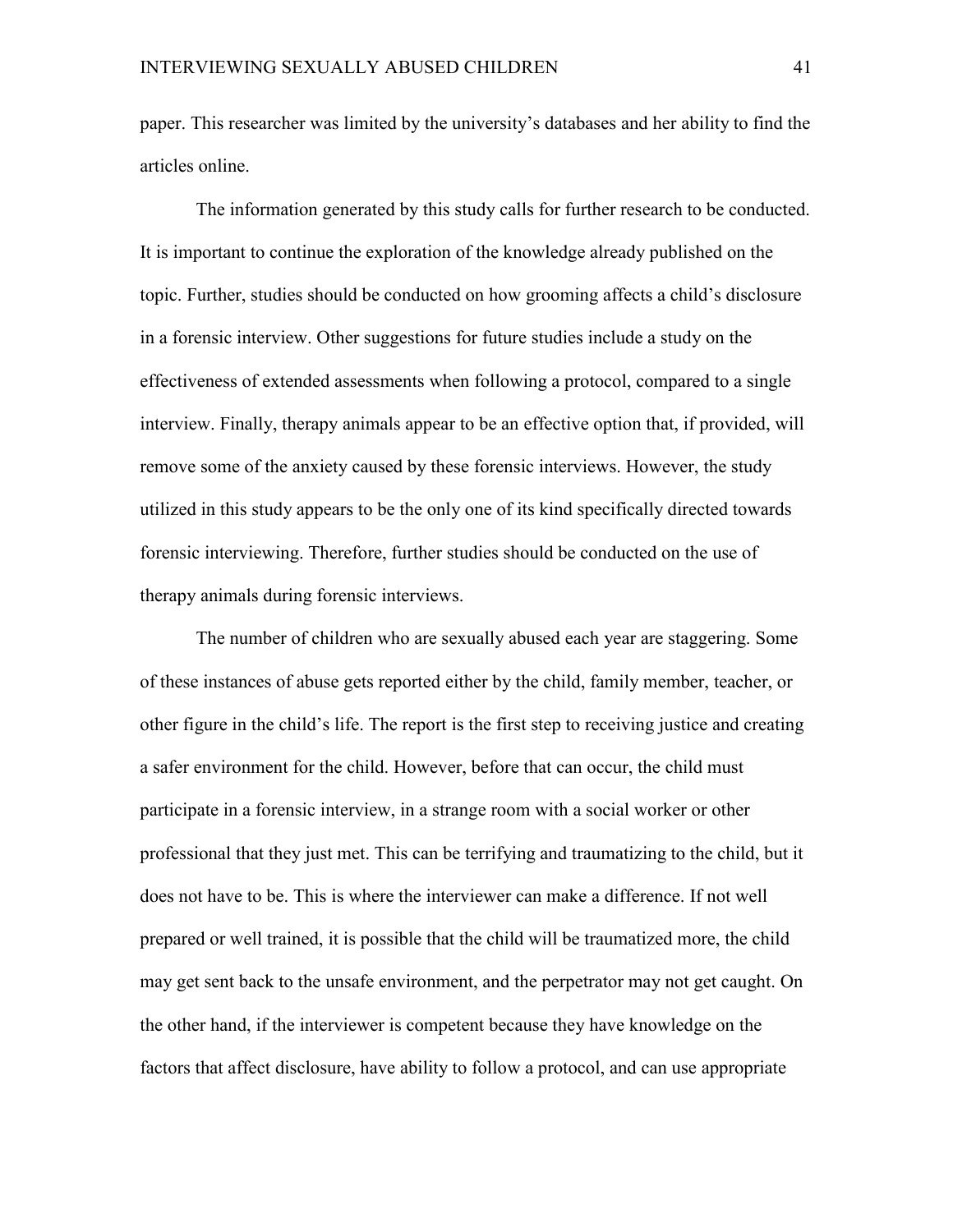paper. This researcher was limited by the university's databases and her ability to find the articles online.

The information generated by this study calls for further research to be conducted. It is important to continue the exploration of the knowledge already published on the topic. Further, studies should be conducted on how grooming affects a child's disclosure in a forensic interview. Other suggestions for future studies include a study on the effectiveness of extended assessments when following a protocol, compared to a single interview. Finally, therapy animals appear to be an effective option that, if provided, will remove some of the anxiety caused by these forensic interviews. However, the study utilized in this study appears to be the only one of its kind specifically directed towards forensic interviewing. Therefore, further studies should be conducted on the use of therapy animals during forensic interviews.

The number of children who are sexually abused each year are staggering. Some of these instances of abuse gets reported either by the child, family member, teacher, or other figure in the child's life. The report is the first step to receiving justice and creating a safer environment for the child. However, before that can occur, the child must participate in a forensic interview, in a strange room with a social worker or other professional that they just met. This can be terrifying and traumatizing to the child, but it does not have to be. This is where the interviewer can make a difference. If not well prepared or well trained, it is possible that the child will be traumatized more, the child may get sent back to the unsafe environment, and the perpetrator may not get caught. On the other hand, if the interviewer is competent because they have knowledge on the factors that affect disclosure, have ability to follow a protocol, and can use appropriate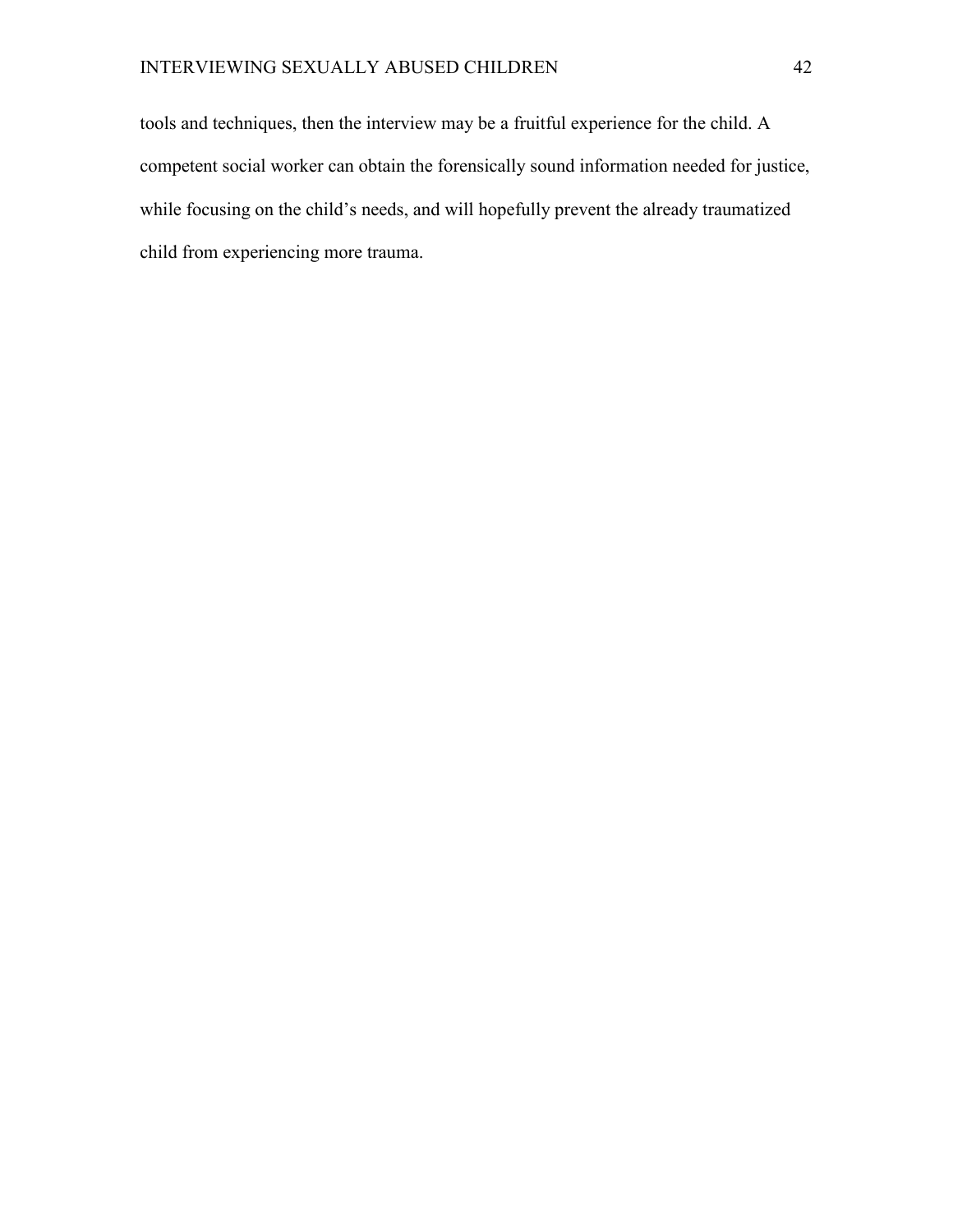tools and techniques, then the interview may be a fruitful experience for the child. A competent social worker can obtain the forensically sound information needed for justice, while focusing on the child's needs, and will hopefully prevent the already traumatized child from experiencing more trauma.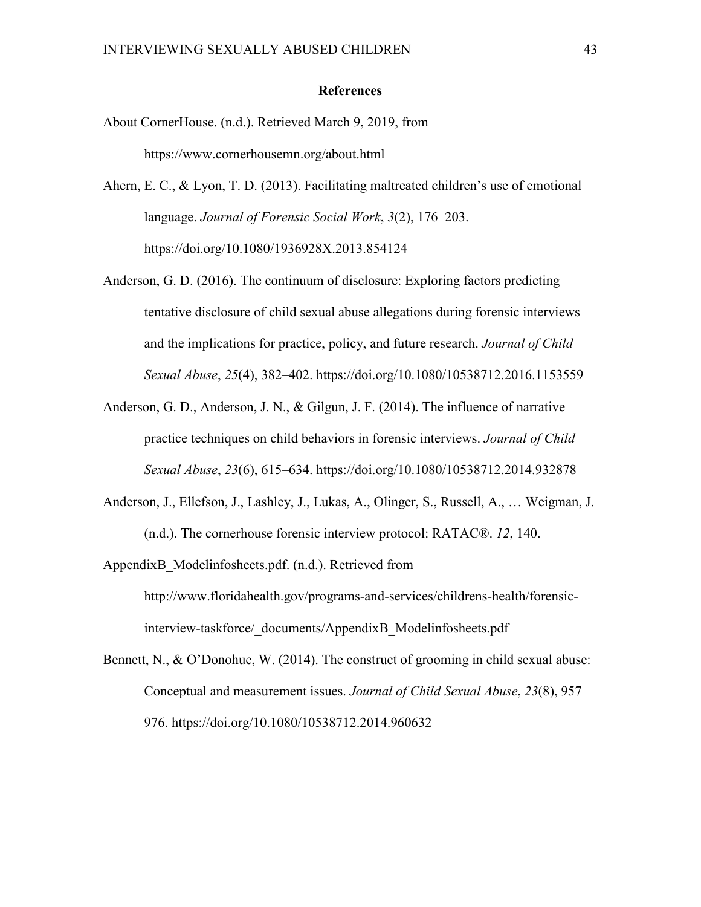# References

About CornerHouse. (n.d.). Retrieved March 9, 2019, from https://www.cornerhousemn.org/about.html

Ahern, E. C., & Lyon, T. D. (2013). Facilitating maltreated children's use of emotional language. *Journal of Forensic Social Work*, *3*(2), 176–203. https://doi.org/10.1080/1936928X.2013.854124

Anderson, G. D. (2016). The continuum of disclosure: Exploring factors predicting tentative disclosure of child sexual abuse allegations during forensic interviews and the implications for practice, policy, and future research. *Journal of Child Sexual Abuse*, *25*(4), 382–402. https://doi.org/10.1080/10538712.2016.1153559

Anderson, G. D., Anderson, J. N., & Gilgun, J. F. (2014). The influence of narrative practice techniques on child behaviors in forensic interviews. *Journal of Child Sexual Abuse*, *23*(6), 615–634. https://doi.org/10.1080/10538712.2014.932878

Anderson, J., Ellefson, J., Lashley, J., Lukas, A., Olinger, S., Russell, A., … Weigman, J. (n.d.). The cornerhouse forensic interview protocol: RATAC®. *12*, 140.

AppendixB_Modelinfosheets.pdf. (n.d.). Retrieved from http://www.floridahealth.gov/programs-and-services/childrens-health/forensic-interview-taskforce/_documents/AppendixB_Modelinfosheets.pdf

Bennett, N., & O'Donohue, W. (2014). The construct of grooming in child sexual abuse: Conceptual and measurement issues. *Journal of Child Sexual Abuse*, *23*(8), 957–976. https://doi.org/10.1080/10538712.2014.960632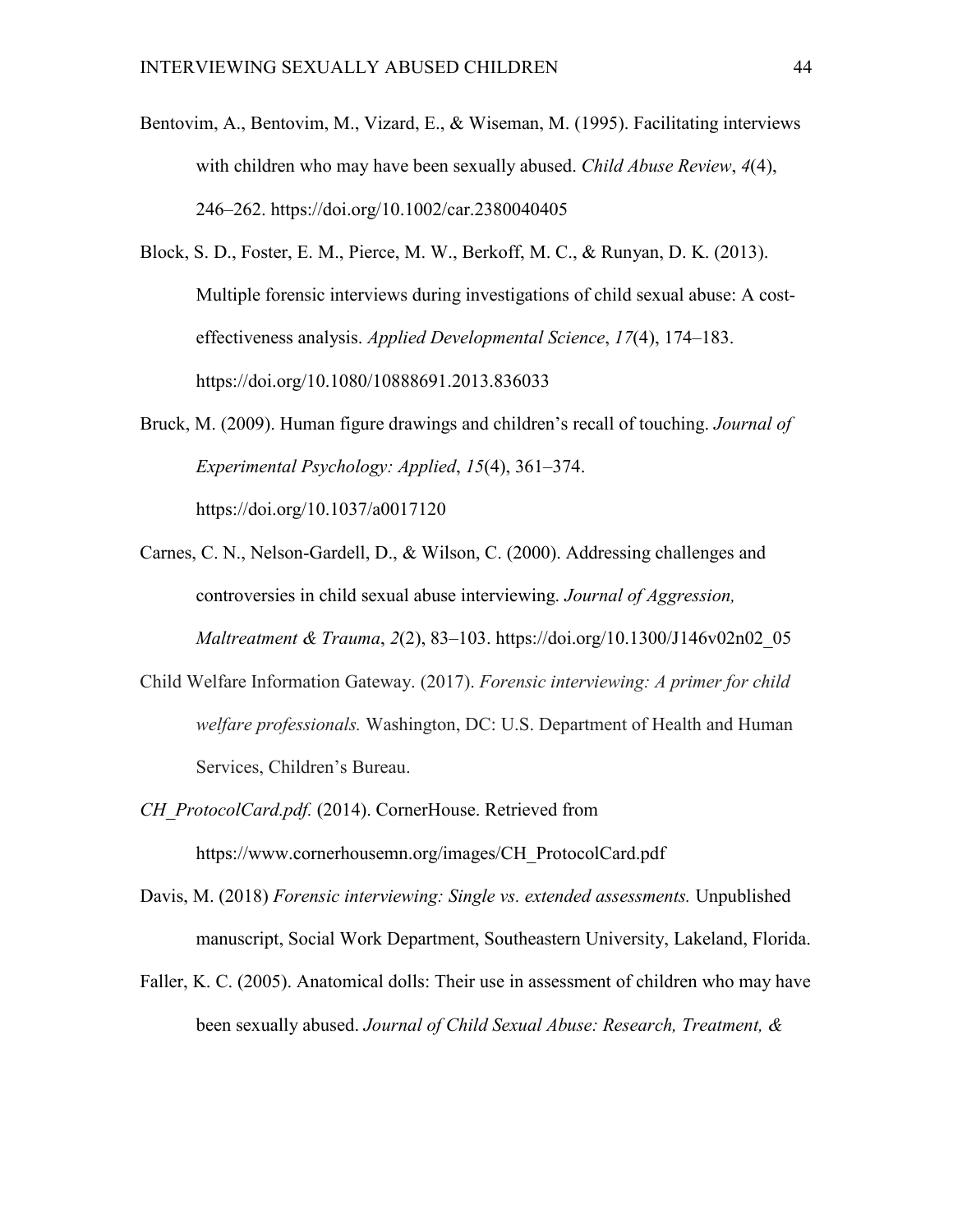Bentovim, A., Bentovim, M., Vizard, E., & Wiseman, M. (1995). Facilitating interviews with children who may have been sexually abused. *Child Abuse Review*, *4*(4), 246–262. https://doi.org/10.1002/car.2380040405

Block, S. D., Foster, E. M., Pierce, M. W., Berkoff, M. C., & Runyan, D. K. (2013). Multiple forensic interviews during investigations of child sexual abuse: A cost-effectiveness analysis. *Applied Developmental Science*, *17*(4), 174–183. https://doi.org/10.1080/10888691.2013.836033

Bruck, M. (2009). Human figure drawings and children's recall of touching. *Journal of Experimental Psychology: Applied*, *15*(4), 361–374. https://doi.org/10.1037/a0017120

Carnes, C. N., Nelson-Gardell, D., & Wilson, C. (2000). Addressing challenges and controversies in child sexual abuse interviewing. *Journal of Aggression, Maltreatment & Trauma*, *2*(2), 83–103. https://doi.org/10.1300/J146v02n02_05

Child Welfare Information Gateway. (2017). *Forensic interviewing: A primer for child welfare professionals.* Washington, DC: U.S. Department of Health and Human Services, Children's Bureau.

*CH_ProtocolCard.pdf.* (2014). CornerHouse. Retrieved from https://www.cornerhousemn.org/images/CH_ProtocolCard.pdf

Davis, M. (2018) *Forensic interviewing: Single vs. extended assessments.* Unpublished manuscript, Social Work Department, Southeastern University, Lakeland, Florida.

Faller, K. C. (2005). Anatomical dolls: Their use in assessment of children who may have been sexually abused. *Journal of Child Sexual Abuse: Research, Treatment, &*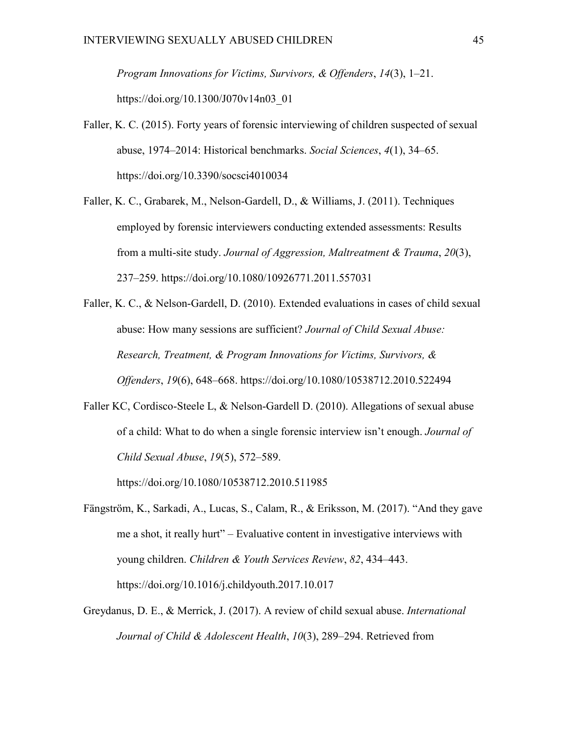*Program Innovations for Victims, Survivors, & Offenders*, *14*(3), 1–21. https://doi.org/10.1300/J070v14n03_01

Faller, K. C. (2015). Forty years of forensic interviewing of children suspected of sexual abuse, 1974–2014: Historical benchmarks. *Social Sciences*, *4*(1), 34–65. https://doi.org/10.3390/socsci4010034

Faller, K. C., Grabarek, M., Nelson-Gardell, D., & Williams, J. (2011). Techniques employed by forensic interviewers conducting extended assessments: Results from a multi-site study. *Journal of Aggression, Maltreatment & Trauma*, *20*(3), 237–259. https://doi.org/10.1080/10926771.2011.557031

Faller, K. C., & Nelson-Gardell, D. (2010). Extended evaluations in cases of child sexual abuse: How many sessions are sufficient? *Journal of Child Sexual Abuse: Research, Treatment, & Program Innovations for Victims, Survivors, & Offenders*, *19*(6), 648–668. https://doi.org/10.1080/10538712.2010.522494

Faller KC, Cordisco-Steele L, & Nelson-Gardell D. (2010). Allegations of sexual abuse of a child: What to do when a single forensic interview isn't enough. *Journal of Child Sexual Abuse*, *19*(5), 572–589. https://doi.org/10.1080/10538712.2010.511985

Fängström, K., Sarkadi, A., Lucas, S., Calam, R., & Eriksson, M. (2017). "And they gave me a shot, it really hurt" – Evaluative content in investigative interviews with young children. *Children & Youth Services Review*, *82*, 434–443. https://doi.org/10.1016/j.childyouth.2017.10.017

Greydanus, D. E., & Merrick, J. (2017). A review of child sexual abuse. *International Journal of Child & Adolescent Health*, *10*(3), 289–294. Retrieved from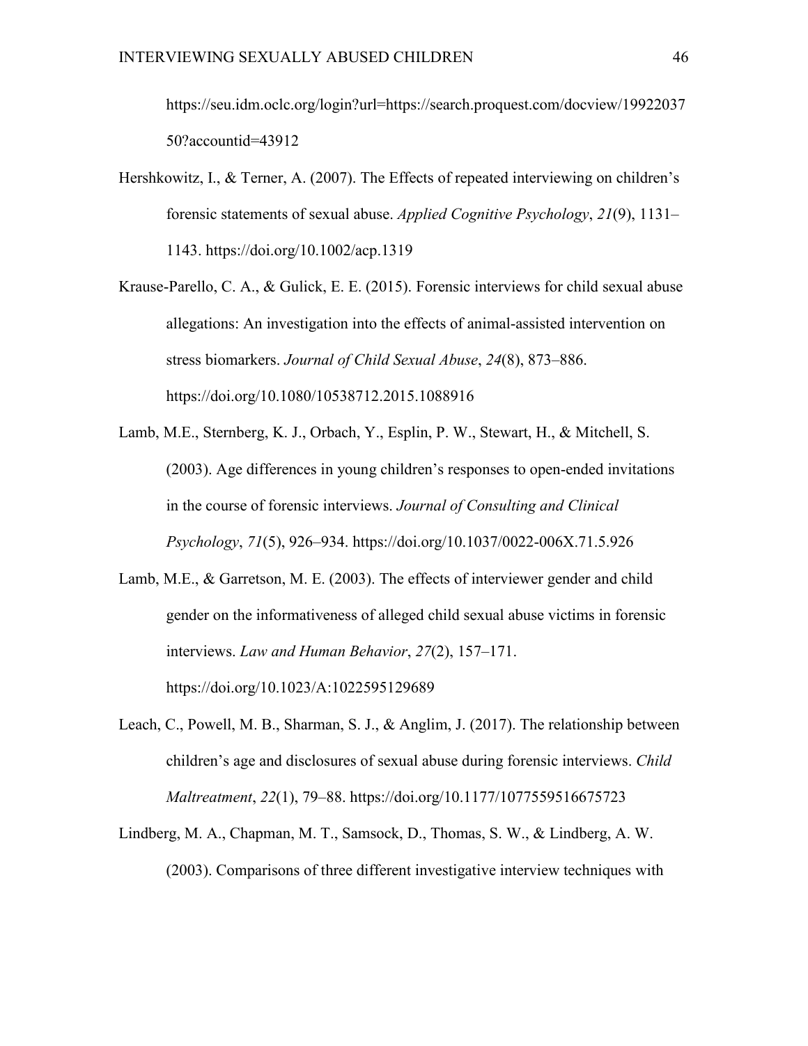https://seu.idm.oclc.org/login?url=https://search.proquest.com/docview/1992203750?accountid=43912

Hershkowitz, I., & Terner, A. (2007). The Effects of repeated interviewing on children's forensic statements of sexual abuse. *Applied Cognitive Psychology*, *21*(9), 1131–1143. https://doi.org/10.1002/acp.1319

Krause-Parello, C. A., & Gulick, E. E. (2015). Forensic interviews for child sexual abuse allegations: An investigation into the effects of animal-assisted intervention on stress biomarkers. *Journal of Child Sexual Abuse*, *24*(8), 873–886. https://doi.org/10.1080/10538712.2015.1088916

Lamb, M.E., Sternberg, K. J., Orbach, Y., Esplin, P. W., Stewart, H., & Mitchell, S. (2003). Age differences in young children's responses to open-ended invitations in the course of forensic interviews. *Journal of Consulting and Clinical Psychology*, *71*(5), 926–934. https://doi.org/10.1037/0022-006X.71.5.926

Lamb, M.E., & Garretson, M. E. (2003). The effects of interviewer gender and child gender on the informativeness of alleged child sexual abuse victims in forensic interviews. *Law and Human Behavior*, *27*(2), 157–171. https://doi.org/10.1023/A:1022595129689

Leach, C., Powell, M. B., Sharman, S. J., & Anglim, J. (2017). The relationship between children's age and disclosures of sexual abuse during forensic interviews. *Child Maltreatment*, *22*(1), 79–88. https://doi.org/10.1177/1077559516675723

Lindberg, M. A., Chapman, M. T., Samsock, D., Thomas, S. W., & Lindberg, A. W. (2003). Comparisons of three different investigative interview techniques with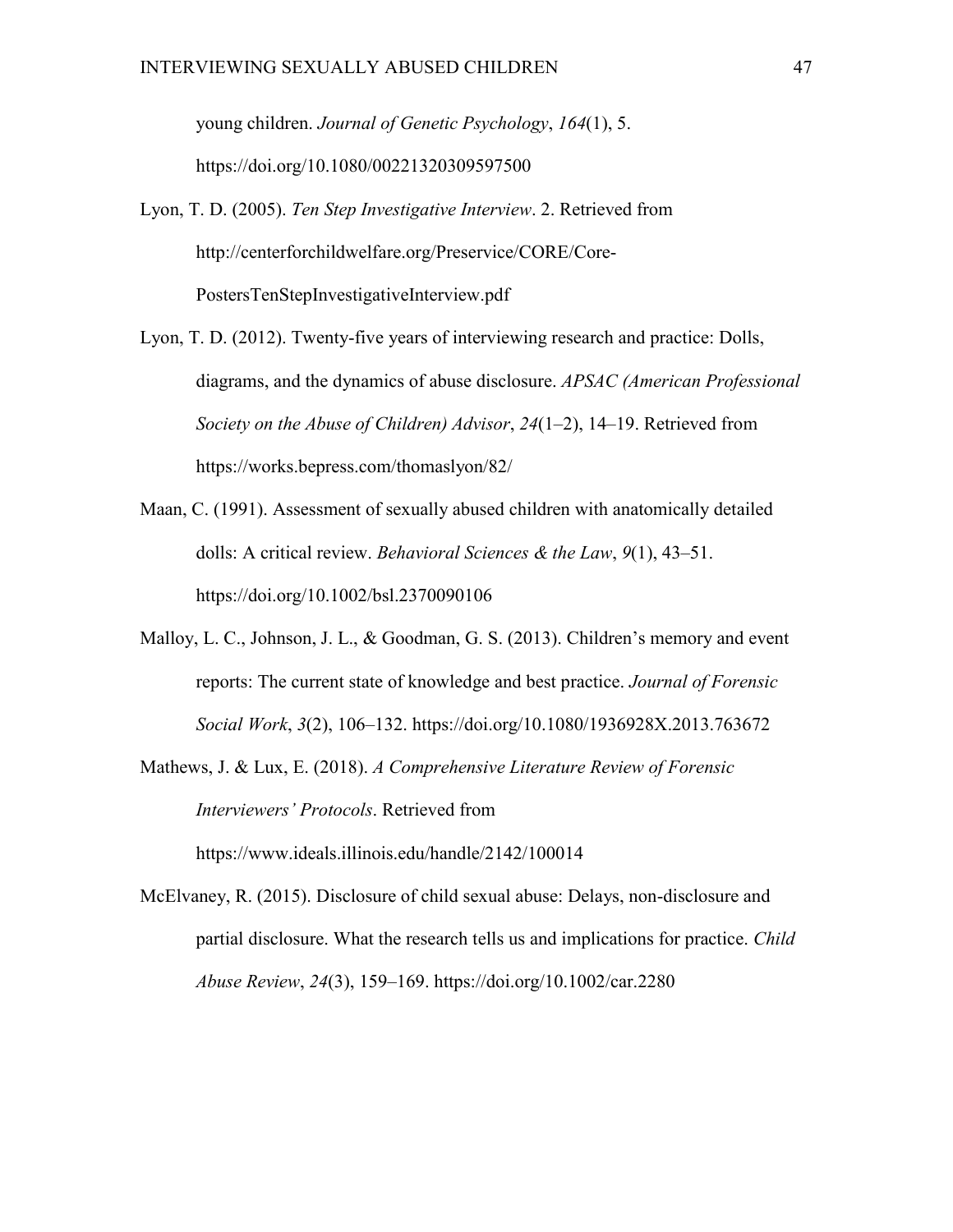young children. *Journal of Genetic Psychology*, *164*(1), 5. https://doi.org/10.1080/00221320309597500

Lyon, T. D. (2005). *Ten Step Investigative Interview*. 2. Retrieved from http://centerforchildwelfare.org/Preservice/CORE/Core-PostersTenStepInvestigativeInterview.pdf

Lyon, T. D. (2012). Twenty-five years of interviewing research and practice: Dolls, diagrams, and the dynamics of abuse disclosure. *APSAC (American Professional Society on the Abuse of Children) Advisor*, *24*(1–2), 14–19. Retrieved from https://works.bepress.com/thomaslyon/82/

Maan, C. (1991). Assessment of sexually abused children with anatomically detailed dolls: A critical review. *Behavioral Sciences & the Law*, *9*(1), 43–51. https://doi.org/10.1002/bsl.2370090106

Malloy, L. C., Johnson, J. L., & Goodman, G. S. (2013). Children's memory and event reports: The current state of knowledge and best practice. *Journal of Forensic Social Work*, *3*(2), 106–132. https://doi.org/10.1080/1936928X.2013.763672

Mathews, J. & Lux, E. (2018). *A Comprehensive Literature Review of Forensic Interviewers' Protocols*. Retrieved from https://www.ideals.illinois.edu/handle/2142/100014

McElvaney, R. (2015). Disclosure of child sexual abuse: Delays, non-disclosure and partial disclosure. What the research tells us and implications for practice. *Child Abuse Review*, *24*(3), 159–169. https://doi.org/10.1002/car.2280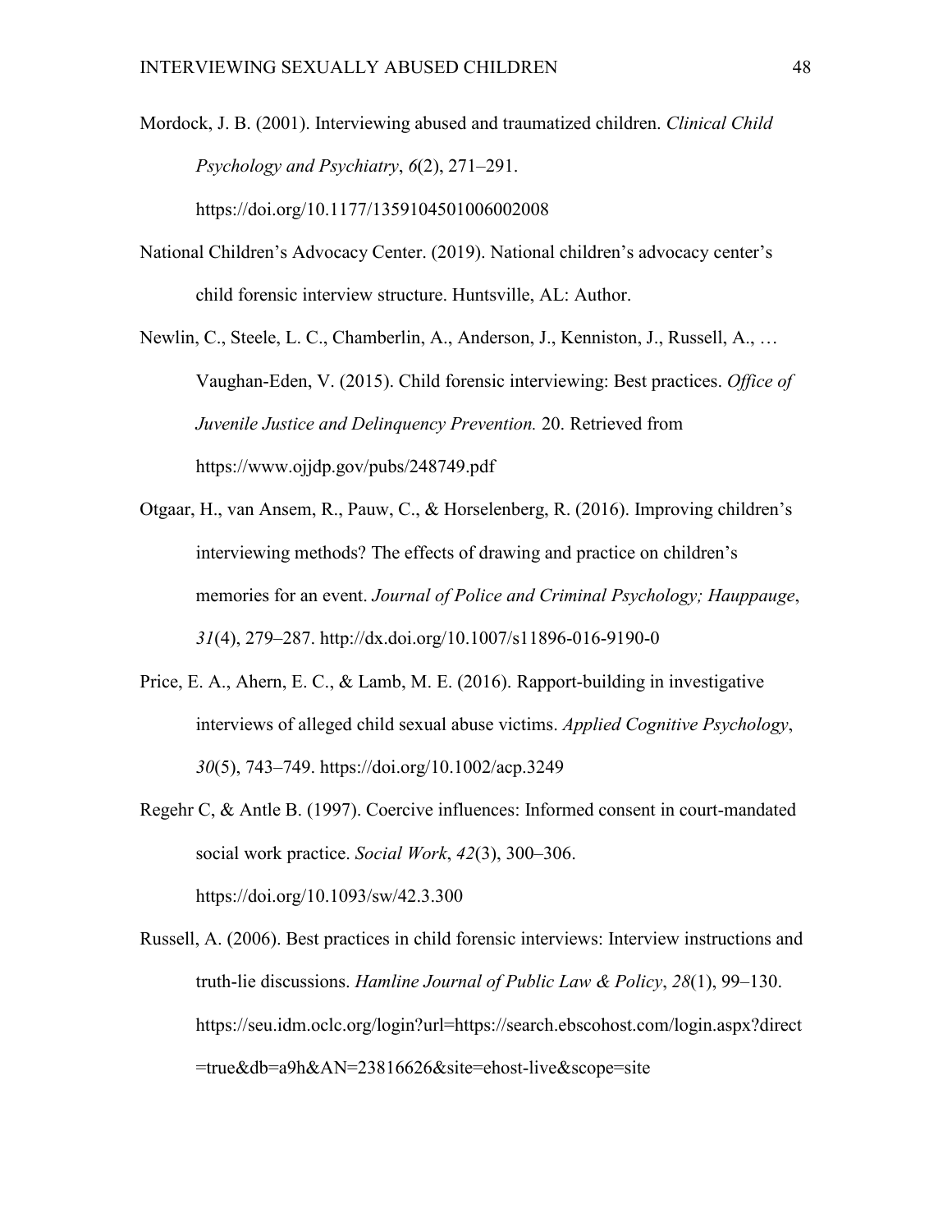Mordock, J. B. (2001). Interviewing abused and traumatized children. *Clinical Child Psychology and Psychiatry*, *6*(2), 271–291. https://doi.org/10.1177/1359104501006002008

National Children's Advocacy Center. (2019). National children's advocacy center's child forensic interview structure. Huntsville, AL: Author.

Newlin, C., Steele, L. C., Chamberlin, A., Anderson, J., Kenniston, J., Russell, A., … Vaughan-Eden, V. (2015). Child forensic interviewing: Best practices. *Office of Juvenile Justice and Delinquency Prevention.* 20. Retrieved from https://www.ojjdp.gov/pubs/248749.pdf

Otgaar, H., van Ansem, R., Pauw, C., & Horselenberg, R. (2016). Improving children's interviewing methods? The effects of drawing and practice on children's memories for an event. *Journal of Police and Criminal Psychology; Hauppauge*, *31*(4), 279–287. http://dx.doi.org/10.1007/s11896-016-9190-0

Price, E. A., Ahern, E. C., & Lamb, M. E. (2016). Rapport-building in investigative interviews of alleged child sexual abuse victims. *Applied Cognitive Psychology*, *30*(5), 743–749. https://doi.org/10.1002/acp.3249

Regehr C, & Antle B. (1997). Coercive influences: Informed consent in court-mandated social work practice. *Social Work*, *42*(3), 300–306. https://doi.org/10.1093/sw/42.3.300

Russell, A. (2006). Best practices in child forensic interviews: Interview instructions and truth-lie discussions. *Hamline Journal of Public Law & Policy*, *28*(1), 99–130. https://seu.idm.oclc.org/login?url=https://search.ebscohost.com/login.aspx?direct=true&db=a9h&AN=23816626&site=ehost-live&scope=site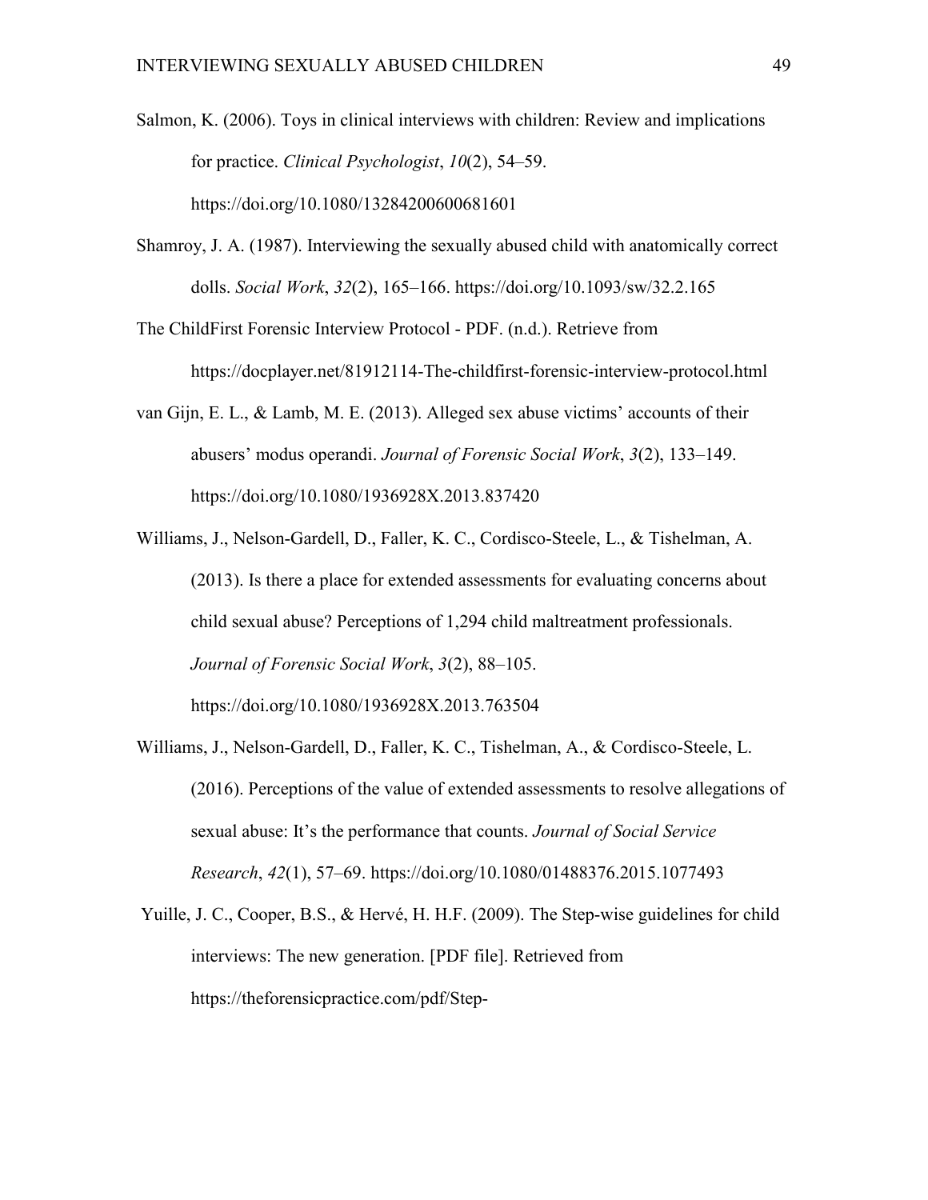Salmon, K. (2006). Toys in clinical interviews with children: Review and implications for practice. *Clinical Psychologist*, *10*(2), 54–59. https://doi.org/10.1080/13284200600681601

Shamroy, J. A. (1987). Interviewing the sexually abused child with anatomically correct dolls. *Social Work*, *32*(2), 165–166. https://doi.org/10.1093/sw/32.2.165

The ChildFirst Forensic Interview Protocol - PDF. (n.d.). Retrieve from https://docplayer.net/81912114-The-childfirst-forensic-interview-protocol.html

van Gijn, E. L., & Lamb, M. E. (2013). Alleged sex abuse victims' accounts of their abusers' modus operandi. *Journal of Forensic Social Work*, *3*(2), 133–149. https://doi.org/10.1080/1936928X.2013.837420

Williams, J., Nelson-Gardell, D., Faller, K. C., Cordisco-Steele, L., & Tishelman, A. (2013). Is there a place for extended assessments for evaluating concerns about child sexual abuse? Perceptions of 1,294 child maltreatment professionals. *Journal of Forensic Social Work*, *3*(2), 88–105. https://doi.org/10.1080/1936928X.2013.763504

Williams, J., Nelson-Gardell, D., Faller, K. C., Tishelman, A., & Cordisco-Steele, L. (2016). Perceptions of the value of extended assessments to resolve allegations of sexual abuse: It's the performance that counts. *Journal of Social Service Research*, *42*(1), 57–69. https://doi.org/10.1080/01488376.2015.1077493

Yuille, J. C., Cooper, B.S., & Hervé, H. H.F. (2009). The Step-wise guidelines for child interviews: The new generation. [PDF file]. Retrieved from https://theforensicpractice.com/pdf/Step-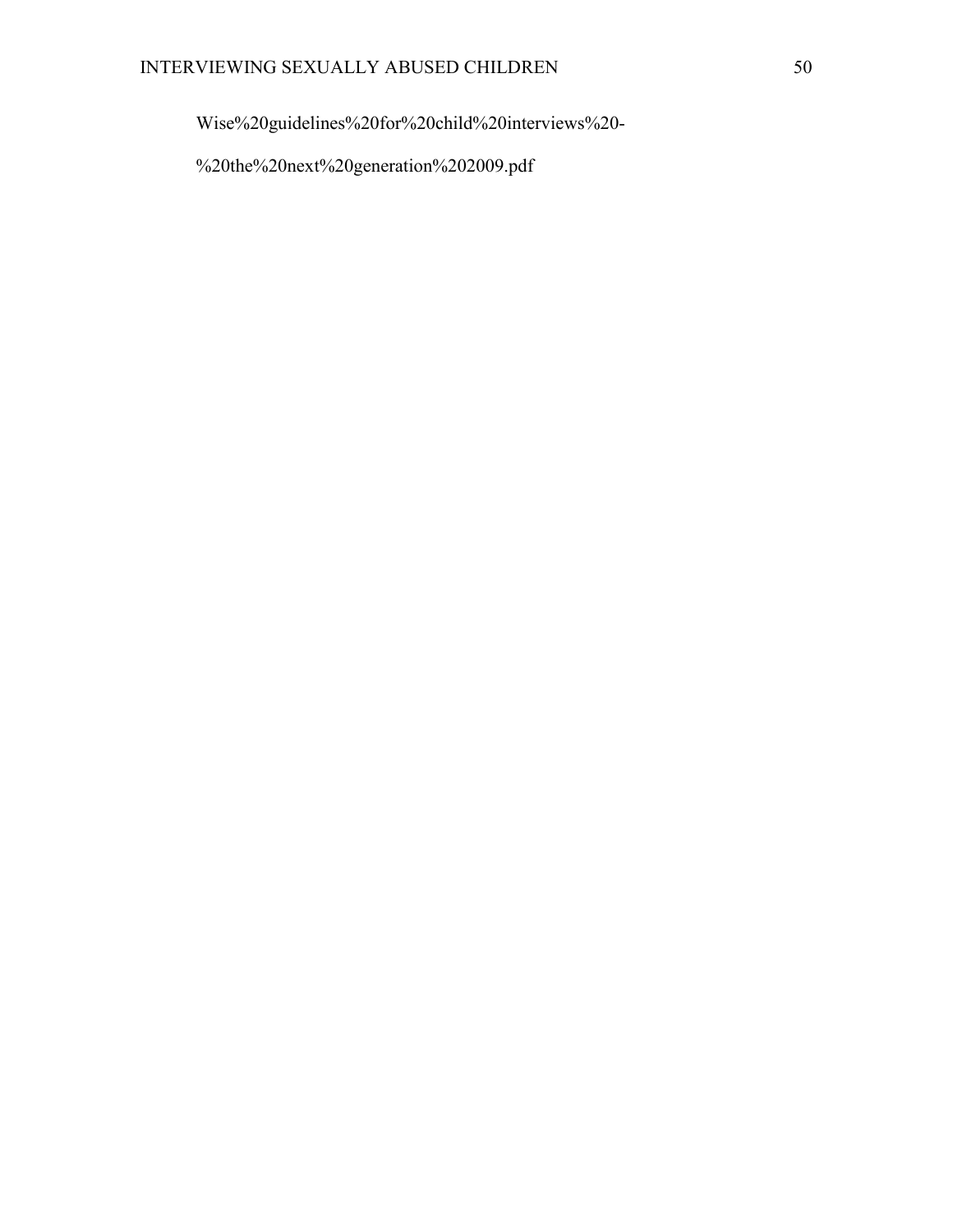Wise%20guidelines%20for%20child%20interviews%20-

%20the%20next%20generation%202009.pdf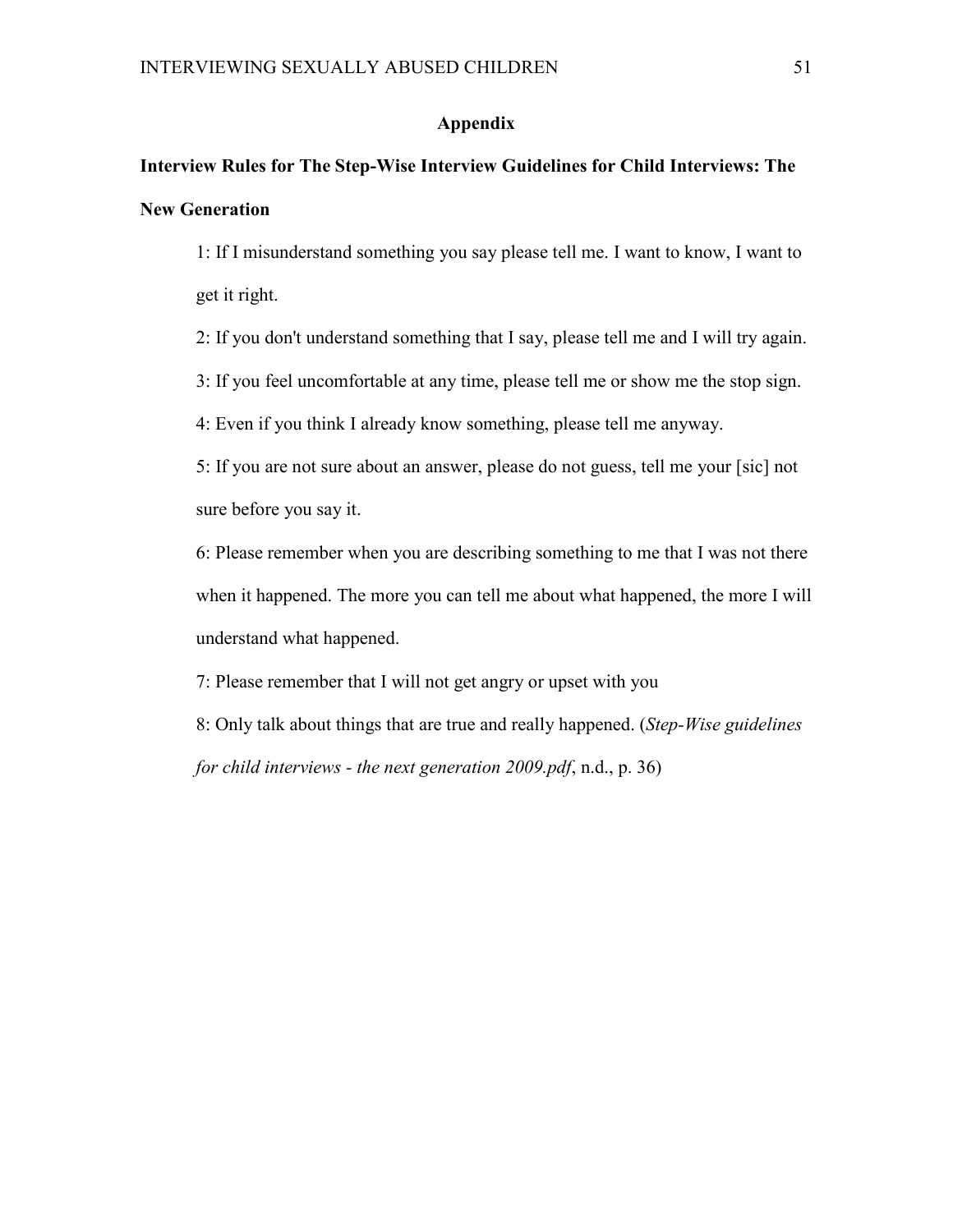## Appendix

### Interview Rules for The Step-Wise Interview Guidelines for Child Interviews: The New Generation

1: If I misunderstand something you say please tell me. I want to know, I want to get it right.

2: If you don't understand something that I say, please tell me and I will try again.

3: If you feel uncomfortable at any time, please tell me or show me the stop sign.

4: Even if you think I already know something, please tell me anyway.

5: If you are not sure about an answer, please do not guess, tell me your [sic] not sure before you say it.

6: Please remember when you are describing something to me that I was not there when it happened. The more you can tell me about what happened, the more I will understand what happened.

7: Please remember that I will not get angry or upset with you

8: Only talk about things that are true and really happened. (*Step-Wise guidelines for child interviews - the next generation 2009.pdf*, n.d., p. 36)